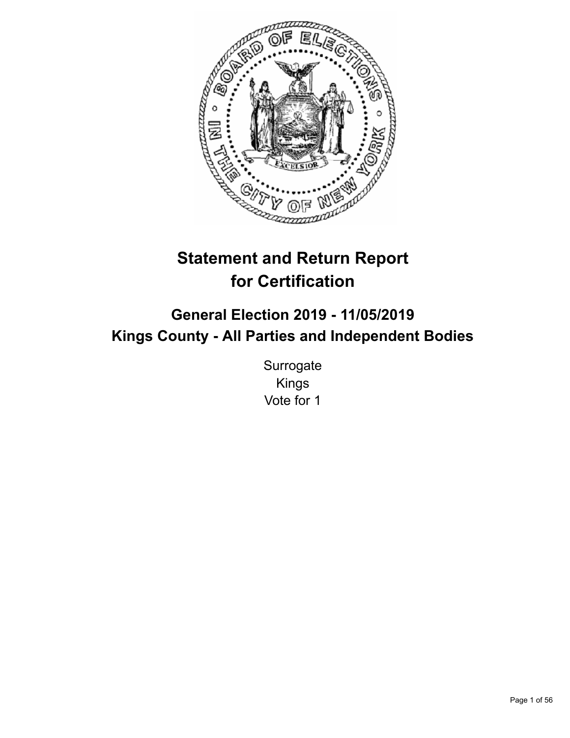# Statement and Return Report for Certification

## General Election 2019 - 11/05/2019
## Kings County - All Parties and Independent Bodies

Surrogate
Kings
Vote for 1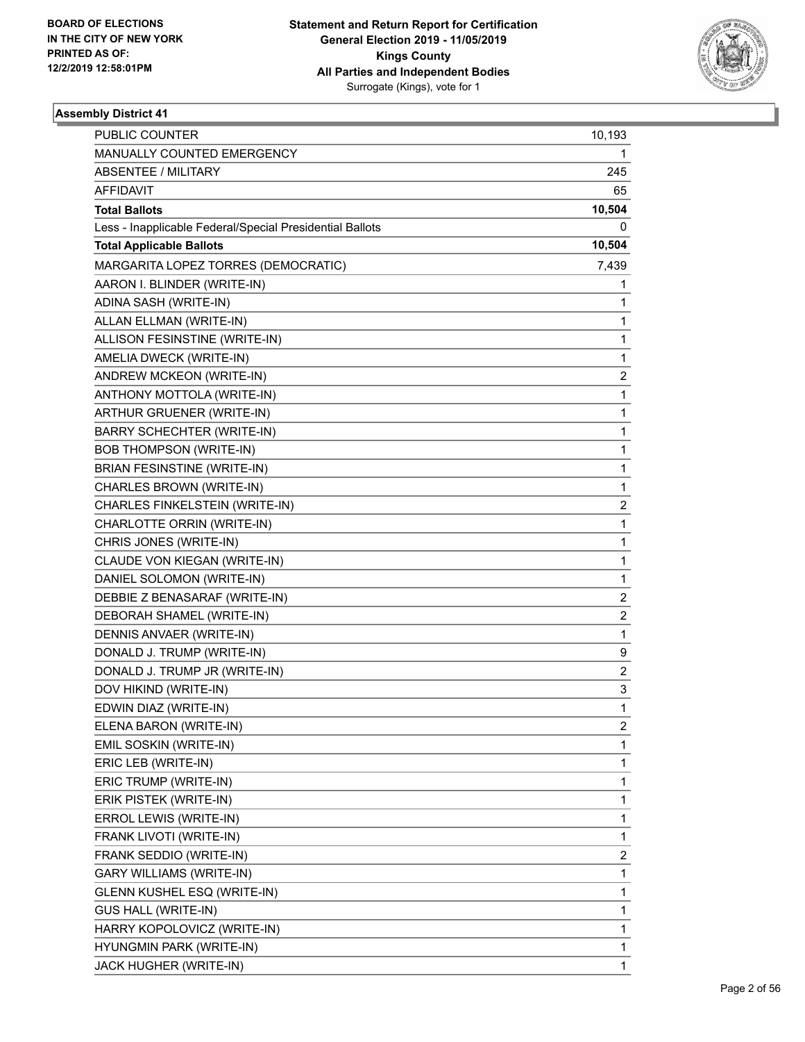BOARD OF ELECTIONS
IN THE CITY OF NEW YORK
PRINTED AS OF:
12/2/2019 12:58:01PM

**Statement and Return Report for Certification**
**General Election 2019 - 11/05/2019**
**Kings County**
**All Parties and Independent Bodies**
Surrogate (Kings), vote for 1

### Assembly District 41

| | |
|---|---|
| PUBLIC COUNTER | 10,193 |
| MANUALLY COUNTED EMERGENCY | 1 |
| ABSENTEE / MILITARY | 245 |
| AFFIDAVIT | 65 |
| **Total Ballots** | **10,504** |
| Less - Inapplicable Federal/Special Presidential Ballots | 0 |
| **Total Applicable Ballots** | **10,504** |
| MARGARITA LOPEZ TORRES (DEMOCRATIC) | 7,439 |
| AARON I. BLINDER (WRITE-IN) | 1 |
| ADINA SASH (WRITE-IN) | 1 |
| ALLAN ELLMAN (WRITE-IN) | 1 |
| ALLISON FESINSTINE (WRITE-IN) | 1 |
| AMELIA DWECK (WRITE-IN) | 1 |
| ANDREW MCKEON (WRITE-IN) | 2 |
| ANTHONY MOTTOLA (WRITE-IN) | 1 |
| ARTHUR GRUENER (WRITE-IN) | 1 |
| BARRY SCHECHTER (WRITE-IN) | 1 |
| BOB THOMPSON (WRITE-IN) | 1 |
| BRIAN FESINSTINE (WRITE-IN) | 1 |
| CHARLES BROWN (WRITE-IN) | 1 |
| CHARLES FINKELSTEIN (WRITE-IN) | 2 |
| CHARLOTTE ORRIN (WRITE-IN) | 1 |
| CHRIS JONES (WRITE-IN) | 1 |
| CLAUDE VON KIEGAN (WRITE-IN) | 1 |
| DANIEL SOLOMON (WRITE-IN) | 1 |
| DEBBIE Z BENASARAF (WRITE-IN) | 2 |
| DEBORAH SHAMEL (WRITE-IN) | 2 |
| DENNIS ANVAER (WRITE-IN) | 1 |
| DONALD J. TRUMP (WRITE-IN) | 9 |
| DONALD J. TRUMP JR (WRITE-IN) | 2 |
| DOV HIKIND (WRITE-IN) | 3 |
| EDWIN DIAZ (WRITE-IN) | 1 |
| ELENA BARON (WRITE-IN) | 2 |
| EMIL SOSKIN (WRITE-IN) | 1 |
| ERIC LEB (WRITE-IN) | 1 |
| ERIC TRUMP (WRITE-IN) | 1 |
| ERIK PISTEK (WRITE-IN) | 1 |
| ERROL LEWIS (WRITE-IN) | 1 |
| FRANK LIVOTI (WRITE-IN) | 1 |
| FRANK SEDDIO (WRITE-IN) | 2 |
| GARY WILLIAMS (WRITE-IN) | 1 |
| GLENN KUSHEL ESQ (WRITE-IN) | 1 |
| GUS HALL (WRITE-IN) | 1 |
| HARRY KOPOLOVICZ (WRITE-IN) | 1 |
| HYUNGMIN PARK (WRITE-IN) | 1 |
| JACK HUGHER (WRITE-IN) | 1 |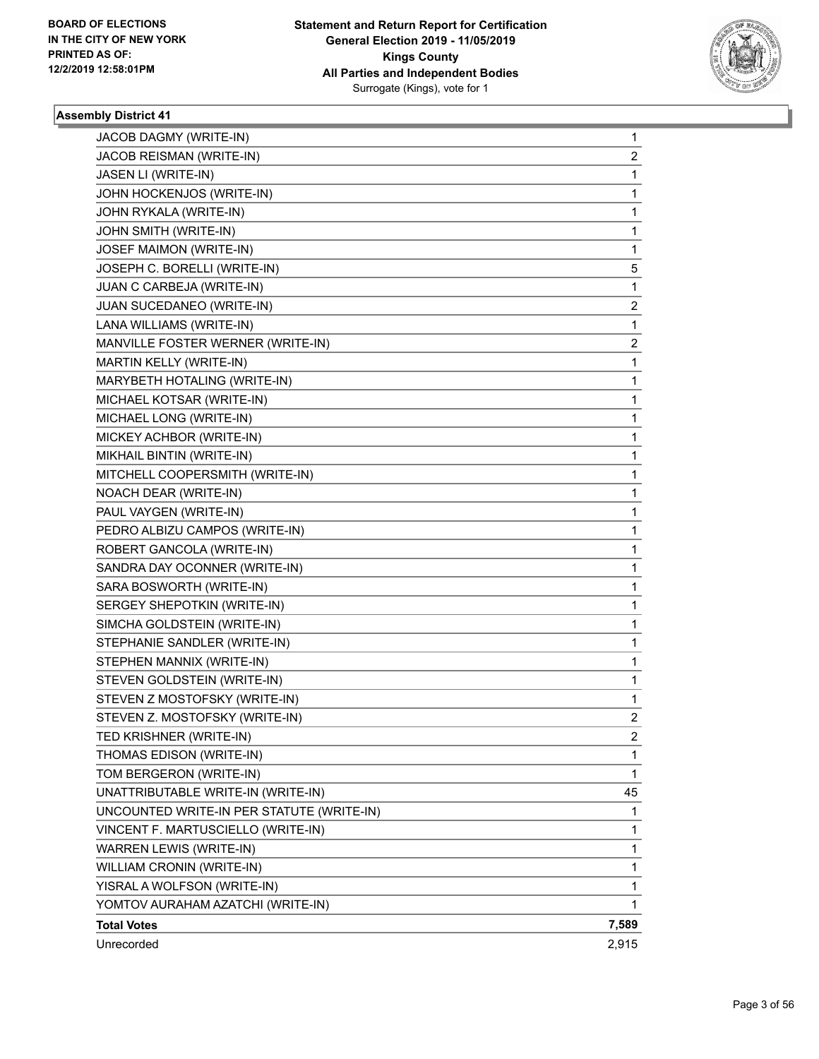**BOARD OF ELECTIONS IN THE CITY OF NEW YORK PRINTED AS OF: 12/2/2019 12:58:01PM**

**Statement and Return Report for Certification General Election 2019 - 11/05/2019 Kings County All Parties and Independent Bodies**

Surrogate (Kings), vote for 1

### Assembly District 41

| | |
|---|---|
| JACOB DAGMY (WRITE-IN) | 1 |
| JACOB REISMAN (WRITE-IN) | 2 |
| JASEN LI (WRITE-IN) | 1 |
| JOHN HOCKENJOS (WRITE-IN) | 1 |
| JOHN RYKALA (WRITE-IN) | 1 |
| JOHN SMITH (WRITE-IN) | 1 |
| JOSEF MAIMON (WRITE-IN) | 1 |
| JOSEPH C. BORELLI (WRITE-IN) | 5 |
| JUAN C CARBEJA (WRITE-IN) | 1 |
| JUAN SUCEDANEO (WRITE-IN) | 2 |
| LANA WILLIAMS (WRITE-IN) | 1 |
| MANVILLE FOSTER WERNER (WRITE-IN) | 2 |
| MARTIN KELLY (WRITE-IN) | 1 |
| MARYBETH HOTALING (WRITE-IN) | 1 |
| MICHAEL KOTSAR (WRITE-IN) | 1 |
| MICHAEL LONG (WRITE-IN) | 1 |
| MICKEY ACHBOR (WRITE-IN) | 1 |
| MIKHAIL BINTIN (WRITE-IN) | 1 |
| MITCHELL COOPERSMITH (WRITE-IN) | 1 |
| NOACH DEAR (WRITE-IN) | 1 |
| PAUL VAYGEN (WRITE-IN) | 1 |
| PEDRO ALBIZU CAMPOS (WRITE-IN) | 1 |
| ROBERT GANCOLA (WRITE-IN) | 1 |
| SANDRA DAY OCONNER (WRITE-IN) | 1 |
| SARA BOSWORTH (WRITE-IN) | 1 |
| SERGEY SHEPOTKIN (WRITE-IN) | 1 |
| SIMCHA GOLDSTEIN (WRITE-IN) | 1 |
| STEPHANIE SANDLER (WRITE-IN) | 1 |
| STEPHEN MANNIX (WRITE-IN) | 1 |
| STEVEN GOLDSTEIN (WRITE-IN) | 1 |
| STEVEN Z MOSTOFSKY (WRITE-IN) | 1 |
| STEVEN Z. MOSTOFSKY (WRITE-IN) | 2 |
| TED KRISHNER (WRITE-IN) | 2 |
| THOMAS EDISON (WRITE-IN) | 1 |
| TOM BERGERON (WRITE-IN) | 1 |
| UNATTRIBUTABLE WRITE-IN (WRITE-IN) | 45 |
| UNCOUNTED WRITE-IN PER STATUTE (WRITE-IN) | 1 |
| VINCENT F. MARTUSCIELLO (WRITE-IN) | 1 |
| WARREN LEWIS (WRITE-IN) | 1 |
| WILLIAM CRONIN (WRITE-IN) | 1 |
| YISRAL A WOLFSON (WRITE-IN) | 1 |
| YOMTOV AURAHAM AZATCHI (WRITE-IN) | 1 |
| **Total Votes** | **7,589** |
| Unrecorded | 2,915 |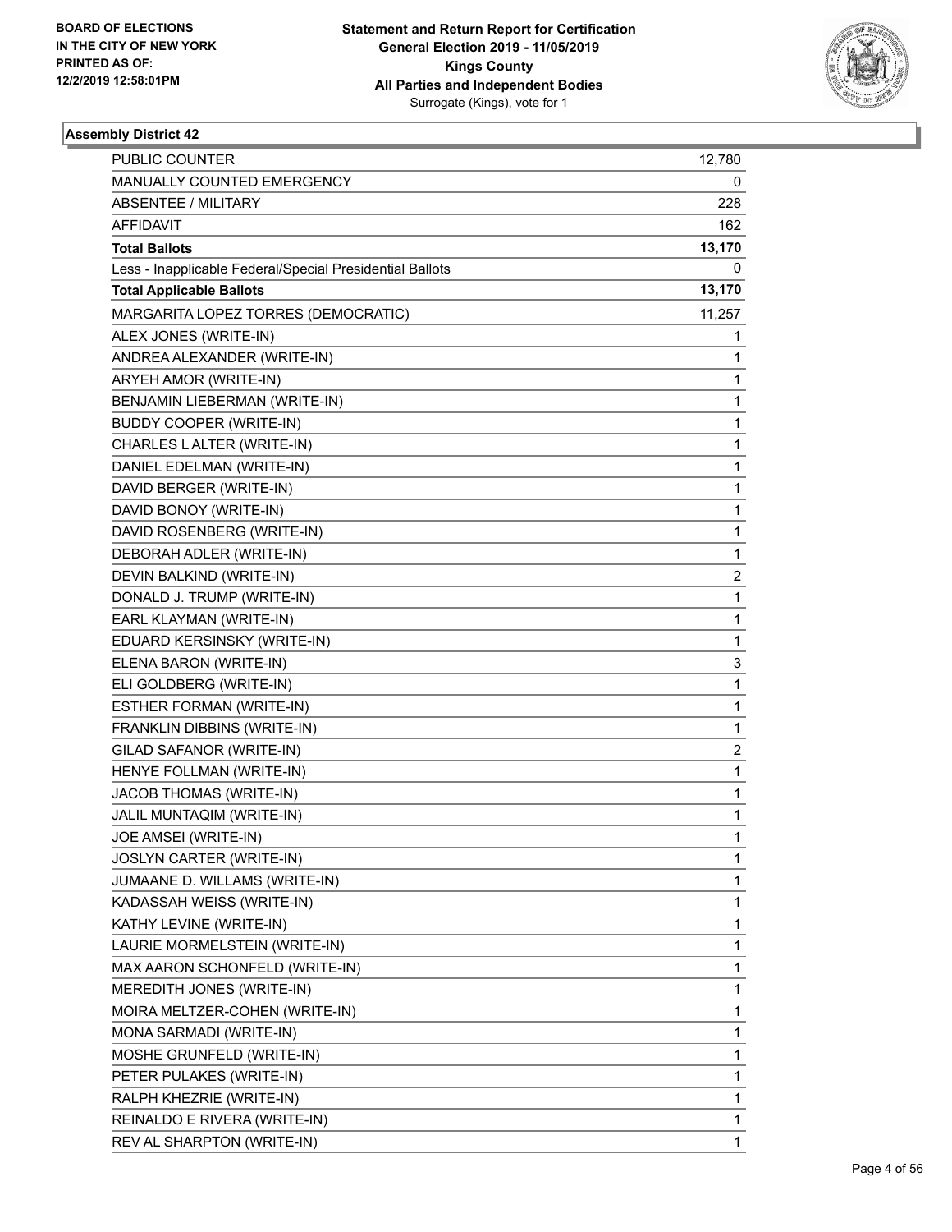**BOARD OF ELECTIONS IN THE CITY OF NEW YORK PRINTED AS OF: 12/2/2019 12:58:01PM**

**Statement and Return Report for Certification General Election 2019 - 11/05/2019 Kings County All Parties and Independent Bodies**
Surrogate (Kings), vote for 1

### Assembly District 42

| | |
|---|---|
| PUBLIC COUNTER | 12,780 |
| MANUALLY COUNTED EMERGENCY | 0 |
| ABSENTEE / MILITARY | 228 |
| AFFIDAVIT | 162 |
| **Total Ballots** | **13,170** |
| Less - Inapplicable Federal/Special Presidential Ballots | 0 |
| **Total Applicable Ballots** | **13,170** |
| MARGARITA LOPEZ TORRES (DEMOCRATIC) | 11,257 |
| ALEX JONES (WRITE-IN) | 1 |
| ANDREA ALEXANDER (WRITE-IN) | 1 |
| ARYEH AMOR (WRITE-IN) | 1 |
| BENJAMIN LIEBERMAN (WRITE-IN) | 1 |
| BUDDY COOPER (WRITE-IN) | 1 |
| CHARLES L ALTER (WRITE-IN) | 1 |
| DANIEL EDELMAN (WRITE-IN) | 1 |
| DAVID BERGER (WRITE-IN) | 1 |
| DAVID BONOY (WRITE-IN) | 1 |
| DAVID ROSENBERG (WRITE-IN) | 1 |
| DEBORAH ADLER (WRITE-IN) | 1 |
| DEVIN BALKIND (WRITE-IN) | 2 |
| DONALD J. TRUMP (WRITE-IN) | 1 |
| EARL KLAYMAN (WRITE-IN) | 1 |
| EDUARD KERSINSKY (WRITE-IN) | 1 |
| ELENA BARON (WRITE-IN) | 3 |
| ELI GOLDBERG (WRITE-IN) | 1 |
| ESTHER FORMAN (WRITE-IN) | 1 |
| FRANKLIN DIBBINS (WRITE-IN) | 1 |
| GILAD SAFANOR (WRITE-IN) | 2 |
| HENYE FOLLMAN (WRITE-IN) | 1 |
| JACOB THOMAS (WRITE-IN) | 1 |
| JALIL MUNTAQIM (WRITE-IN) | 1 |
| JOE AMSEI (WRITE-IN) | 1 |
| JOSLYN CARTER (WRITE-IN) | 1 |
| JUMAANE D. WILLAMS (WRITE-IN) | 1 |
| KADASSAH WEISS (WRITE-IN) | 1 |
| KATHY LEVINE (WRITE-IN) | 1 |
| LAURIE MORMELSTEIN (WRITE-IN) | 1 |
| MAX AARON SCHONFELD (WRITE-IN) | 1 |
| MEREDITH JONES (WRITE-IN) | 1 |
| MOIRA MELTZER-COHEN (WRITE-IN) | 1 |
| MONA SARMADI (WRITE-IN) | 1 |
| MOSHE GRUNFELD (WRITE-IN) | 1 |
| PETER PULAKES (WRITE-IN) | 1 |
| RALPH KHEZRIE (WRITE-IN) | 1 |
| REINALDO E RIVERA (WRITE-IN) | 1 |
| REV AL SHARPTON (WRITE-IN) | 1 |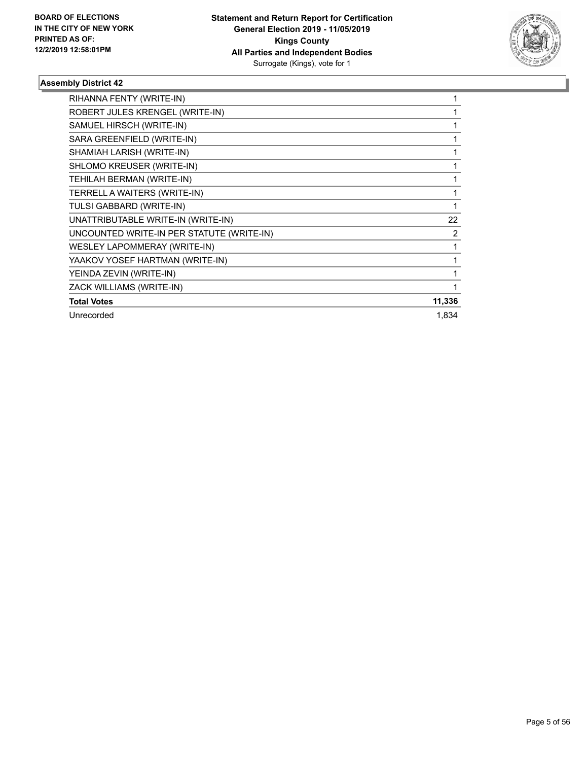**BOARD OF ELECTIONS IN THE CITY OF NEW YORK PRINTED AS OF: 12/2/2019 12:58:01PM**

**Statement and Return Report for Certification General Election 2019 - 11/05/2019 Kings County All Parties and Independent Bodies**
Surrogate (Kings), vote for 1

### Assembly District 42

| | |
|---|---|
| RIHANNA FENTY (WRITE-IN) | 1 |
| ROBERT JULES KRENGEL (WRITE-IN) | 1 |
| SAMUEL HIRSCH (WRITE-IN) | 1 |
| SARA GREENFIELD (WRITE-IN) | 1 |
| SHAMIAH LARISH (WRITE-IN) | 1 |
| SHLOMO KREUSER (WRITE-IN) | 1 |
| TEHILAH BERMAN (WRITE-IN) | 1 |
| TERRELL A WAITERS (WRITE-IN) | 1 |
| TULSI GABBARD (WRITE-IN) | 1 |
| UNATTRIBUTABLE WRITE-IN (WRITE-IN) | 22 |
| UNCOUNTED WRITE-IN PER STATUTE (WRITE-IN) | 2 |
| WESLEY LAPOMMERAY (WRITE-IN) | 1 |
| YAAKOV YOSEF HARTMAN (WRITE-IN) | 1 |
| YEINDA ZEVIN (WRITE-IN) | 1 |
| ZACK WILLIAMS (WRITE-IN) | 1 |
| **Total Votes** | **11,336** |
| Unrecorded | 1,834 |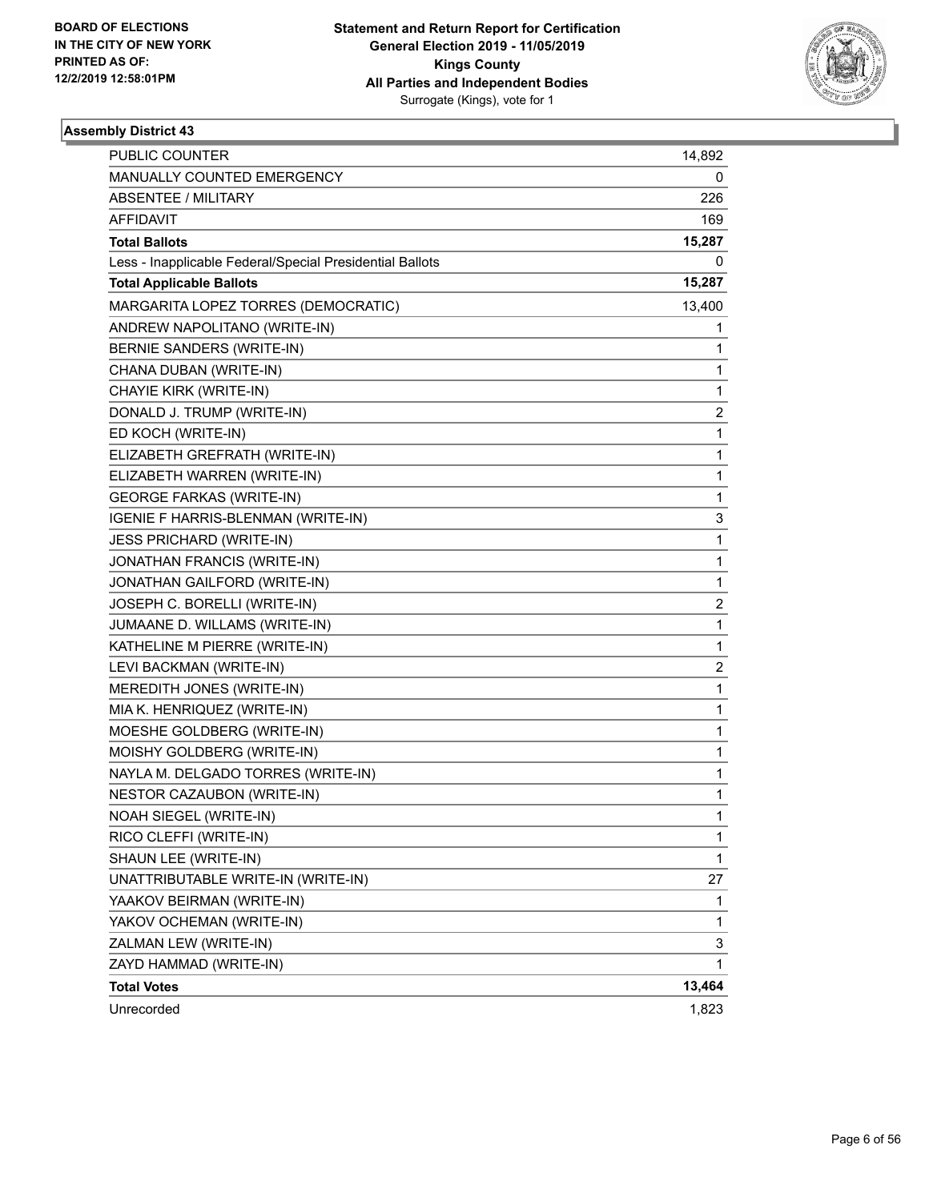BOARD OF ELECTIONS
IN THE CITY OF NEW YORK
PRINTED AS OF:
12/2/2019 12:58:01PM

**Statement and Return Report for Certification**
**General Election 2019 - 11/05/2019**
**Kings County**
**All Parties and Independent Bodies**
Surrogate (Kings), vote for 1

**Assembly District 43**

| | |
|---|---|
| PUBLIC COUNTER | 14,892 |
| MANUALLY COUNTED EMERGENCY | 0 |
| ABSENTEE / MILITARY | 226 |
| AFFIDAVIT | 169 |
| **Total Ballots** | **15,287** |
| Less - Inapplicable Federal/Special Presidential Ballots | 0 |
| **Total Applicable Ballots** | **15,287** |
| MARGARITA LOPEZ TORRES (DEMOCRATIC) | 13,400 |
| ANDREW NAPOLITANO (WRITE-IN) | 1 |
| BERNIE SANDERS (WRITE-IN) | 1 |
| CHANA DUBAN (WRITE-IN) | 1 |
| CHAYIE KIRK (WRITE-IN) | 1 |
| DONALD J. TRUMP (WRITE-IN) | 2 |
| ED KOCH (WRITE-IN) | 1 |
| ELIZABETH GREFRATH (WRITE-IN) | 1 |
| ELIZABETH WARREN (WRITE-IN) | 1 |
| GEORGE FARKAS (WRITE-IN) | 1 |
| IGENIE F HARRIS-BLENMAN (WRITE-IN) | 3 |
| JESS PRICHARD (WRITE-IN) | 1 |
| JONATHAN FRANCIS (WRITE-IN) | 1 |
| JONATHAN GAILFORD (WRITE-IN) | 1 |
| JOSEPH C. BORELLI (WRITE-IN) | 2 |
| JUMAANE D. WILLAMS (WRITE-IN) | 1 |
| KATHELINE M PIERRE (WRITE-IN) | 1 |
| LEVI BACKMAN (WRITE-IN) | 2 |
| MEREDITH JONES (WRITE-IN) | 1 |
| MIA K. HENRIQUEZ (WRITE-IN) | 1 |
| MOESHE GOLDBERG (WRITE-IN) | 1 |
| MOISHY GOLDBERG (WRITE-IN) | 1 |
| NAYLA M. DELGADO TORRES (WRITE-IN) | 1 |
| NESTOR CAZAUBON (WRITE-IN) | 1 |
| NOAH SIEGEL (WRITE-IN) | 1 |
| RICO CLEFFI (WRITE-IN) | 1 |
| SHAUN LEE (WRITE-IN) | 1 |
| UNATTRIBUTABLE WRITE-IN (WRITE-IN) | 27 |
| YAAKOV BEIRMAN (WRITE-IN) | 1 |
| YAKOV OCHEMAN (WRITE-IN) | 1 |
| ZALMAN LEW (WRITE-IN) | 3 |
| ZAYD HAMMAD (WRITE-IN) | 1 |
| **Total Votes** | **13,464** |
| Unrecorded | 1,823 |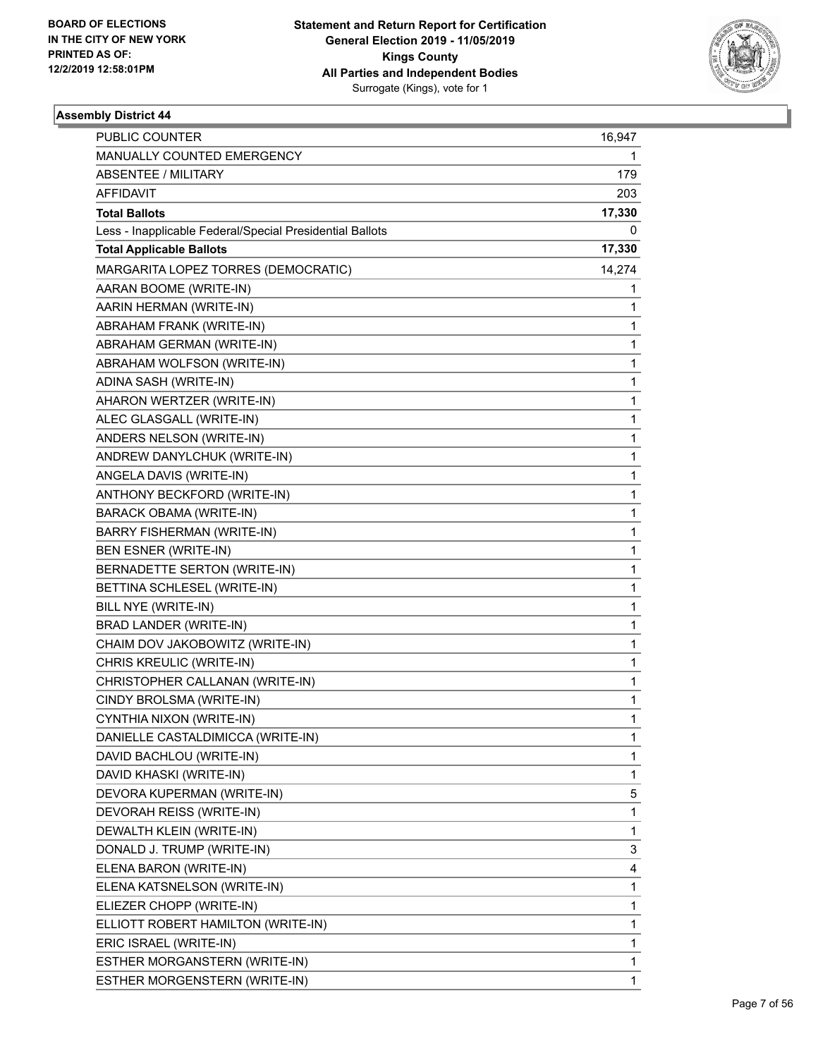**BOARD OF ELECTIONS IN THE CITY OF NEW YORK PRINTED AS OF: 12/2/2019 12:58:01PM**

**Statement and Return Report for Certification General Election 2019 - 11/05/2019 Kings County All Parties and Independent Bodies**
Surrogate (Kings), vote for 1

### Assembly District 44

| | |
|---|---|
| PUBLIC COUNTER | 16,947 |
| MANUALLY COUNTED EMERGENCY | 1 |
| ABSENTEE / MILITARY | 179 |
| AFFIDAVIT | 203 |
| **Total Ballots** | **17,330** |
| Less - Inapplicable Federal/Special Presidential Ballots | 0 |
| **Total Applicable Ballots** | **17,330** |
| MARGARITA LOPEZ TORRES (DEMOCRATIC) | 14,274 |
| AARAN BOOME (WRITE-IN) | 1 |
| AARIN HERMAN (WRITE-IN) | 1 |
| ABRAHAM FRANK (WRITE-IN) | 1 |
| ABRAHAM GERMAN (WRITE-IN) | 1 |
| ABRAHAM WOLFSON (WRITE-IN) | 1 |
| ADINA SASH (WRITE-IN) | 1 |
| AHARON WERTZER (WRITE-IN) | 1 |
| ALEC GLASGALL (WRITE-IN) | 1 |
| ANDERS NELSON (WRITE-IN) | 1 |
| ANDREW DANYLCHUK (WRITE-IN) | 1 |
| ANGELA DAVIS (WRITE-IN) | 1 |
| ANTHONY BECKFORD (WRITE-IN) | 1 |
| BARACK OBAMA (WRITE-IN) | 1 |
| BARRY FISHERMAN (WRITE-IN) | 1 |
| BEN ESNER (WRITE-IN) | 1 |
| BERNADETTE SERTON (WRITE-IN) | 1 |
| BETTINA SCHLESEL (WRITE-IN) | 1 |
| BILL NYE (WRITE-IN) | 1 |
| BRAD LANDER (WRITE-IN) | 1 |
| CHAIM DOV JAKOBOWITZ (WRITE-IN) | 1 |
| CHRIS KREULIC (WRITE-IN) | 1 |
| CHRISTOPHER CALLANAN (WRITE-IN) | 1 |
| CINDY BROLSMA (WRITE-IN) | 1 |
| CYNTHIA NIXON (WRITE-IN) | 1 |
| DANIELLE CASTALDIMICCA (WRITE-IN) | 1 |
| DAVID BACHLOU (WRITE-IN) | 1 |
| DAVID KHASKI (WRITE-IN) | 1 |
| DEVORA KUPERMAN (WRITE-IN) | 5 |
| DEVORAH REISS (WRITE-IN) | 1 |
| DEWALTH KLEIN (WRITE-IN) | 1 |
| DONALD J. TRUMP (WRITE-IN) | 3 |
| ELENA BARON (WRITE-IN) | 4 |
| ELENA KATSNELSON (WRITE-IN) | 1 |
| ELIEZER CHOPP (WRITE-IN) | 1 |
| ELLIOTT ROBERT HAMILTON (WRITE-IN) | 1 |
| ERIC ISRAEL (WRITE-IN) | 1 |
| ESTHER MORGANSTERN (WRITE-IN) | 1 |
| ESTHER MORGENSTERN (WRITE-IN) | 1 |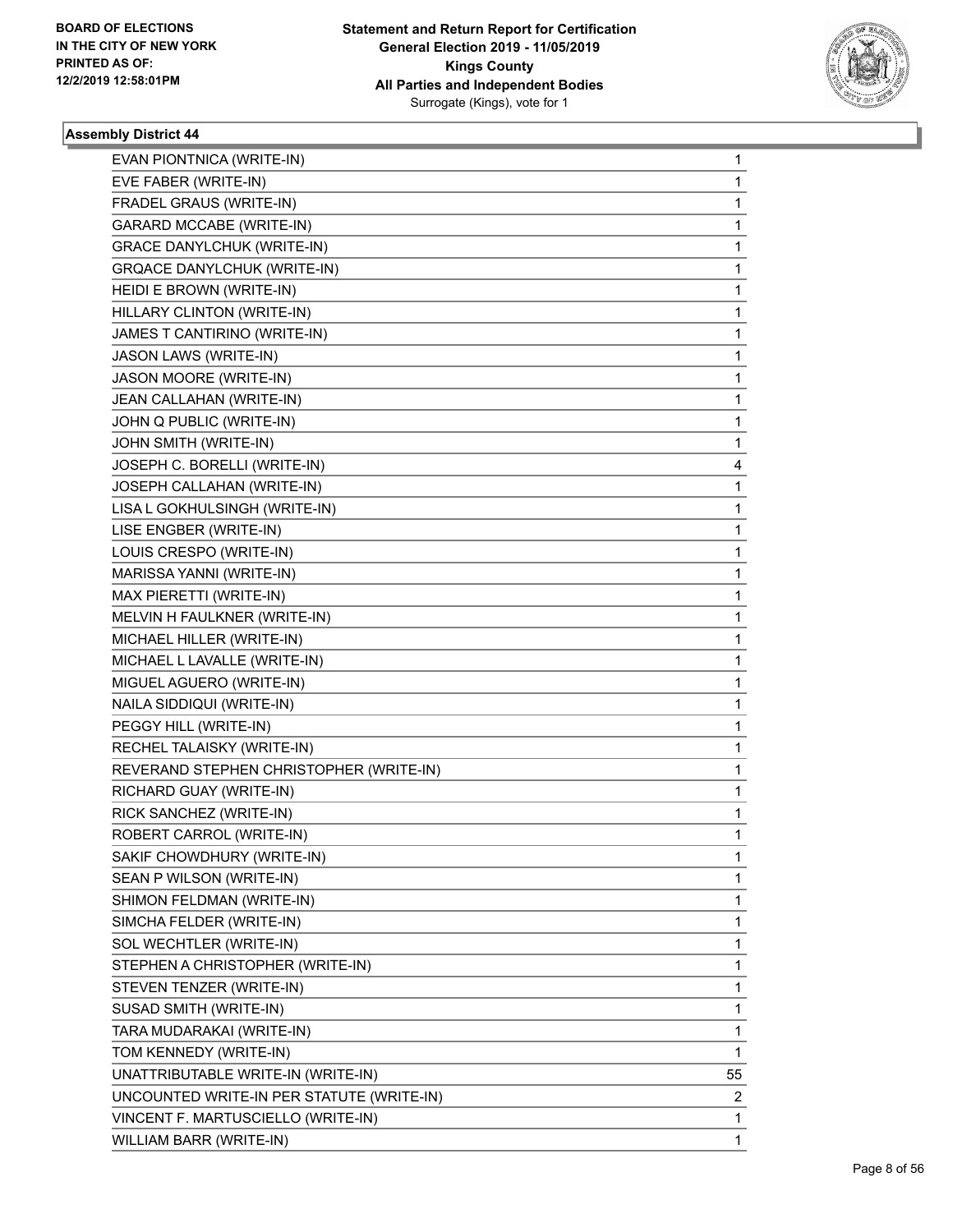BOARD OF ELECTIONS
IN THE CITY OF NEW YORK
PRINTED AS OF:
12/2/2019 12:58:01PM

**Statement and Return Report for Certification**
**General Election 2019 - 11/05/2019**
**Kings County**
**All Parties and Independent Bodies**
Surrogate (Kings), vote for 1

### Assembly District 44

| | |
|---|---|
| EVAN PIONTNICA (WRITE-IN) | 1 |
| EVE FABER (WRITE-IN) | 1 |
| FRADEL GRAUS (WRITE-IN) | 1 |
| GARARD MCCABE (WRITE-IN) | 1 |
| GRACE DANYLCHUK (WRITE-IN) | 1 |
| GRQACE DANYLCHUK (WRITE-IN) | 1 |
| HEIDI E BROWN (WRITE-IN) | 1 |
| HILLARY CLINTON (WRITE-IN) | 1 |
| JAMES T CANTIRINO (WRITE-IN) | 1 |
| JASON LAWS (WRITE-IN) | 1 |
| JASON MOORE (WRITE-IN) | 1 |
| JEAN CALLAHAN (WRITE-IN) | 1 |
| JOHN Q PUBLIC (WRITE-IN) | 1 |
| JOHN SMITH (WRITE-IN) | 1 |
| JOSEPH C. BORELLI (WRITE-IN) | 4 |
| JOSEPH CALLAHAN (WRITE-IN) | 1 |
| LISA L GOKHULSINGH (WRITE-IN) | 1 |
| LISE ENGBER (WRITE-IN) | 1 |
| LOUIS CRESPO (WRITE-IN) | 1 |
| MARISSA YANNI (WRITE-IN) | 1 |
| MAX PIERETTI (WRITE-IN) | 1 |
| MELVIN H FAULKNER (WRITE-IN) | 1 |
| MICHAEL HILLER (WRITE-IN) | 1 |
| MICHAEL L LAVALLE (WRITE-IN) | 1 |
| MIGUEL AGUERO (WRITE-IN) | 1 |
| NAILA SIDDIQUI (WRITE-IN) | 1 |
| PEGGY HILL (WRITE-IN) | 1 |
| RECHEL TALAISKY (WRITE-IN) | 1 |
| REVERAND STEPHEN CHRISTOPHER (WRITE-IN) | 1 |
| RICHARD GUAY (WRITE-IN) | 1 |
| RICK SANCHEZ (WRITE-IN) | 1 |
| ROBERT CARROL (WRITE-IN) | 1 |
| SAKIF CHOWDHURY (WRITE-IN) | 1 |
| SEAN P WILSON (WRITE-IN) | 1 |
| SHIMON FELDMAN (WRITE-IN) | 1 |
| SIMCHA FELDER (WRITE-IN) | 1 |
| SOL WECHTLER (WRITE-IN) | 1 |
| STEPHEN A CHRISTOPHER (WRITE-IN) | 1 |
| STEVEN TENZER (WRITE-IN) | 1 |
| SUSAD SMITH (WRITE-IN) | 1 |
| TARA MUDARAKAI (WRITE-IN) | 1 |
| TOM KENNEDY (WRITE-IN) | 1 |
| UNATTRIBUTABLE WRITE-IN (WRITE-IN) | 55 |
| UNCOUNTED WRITE-IN PER STATUTE (WRITE-IN) | 2 |
| VINCENT F. MARTUSCIELLO (WRITE-IN) | 1 |
| WILLIAM BARR (WRITE-IN) | 1 |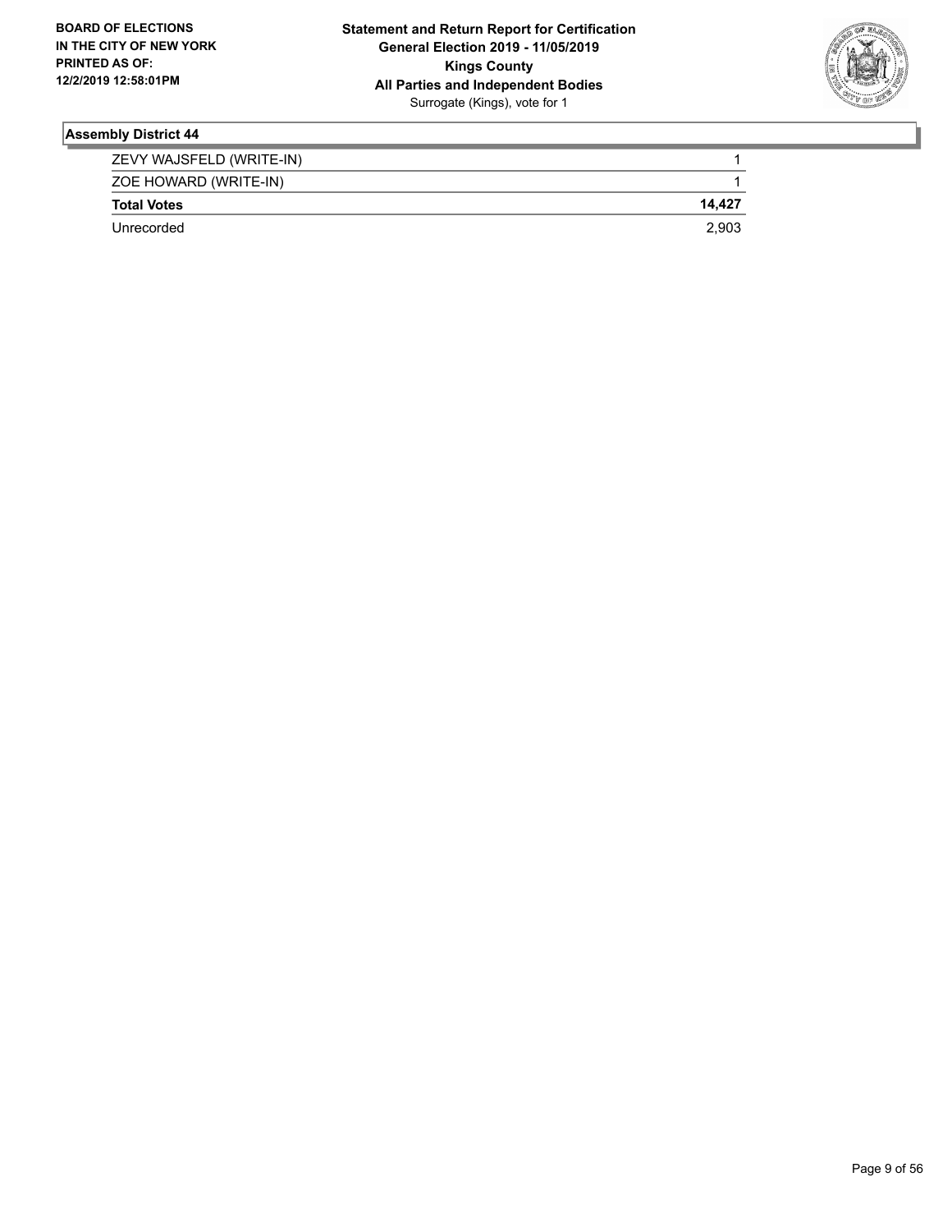**BOARD OF ELECTIONS IN THE CITY OF NEW YORK PRINTED AS OF: 12/2/2019 12:58:01PM**

**Statement and Return Report for Certification General Election 2019 - 11/05/2019 Kings County All Parties and Independent Bodies**
Surrogate (Kings), vote for 1

## Assembly District 44

| | |
|---|---|
| ZEVY WAJSFELD (WRITE-IN) | 1 |
| ZOE HOWARD (WRITE-IN) | 1 |
| **Total Votes** | **14,427** |
| Unrecorded | 2,903 |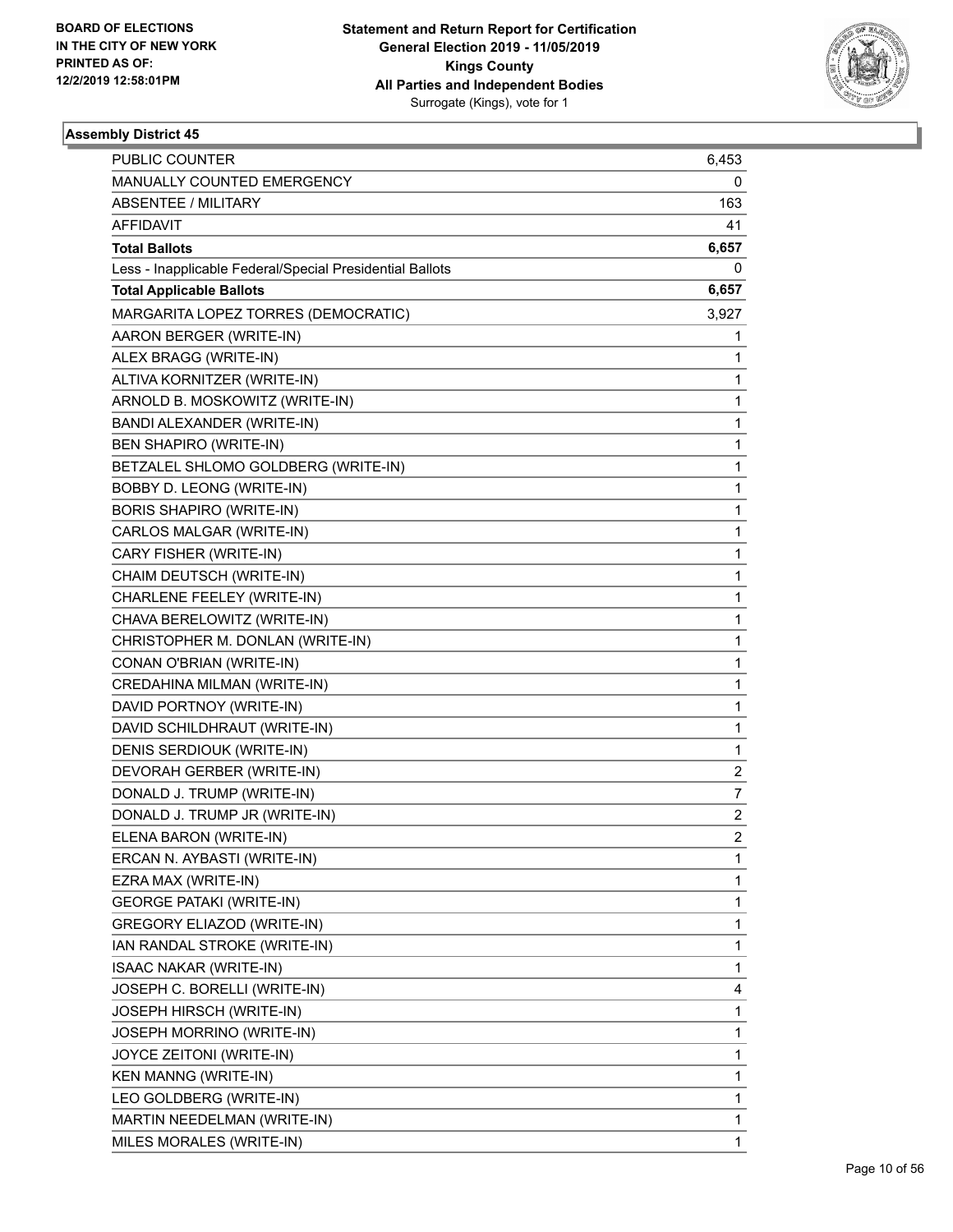**BOARD OF ELECTIONS IN THE CITY OF NEW YORK PRINTED AS OF: 12/2/2019 12:58:01PM**

**Statement and Return Report for Certification General Election 2019 - 11/05/2019 Kings County All Parties and Independent Bodies**
Surrogate (Kings), vote for 1

### Assembly District 45

| | |
|---|---|
| PUBLIC COUNTER | 6,453 |
| MANUALLY COUNTED EMERGENCY | 0 |
| ABSENTEE / MILITARY | 163 |
| AFFIDAVIT | 41 |
| **Total Ballots** | **6,657** |
| Less - Inapplicable Federal/Special Presidential Ballots | 0 |
| **Total Applicable Ballots** | **6,657** |
| MARGARITA LOPEZ TORRES (DEMOCRATIC) | 3,927 |
| AARON BERGER (WRITE-IN) | 1 |
| ALEX BRAGG (WRITE-IN) | 1 |
| ALTIVA KORNITZER (WRITE-IN) | 1 |
| ARNOLD B. MOSKOWITZ (WRITE-IN) | 1 |
| BANDI ALEXANDER (WRITE-IN) | 1 |
| BEN SHAPIRO (WRITE-IN) | 1 |
| BETZALEL SHLOMO GOLDBERG (WRITE-IN) | 1 |
| BOBBY D. LEONG (WRITE-IN) | 1 |
| BORIS SHAPIRO (WRITE-IN) | 1 |
| CARLOS MALGAR (WRITE-IN) | 1 |
| CARY FISHER (WRITE-IN) | 1 |
| CHAIM DEUTSCH (WRITE-IN) | 1 |
| CHARLENE FEELEY (WRITE-IN) | 1 |
| CHAVA BERELOWITZ (WRITE-IN) | 1 |
| CHRISTOPHER M. DONLAN (WRITE-IN) | 1 |
| CONAN O'BRIAN (WRITE-IN) | 1 |
| CREDAHINA MILMAN (WRITE-IN) | 1 |
| DAVID PORTNOY (WRITE-IN) | 1 |
| DAVID SCHILDHRAUT (WRITE-IN) | 1 |
| DENIS SERDIOUK (WRITE-IN) | 1 |
| DEVORAH GERBER (WRITE-IN) | 2 |
| DONALD J. TRUMP (WRITE-IN) | 7 |
| DONALD J. TRUMP JR (WRITE-IN) | 2 |
| ELENA BARON (WRITE-IN) | 2 |
| ERCAN N. AYBASTI (WRITE-IN) | 1 |
| EZRA MAX (WRITE-IN) | 1 |
| GEORGE PATAKI (WRITE-IN) | 1 |
| GREGORY ELIAZOD (WRITE-IN) | 1 |
| IAN RANDAL STROKE (WRITE-IN) | 1 |
| ISAAC NAKAR (WRITE-IN) | 1 |
| JOSEPH C. BORELLI (WRITE-IN) | 4 |
| JOSEPH HIRSCH (WRITE-IN) | 1 |
| JOSEPH MORRINO (WRITE-IN) | 1 |
| JOYCE ZEITONI (WRITE-IN) | 1 |
| KEN MANNG (WRITE-IN) | 1 |
| LEO GOLDBERG (WRITE-IN) | 1 |
| MARTIN NEEDELMAN (WRITE-IN) | 1 |
| MILES MORALES (WRITE-IN) | 1 |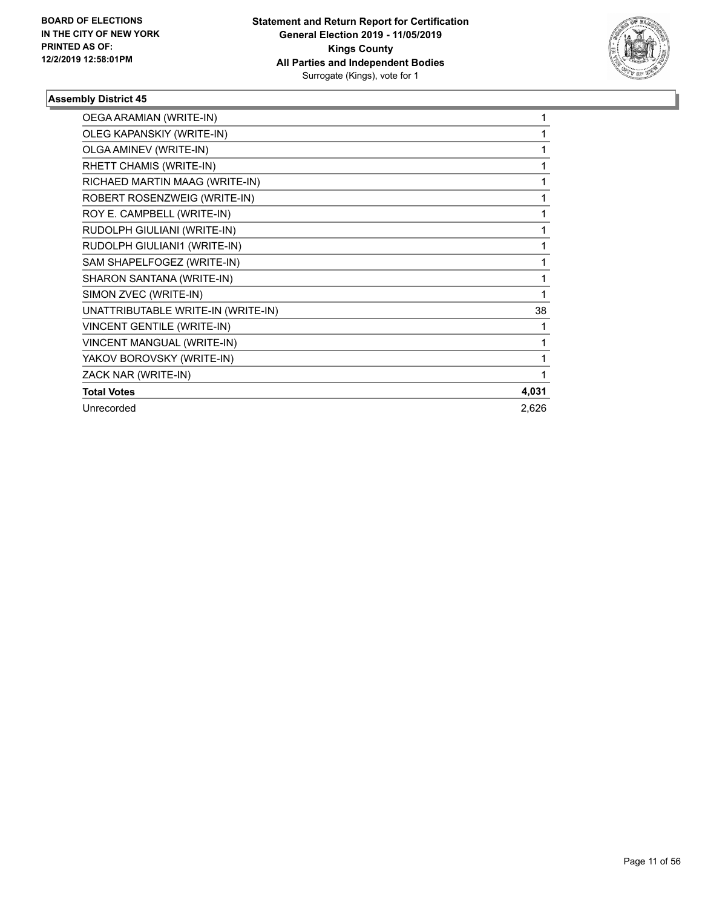### Assembly District 45

| | |
|---|---|
| OEGA ARAMIAN (WRITE-IN) | 1 |
| OLEG KAPANSKIY (WRITE-IN) | 1 |
| OLGA AMINEV (WRITE-IN) | 1 |
| RHETT CHAMIS (WRITE-IN) | 1 |
| RICHAED MARTIN MAAG (WRITE-IN) | 1 |
| ROBERT ROSENZWEIG (WRITE-IN) | 1 |
| ROY E. CAMPBELL (WRITE-IN) | 1 |
| RUDOLPH GIULIANI (WRITE-IN) | 1 |
| RUDOLPH GIULIANI1 (WRITE-IN) | 1 |
| SAM SHAPELFOGEZ (WRITE-IN) | 1 |
| SHARON SANTANA (WRITE-IN) | 1 |
| SIMON ZVEC (WRITE-IN) | 1 |
| UNATTRIBUTABLE WRITE-IN (WRITE-IN) | 38 |
| VINCENT GENTILE (WRITE-IN) | 1 |
| VINCENT MANGUAL (WRITE-IN) | 1 |
| YAKOV BOROVSKY (WRITE-IN) | 1 |
| ZACK NAR (WRITE-IN) | 1 |
| **Total Votes** | **4,031** |
| Unrecorded | 2,626 |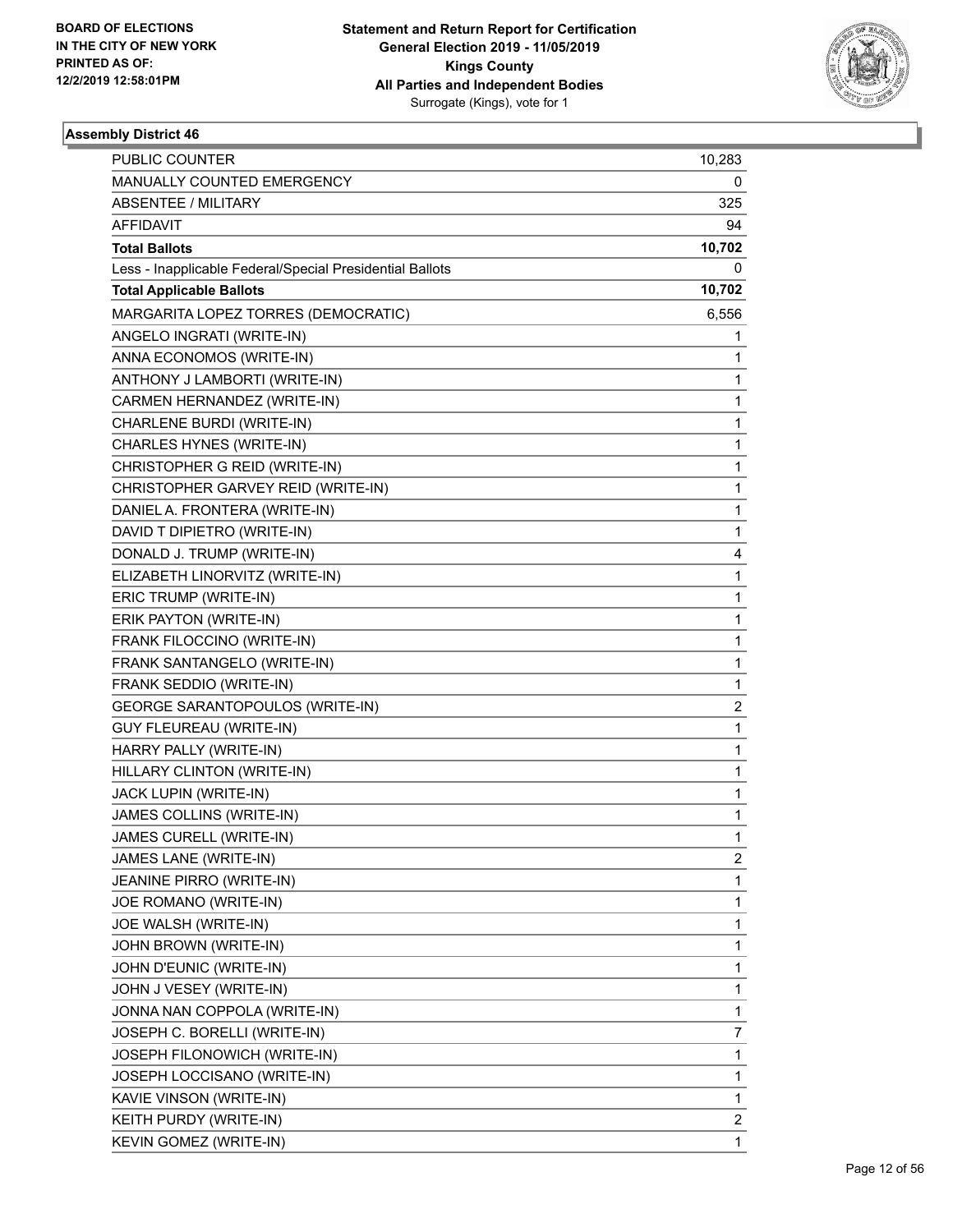**BOARD OF ELECTIONS IN THE CITY OF NEW YORK PRINTED AS OF: 12/2/2019 12:58:01PM**

**Statement and Return Report for Certification General Election 2019 - 11/05/2019 Kings County All Parties and Independent Bodies**
Surrogate (Kings), vote for 1

### Assembly District 46

| | |
|---|---|
| PUBLIC COUNTER | 10,283 |
| MANUALLY COUNTED EMERGENCY | 0 |
| ABSENTEE / MILITARY | 325 |
| AFFIDAVIT | 94 |
| **Total Ballots** | **10,702** |
| Less - Inapplicable Federal/Special Presidential Ballots | 0 |
| **Total Applicable Ballots** | **10,702** |
| MARGARITA LOPEZ TORRES (DEMOCRATIC) | 6,556 |
| ANGELO INGRATI (WRITE-IN) | 1 |
| ANNA ECONOMOS (WRITE-IN) | 1 |
| ANTHONY J LAMBORTI (WRITE-IN) | 1 |
| CARMEN HERNANDEZ (WRITE-IN) | 1 |
| CHARLENE BURDI (WRITE-IN) | 1 |
| CHARLES HYNES (WRITE-IN) | 1 |
| CHRISTOPHER G REID (WRITE-IN) | 1 |
| CHRISTOPHER GARVEY REID (WRITE-IN) | 1 |
| DANIEL A. FRONTERA (WRITE-IN) | 1 |
| DAVID T DIPIETRO (WRITE-IN) | 1 |
| DONALD J. TRUMP (WRITE-IN) | 4 |
| ELIZABETH LINORVITZ (WRITE-IN) | 1 |
| ERIC TRUMP (WRITE-IN) | 1 |
| ERIK PAYTON (WRITE-IN) | 1 |
| FRANK FILOCCINO (WRITE-IN) | 1 |
| FRANK SANTANGELO (WRITE-IN) | 1 |
| FRANK SEDDIO (WRITE-IN) | 1 |
| GEORGE SARANTOPOULOS (WRITE-IN) | 2 |
| GUY FLEUREAU (WRITE-IN) | 1 |
| HARRY PALLY (WRITE-IN) | 1 |
| HILLARY CLINTON (WRITE-IN) | 1 |
| JACK LUPIN (WRITE-IN) | 1 |
| JAMES COLLINS (WRITE-IN) | 1 |
| JAMES CURELL (WRITE-IN) | 1 |
| JAMES LANE (WRITE-IN) | 2 |
| JEANINE PIRRO (WRITE-IN) | 1 |
| JOE ROMANO (WRITE-IN) | 1 |
| JOE WALSH (WRITE-IN) | 1 |
| JOHN BROWN (WRITE-IN) | 1 |
| JOHN D'EUNIC (WRITE-IN) | 1 |
| JOHN J VESEY (WRITE-IN) | 1 |
| JONNA NAN COPPOLA (WRITE-IN) | 1 |
| JOSEPH C. BORELLI (WRITE-IN) | 7 |
| JOSEPH FILONOWICH (WRITE-IN) | 1 |
| JOSEPH LOCCISANO (WRITE-IN) | 1 |
| KAVIE VINSON (WRITE-IN) | 1 |
| KEITH PURDY (WRITE-IN) | 2 |
| KEVIN GOMEZ (WRITE-IN) | 1 |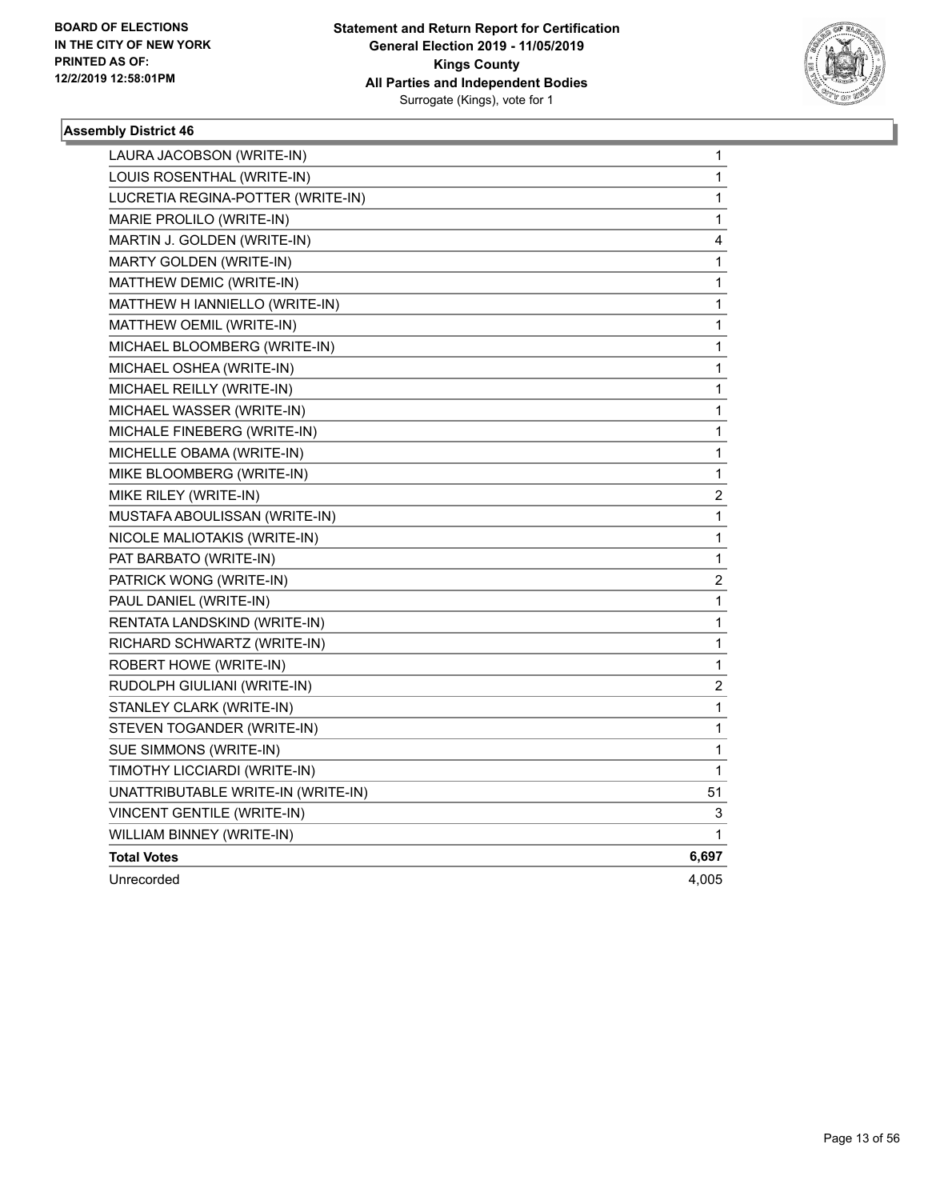**BOARD OF ELECTIONS IN THE CITY OF NEW YORK PRINTED AS OF: 12/2/2019 12:58:01PM**

**Statement and Return Report for Certification General Election 2019 - 11/05/2019 Kings County All Parties and Independent Bodies**
Surrogate (Kings), vote for 1

### Assembly District 46

| | |
|---|---|
| LAURA JACOBSON (WRITE-IN) | 1 |
| LOUIS ROSENTHAL (WRITE-IN) | 1 |
| LUCRETIA REGINA-POTTER (WRITE-IN) | 1 |
| MARIE PROLILO (WRITE-IN) | 1 |
| MARTIN J. GOLDEN (WRITE-IN) | 4 |
| MARTY GOLDEN (WRITE-IN) | 1 |
| MATTHEW DEMIC (WRITE-IN) | 1 |
| MATTHEW H IANNIELLO (WRITE-IN) | 1 |
| MATTHEW OEMIL (WRITE-IN) | 1 |
| MICHAEL BLOOMBERG (WRITE-IN) | 1 |
| MICHAEL OSHEA (WRITE-IN) | 1 |
| MICHAEL REILLY (WRITE-IN) | 1 |
| MICHAEL WASSER (WRITE-IN) | 1 |
| MICHALE FINEBERG (WRITE-IN) | 1 |
| MICHELLE OBAMA (WRITE-IN) | 1 |
| MIKE BLOOMBERG (WRITE-IN) | 1 |
| MIKE RILEY (WRITE-IN) | 2 |
| MUSTAFA ABOULISSAN (WRITE-IN) | 1 |
| NICOLE MALIOTAKIS (WRITE-IN) | 1 |
| PAT BARBATO (WRITE-IN) | 1 |
| PATRICK WONG (WRITE-IN) | 2 |
| PAUL DANIEL (WRITE-IN) | 1 |
| RENTATA LANDSKIND (WRITE-IN) | 1 |
| RICHARD SCHWARTZ (WRITE-IN) | 1 |
| ROBERT HOWE (WRITE-IN) | 1 |
| RUDOLPH GIULIANI (WRITE-IN) | 2 |
| STANLEY CLARK (WRITE-IN) | 1 |
| STEVEN TOGANDER (WRITE-IN) | 1 |
| SUE SIMMONS (WRITE-IN) | 1 |
| TIMOTHY LICCIARDI (WRITE-IN) | 1 |
| UNATTRIBUTABLE WRITE-IN (WRITE-IN) | 51 |
| VINCENT GENTILE (WRITE-IN) | 3 |
| WILLIAM BINNEY (WRITE-IN) | 1 |
| **Total Votes** | **6,697** |
| Unrecorded | 4,005 |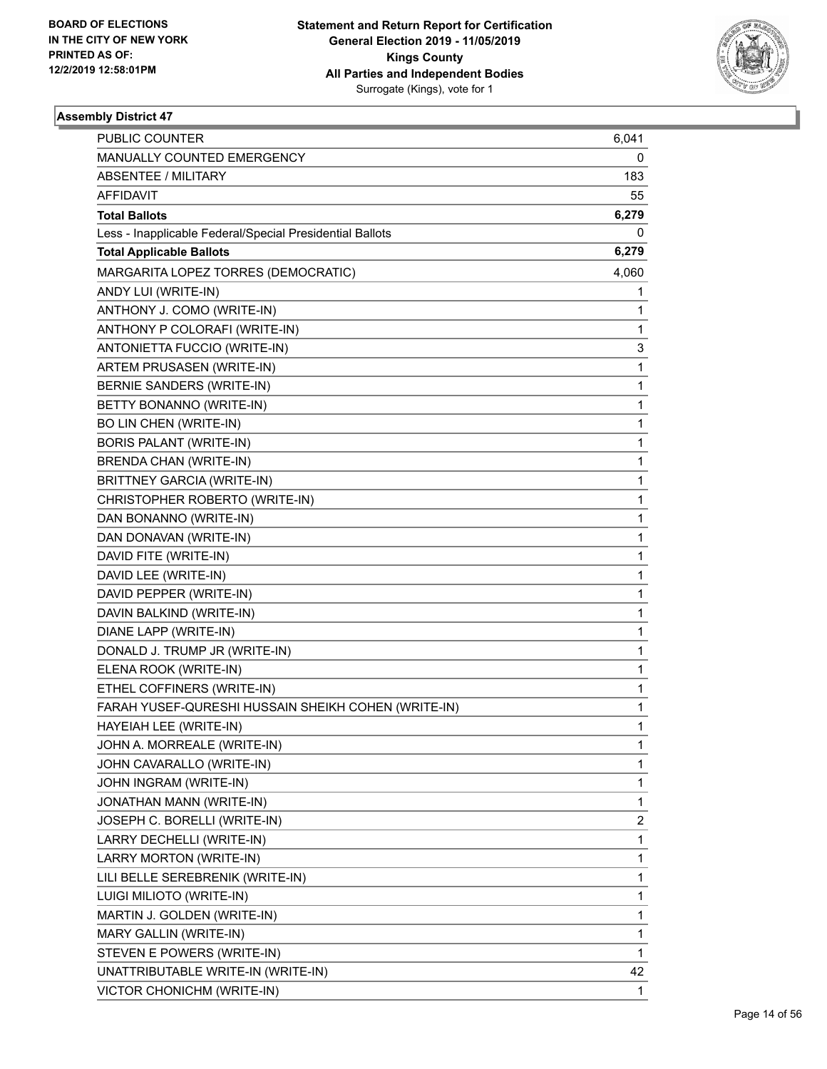**BOARD OF ELECTIONS IN THE CITY OF NEW YORK PRINTED AS OF: 12/2/2019 12:58:01PM**

**Statement and Return Report for Certification General Election 2019 - 11/05/2019 Kings County All Parties and Independent Bodies**
Surrogate (Kings), vote for 1

## Assembly District 47

| | |
|---|---|
| PUBLIC COUNTER | 6,041 |
| MANUALLY COUNTED EMERGENCY | 0 |
| ABSENTEE / MILITARY | 183 |
| AFFIDAVIT | 55 |
| **Total Ballots** | **6,279** |
| Less - Inapplicable Federal/Special Presidential Ballots | 0 |
| **Total Applicable Ballots** | **6,279** |
| MARGARITA LOPEZ TORRES (DEMOCRATIC) | 4,060 |
| ANDY LUI (WRITE-IN) | 1 |
| ANTHONY J. COMO (WRITE-IN) | 1 |
| ANTHONY P COLORAFI (WRITE-IN) | 1 |
| ANTONIETTA FUCCIO (WRITE-IN) | 3 |
| ARTEM PRUSASEN (WRITE-IN) | 1 |
| BERNIE SANDERS (WRITE-IN) | 1 |
| BETTY BONANNO (WRITE-IN) | 1 |
| BO LIN CHEN (WRITE-IN) | 1 |
| BORIS PALANT (WRITE-IN) | 1 |
| BRENDA CHAN (WRITE-IN) | 1 |
| BRITTNEY GARCIA (WRITE-IN) | 1 |
| CHRISTOPHER ROBERTO (WRITE-IN) | 1 |
| DAN BONANNO (WRITE-IN) | 1 |
| DAN DONAVAN (WRITE-IN) | 1 |
| DAVID FITE (WRITE-IN) | 1 |
| DAVID LEE (WRITE-IN) | 1 |
| DAVID PEPPER (WRITE-IN) | 1 |
| DAVIN BALKIND (WRITE-IN) | 1 |
| DIANE LAPP (WRITE-IN) | 1 |
| DONALD J. TRUMP JR (WRITE-IN) | 1 |
| ELENA ROOK (WRITE-IN) | 1 |
| ETHEL COFFINERS (WRITE-IN) | 1 |
| FARAH YUSEF-QURESHI HUSSAIN SHEIKH COHEN (WRITE-IN) | 1 |
| HAYEIAH LEE (WRITE-IN) | 1 |
| JOHN A. MORREALE (WRITE-IN) | 1 |
| JOHN CAVARALLO (WRITE-IN) | 1 |
| JOHN INGRAM (WRITE-IN) | 1 |
| JONATHAN MANN (WRITE-IN) | 1 |
| JOSEPH C. BORELLI (WRITE-IN) | 2 |
| LARRY DECHELLI (WRITE-IN) | 1 |
| LARRY MORTON (WRITE-IN) | 1 |
| LILI BELLE SEREBRENIK (WRITE-IN) | 1 |
| LUIGI MILIOTO (WRITE-IN) | 1 |
| MARTIN J. GOLDEN (WRITE-IN) | 1 |
| MARY GALLIN (WRITE-IN) | 1 |
| STEVEN E POWERS (WRITE-IN) | 1 |
| UNATTRIBUTABLE WRITE-IN (WRITE-IN) | 42 |
| VICTOR CHONICHM (WRITE-IN) | 1 |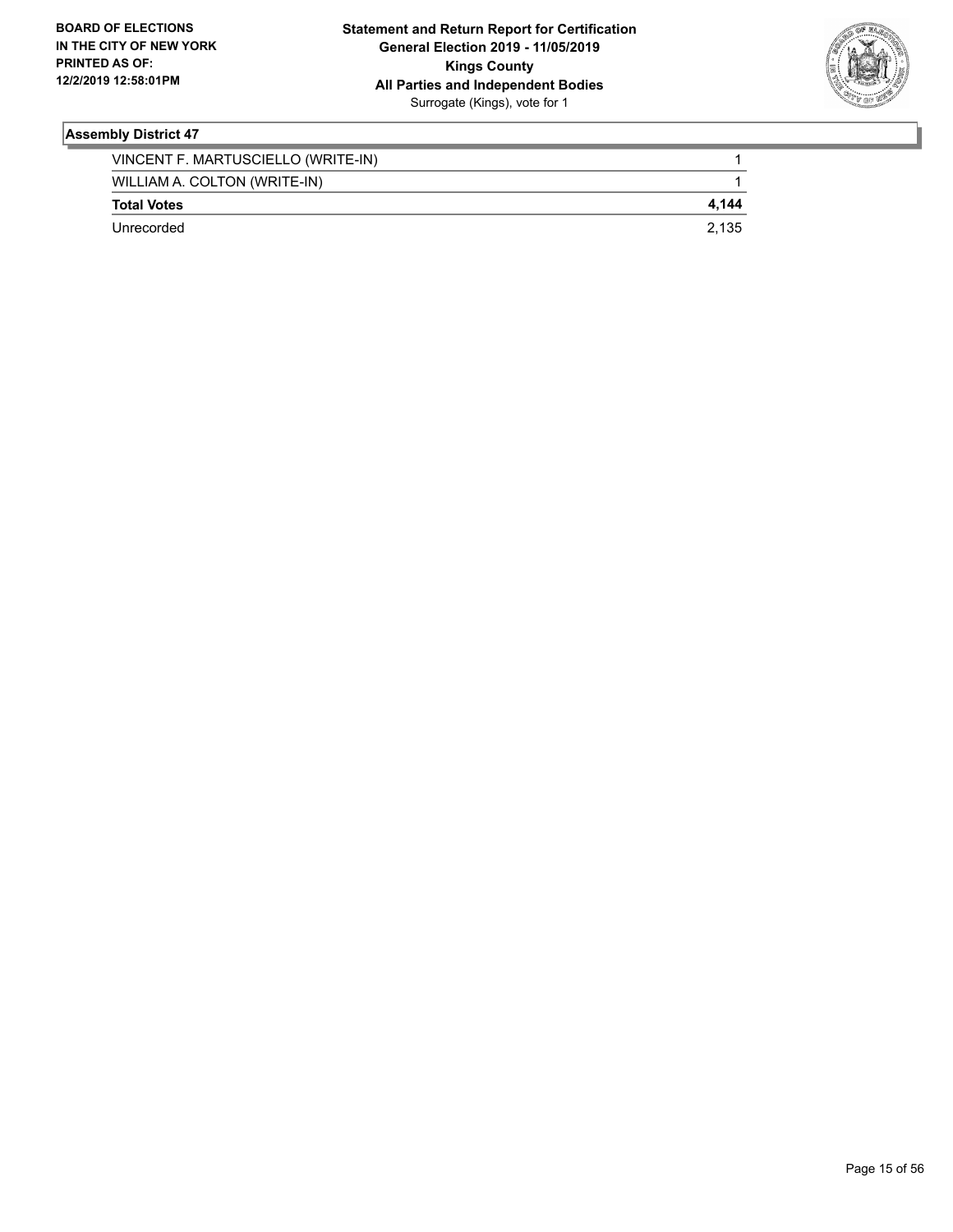**BOARD OF ELECTIONS IN THE CITY OF NEW YORK PRINTED AS OF: 12/2/2019 12:58:01PM**

**Statement and Return Report for Certification General Election 2019 - 11/05/2019 Kings County All Parties and Independent Bodies** Surrogate (Kings), vote for 1

### Assembly District 47

| | |
|---|---|
| VINCENT F. MARTUSCIELLO (WRITE-IN) | 1 |
| WILLIAM A. COLTON (WRITE-IN) | 1 |
| **Total Votes** | **4,144** |
| Unrecorded | 2,135 |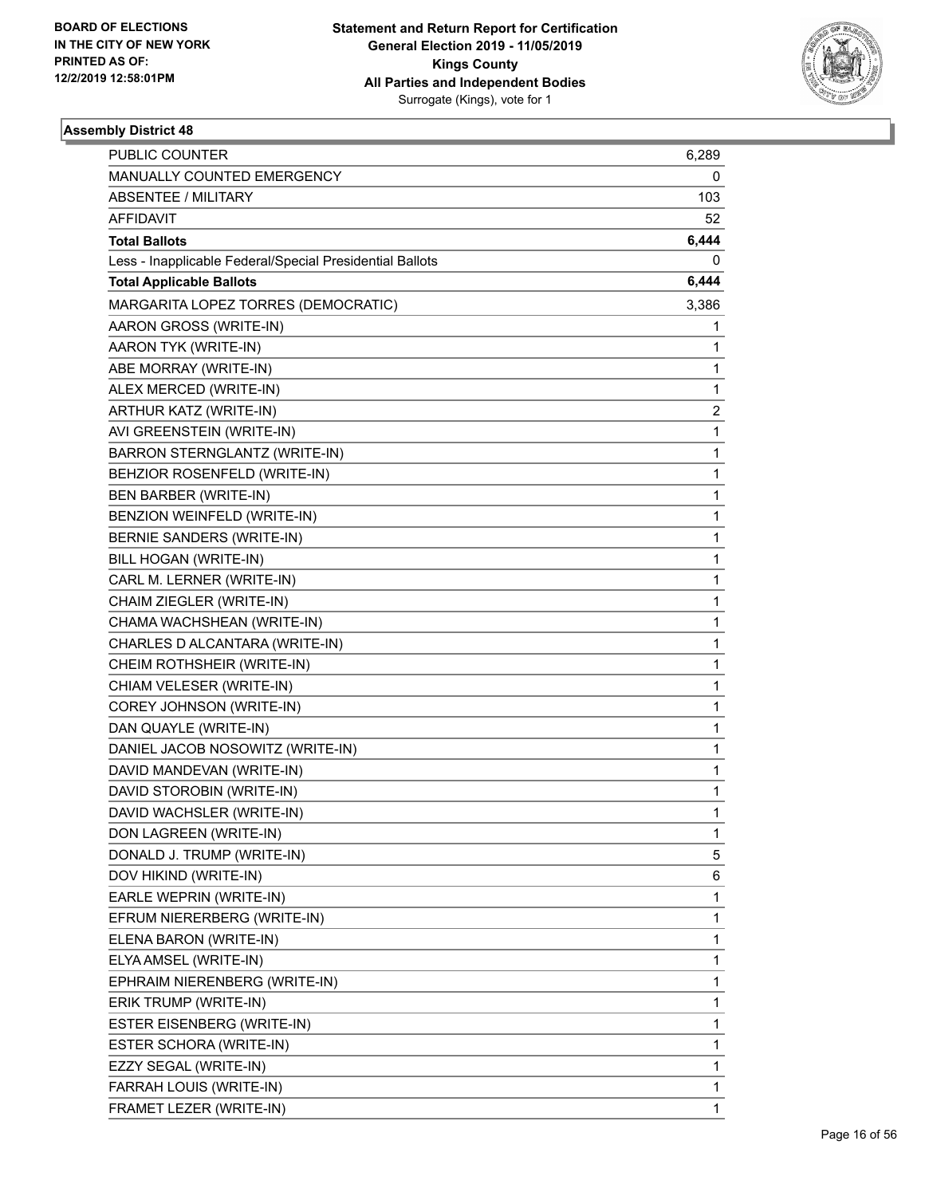BOARD OF ELECTIONS
IN THE CITY OF NEW YORK
PRINTED AS OF:
12/2/2019 12:58:01PM

**Statement and Return Report for Certification**
**General Election 2019 - 11/05/2019**
**Kings County**
**All Parties and Independent Bodies**
Surrogate (Kings), vote for 1

### Assembly District 48

| | |
|---|---|
| PUBLIC COUNTER | 6,289 |
| MANUALLY COUNTED EMERGENCY | 0 |
| ABSENTEE / MILITARY | 103 |
| AFFIDAVIT | 52 |
| **Total Ballots** | **6,444** |
| Less - Inapplicable Federal/Special Presidential Ballots | 0 |
| **Total Applicable Ballots** | **6,444** |
| MARGARITA LOPEZ TORRES (DEMOCRATIC) | 3,386 |
| AARON GROSS (WRITE-IN) | 1 |
| AARON TYK (WRITE-IN) | 1 |
| ABE MORRAY (WRITE-IN) | 1 |
| ALEX MERCED (WRITE-IN) | 1 |
| ARTHUR KATZ (WRITE-IN) | 2 |
| AVI GREENSTEIN (WRITE-IN) | 1 |
| BARRON STERNGLANTZ (WRITE-IN) | 1 |
| BEHZIOR ROSENFELD (WRITE-IN) | 1 |
| BEN BARBER (WRITE-IN) | 1 |
| BENZION WEINFELD (WRITE-IN) | 1 |
| BERNIE SANDERS (WRITE-IN) | 1 |
| BILL HOGAN (WRITE-IN) | 1 |
| CARL M. LERNER (WRITE-IN) | 1 |
| CHAIM ZIEGLER (WRITE-IN) | 1 |
| CHAMA WACHSHEAN (WRITE-IN) | 1 |
| CHARLES D ALCANTARA (WRITE-IN) | 1 |
| CHEIM ROTHSHEIR (WRITE-IN) | 1 |
| CHIAM VELESER (WRITE-IN) | 1 |
| COREY JOHNSON (WRITE-IN) | 1 |
| DAN QUAYLE (WRITE-IN) | 1 |
| DANIEL JACOB NOSOWITZ (WRITE-IN) | 1 |
| DAVID MANDEVAN (WRITE-IN) | 1 |
| DAVID STOROBIN (WRITE-IN) | 1 |
| DAVID WACHSLER (WRITE-IN) | 1 |
| DON LAGREEN (WRITE-IN) | 1 |
| DONALD J. TRUMP (WRITE-IN) | 5 |
| DOV HIKIND (WRITE-IN) | 6 |
| EARLE WEPRIN (WRITE-IN) | 1 |
| EFRUM NIERERBERG (WRITE-IN) | 1 |
| ELENA BARON (WRITE-IN) | 1 |
| ELYA AMSEL (WRITE-IN) | 1 |
| EPHRAIM NIERENBERG (WRITE-IN) | 1 |
| ERIK TRUMP (WRITE-IN) | 1 |
| ESTER EISENBERG (WRITE-IN) | 1 |
| ESTER SCHORA (WRITE-IN) | 1 |
| EZZY SEGAL (WRITE-IN) | 1 |
| FARRAH LOUIS (WRITE-IN) | 1 |
| FRAMET LEZER (WRITE-IN) | 1 |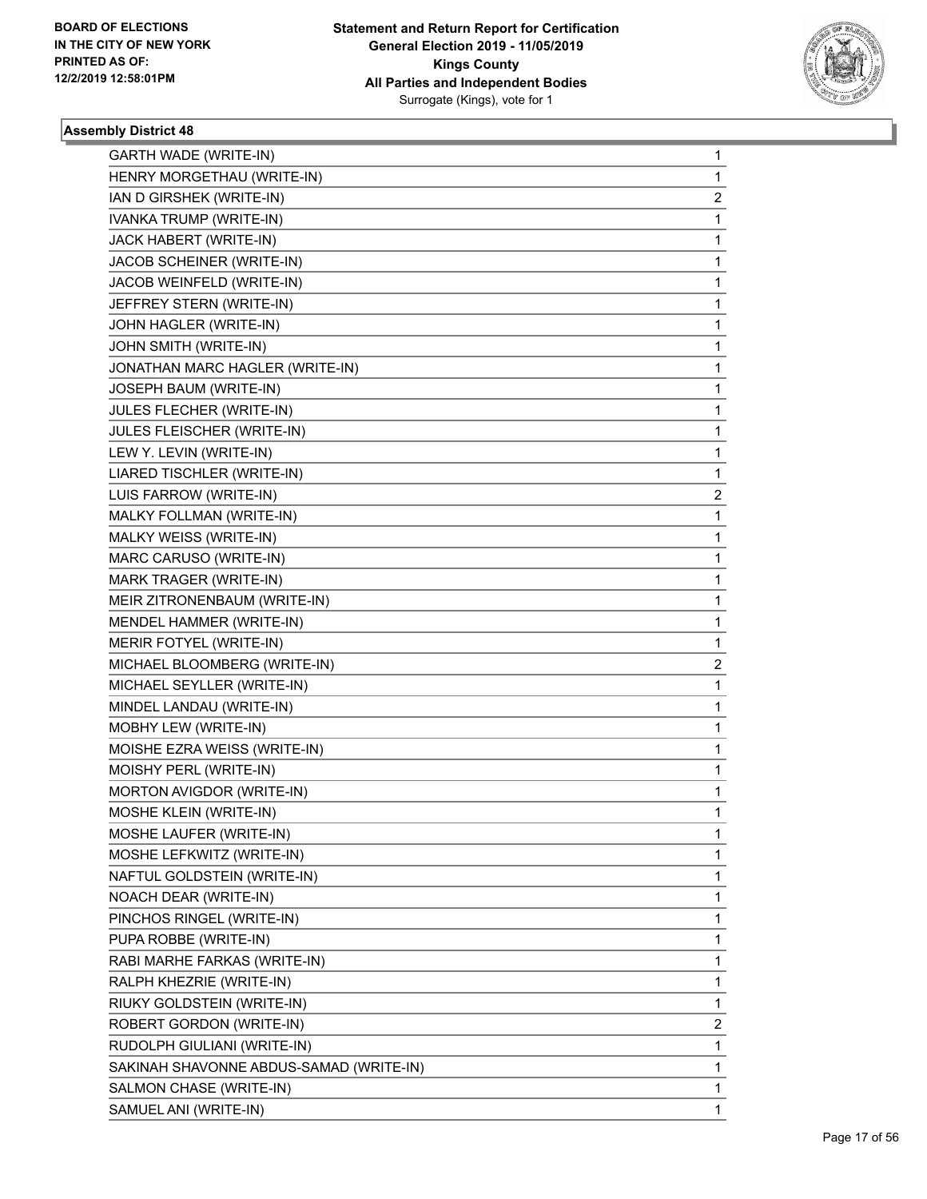**Statement and Return Report for Certification**
**General Election 2019 - 11/05/2019**
**Kings County**
**All Parties and Independent Bodies**
Surrogate (Kings), vote for 1

BOARD OF ELECTIONS
IN THE CITY OF NEW YORK
PRINTED AS OF:
12/2/2019 12:58:01PM

### Assembly District 48

| | |
|---|---|
| GARTH WADE (WRITE-IN) | 1 |
| HENRY MORGETHAU (WRITE-IN) | 1 |
| IAN D GIRSHEK (WRITE-IN) | 2 |
| IVANKA TRUMP (WRITE-IN) | 1 |
| JACK HABERT (WRITE-IN) | 1 |
| JACOB SCHEINER (WRITE-IN) | 1 |
| JACOB WEINFELD (WRITE-IN) | 1 |
| JEFFREY STERN (WRITE-IN) | 1 |
| JOHN HAGLER (WRITE-IN) | 1 |
| JOHN SMITH (WRITE-IN) | 1 |
| JONATHAN MARC HAGLER (WRITE-IN) | 1 |
| JOSEPH BAUM (WRITE-IN) | 1 |
| JULES FLECHER (WRITE-IN) | 1 |
| JULES FLEISCHER (WRITE-IN) | 1 |
| LEW Y. LEVIN (WRITE-IN) | 1 |
| LIARED TISCHLER (WRITE-IN) | 1 |
| LUIS FARROW (WRITE-IN) | 2 |
| MALKY FOLLMAN (WRITE-IN) | 1 |
| MALKY WEISS (WRITE-IN) | 1 |
| MARC CARUSO (WRITE-IN) | 1 |
| MARK TRAGER (WRITE-IN) | 1 |
| MEIR ZITRONENBAUM (WRITE-IN) | 1 |
| MENDEL HAMMER (WRITE-IN) | 1 |
| MERIR FOTYEL (WRITE-IN) | 1 |
| MICHAEL BLOOMBERG (WRITE-IN) | 2 |
| MICHAEL SEYLLER (WRITE-IN) | 1 |
| MINDEL LANDAU (WRITE-IN) | 1 |
| MOBHY LEW (WRITE-IN) | 1 |
| MOISHE EZRA WEISS (WRITE-IN) | 1 |
| MOISHY PERL (WRITE-IN) | 1 |
| MORTON AVIGDOR (WRITE-IN) | 1 |
| MOSHE KLEIN (WRITE-IN) | 1 |
| MOSHE LAUFER (WRITE-IN) | 1 |
| MOSHE LEFKWITZ (WRITE-IN) | 1 |
| NAFTUL GOLDSTEIN (WRITE-IN) | 1 |
| NOACH DEAR (WRITE-IN) | 1 |
| PINCHOS RINGEL (WRITE-IN) | 1 |
| PUPA ROBBE (WRITE-IN) | 1 |
| RABI MARHE FARKAS (WRITE-IN) | 1 |
| RALPH KHEZRIE (WRITE-IN) | 1 |
| RIUKY GOLDSTEIN (WRITE-IN) | 1 |
| ROBERT GORDON (WRITE-IN) | 2 |
| RUDOLPH GIULIANI (WRITE-IN) | 1 |
| SAKINAH SHAVONNE ABDUS-SAMAD (WRITE-IN) | 1 |
| SALMON CHASE (WRITE-IN) | 1 |
| SAMUEL ANI (WRITE-IN) | 1 |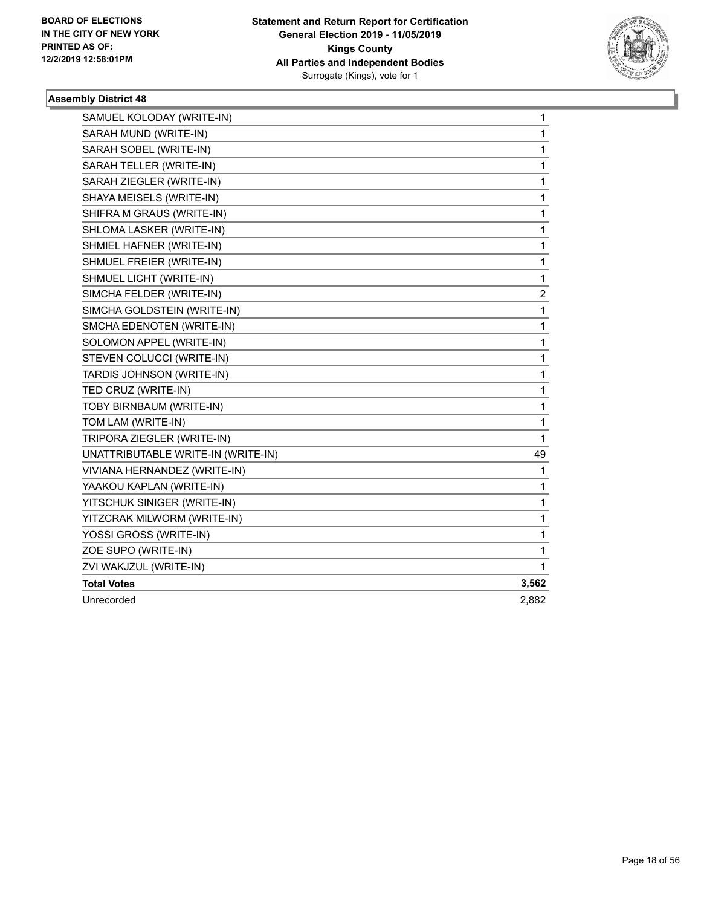**BOARD OF ELECTIONS IN THE CITY OF NEW YORK PRINTED AS OF: 12/2/2019 12:58:01PM**

**Statement and Return Report for Certification General Election 2019 - 11/05/2019 Kings County All Parties and Independent Bodies**
Surrogate (Kings), vote for 1

### Assembly District 48

| | |
|---|---|
| SAMUEL KOLODAY (WRITE-IN) | 1 |
| SARAH MUND (WRITE-IN) | 1 |
| SARAH SOBEL (WRITE-IN) | 1 |
| SARAH TELLER (WRITE-IN) | 1 |
| SARAH ZIEGLER (WRITE-IN) | 1 |
| SHAYA MEISELS (WRITE-IN) | 1 |
| SHIFRA M GRAUS (WRITE-IN) | 1 |
| SHLOMA LASKER (WRITE-IN) | 1 |
| SHMIEL HAFNER (WRITE-IN) | 1 |
| SHMUEL FREIER (WRITE-IN) | 1 |
| SHMUEL LICHT (WRITE-IN) | 1 |
| SIMCHA FELDER (WRITE-IN) | 2 |
| SIMCHA GOLDSTEIN (WRITE-IN) | 1 |
| SMCHA EDENOTEN (WRITE-IN) | 1 |
| SOLOMON APPEL (WRITE-IN) | 1 |
| STEVEN COLUCCI (WRITE-IN) | 1 |
| TARDIS JOHNSON (WRITE-IN) | 1 |
| TED CRUZ (WRITE-IN) | 1 |
| TOBY BIRNBAUM (WRITE-IN) | 1 |
| TOM LAM (WRITE-IN) | 1 |
| TRIPORA ZIEGLER (WRITE-IN) | 1 |
| UNATTRIBUTABLE WRITE-IN (WRITE-IN) | 49 |
| VIVIANA HERNANDEZ (WRITE-IN) | 1 |
| YAAKOU KAPLAN (WRITE-IN) | 1 |
| YITSCHUK SINIGER (WRITE-IN) | 1 |
| YITZCRAK MILWORM (WRITE-IN) | 1 |
| YOSSI GROSS (WRITE-IN) | 1 |
| ZOE SUPO (WRITE-IN) | 1 |
| ZVI WAKJZUL (WRITE-IN) | 1 |
| **Total Votes** | **3,562** |
| Unrecorded | 2,882 |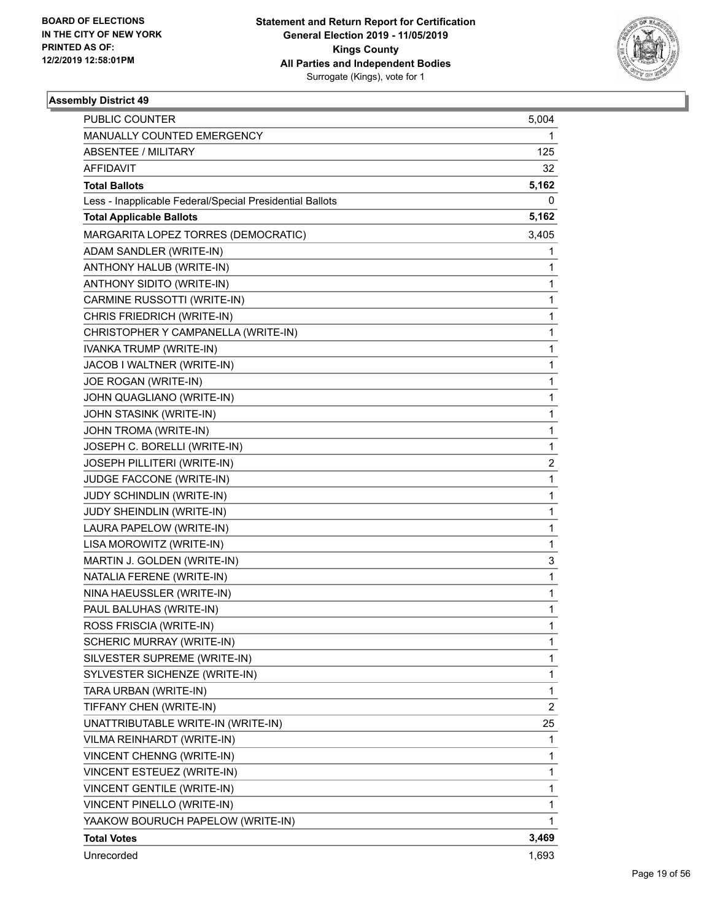BOARD OF ELECTIONS
IN THE CITY OF NEW YORK
PRINTED AS OF:
12/2/2019 12:58:01PM

**Statement and Return Report for Certification**
**General Election 2019 - 11/05/2019**
**Kings County**
**All Parties and Independent Bodies**
Surrogate (Kings), vote for 1

### Assembly District 49

| | |
|---|---|
| PUBLIC COUNTER | 5,004 |
| MANUALLY COUNTED EMERGENCY | 1 |
| ABSENTEE / MILITARY | 125 |
| AFFIDAVIT | 32 |
| **Total Ballots** | **5,162** |
| Less - Inapplicable Federal/Special Presidential Ballots | 0 |
| **Total Applicable Ballots** | **5,162** |
| MARGARITA LOPEZ TORRES (DEMOCRATIC) | 3,405 |
| ADAM SANDLER (WRITE-IN) | 1 |
| ANTHONY HALUB (WRITE-IN) | 1 |
| ANTHONY SIDITO (WRITE-IN) | 1 |
| CARMINE RUSSOTTI (WRITE-IN) | 1 |
| CHRIS FRIEDRICH (WRITE-IN) | 1 |
| CHRISTOPHER Y CAMPANELLA (WRITE-IN) | 1 |
| IVANKA TRUMP (WRITE-IN) | 1 |
| JACOB I WALTNER (WRITE-IN) | 1 |
| JOE ROGAN (WRITE-IN) | 1 |
| JOHN QUAGLIANO (WRITE-IN) | 1 |
| JOHN STASINK (WRITE-IN) | 1 |
| JOHN TROMA (WRITE-IN) | 1 |
| JOSEPH C. BORELLI (WRITE-IN) | 1 |
| JOSEPH PILLITERI (WRITE-IN) | 2 |
| JUDGE FACCONE (WRITE-IN) | 1 |
| JUDY SCHINDLIN (WRITE-IN) | 1 |
| JUDY SHEINDLIN (WRITE-IN) | 1 |
| LAURA PAPELOW (WRITE-IN) | 1 |
| LISA MOROWITZ (WRITE-IN) | 1 |
| MARTIN J. GOLDEN (WRITE-IN) | 3 |
| NATALIA FERENE (WRITE-IN) | 1 |
| NINA HAEUSSLER (WRITE-IN) | 1 |
| PAUL BALUHAS (WRITE-IN) | 1 |
| ROSS FRISCIA (WRITE-IN) | 1 |
| SCHERIC MURRAY (WRITE-IN) | 1 |
| SILVESTER SUPREME (WRITE-IN) | 1 |
| SYLVESTER SICHENZE (WRITE-IN) | 1 |
| TARA URBAN (WRITE-IN) | 1 |
| TIFFANY CHEN (WRITE-IN) | 2 |
| UNATTRIBUTABLE WRITE-IN (WRITE-IN) | 25 |
| VILMA REINHARDT (WRITE-IN) | 1 |
| VINCENT CHENNG (WRITE-IN) | 1 |
| VINCENT ESTEUEZ (WRITE-IN) | 1 |
| VINCENT GENTILE (WRITE-IN) | 1 |
| VINCENT PINELLO (WRITE-IN) | 1 |
| YAAKOW BOURUCH PAPELOW (WRITE-IN) | 1 |
| **Total Votes** | **3,469** |
| Unrecorded | 1,693 |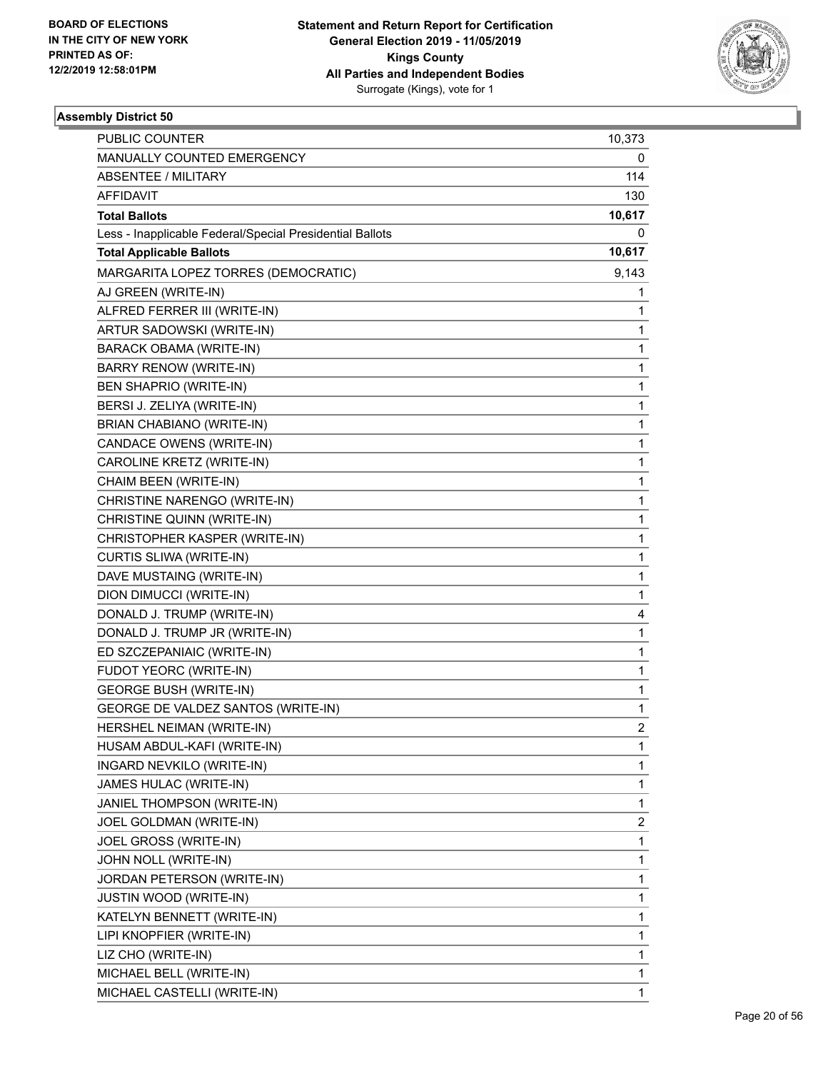BOARD OF ELECTIONS
IN THE CITY OF NEW YORK
PRINTED AS OF:
12/2/2019 12:58:01PM

**Statement and Return Report for Certification**
**General Election 2019 - 11/05/2019**
**Kings County**
**All Parties and Independent Bodies**
Surrogate (Kings), vote for 1

### Assembly District 50

| | |
|---|---|
| PUBLIC COUNTER | 10,373 |
| MANUALLY COUNTED EMERGENCY | 0 |
| ABSENTEE / MILITARY | 114 |
| AFFIDAVIT | 130 |
| **Total Ballots** | **10,617** |
| Less - Inapplicable Federal/Special Presidential Ballots | 0 |
| **Total Applicable Ballots** | **10,617** |
| MARGARITA LOPEZ TORRES (DEMOCRATIC) | 9,143 |
| AJ GREEN (WRITE-IN) | 1 |
| ALFRED FERRER III (WRITE-IN) | 1 |
| ARTUR SADOWSKI (WRITE-IN) | 1 |
| BARACK OBAMA (WRITE-IN) | 1 |
| BARRY RENOW (WRITE-IN) | 1 |
| BEN SHAPRIO (WRITE-IN) | 1 |
| BERSI J. ZELIYA (WRITE-IN) | 1 |
| BRIAN CHABIANO (WRITE-IN) | 1 |
| CANDACE OWENS (WRITE-IN) | 1 |
| CAROLINE KRETZ (WRITE-IN) | 1 |
| CHAIM BEEN (WRITE-IN) | 1 |
| CHRISTINE NARENGO (WRITE-IN) | 1 |
| CHRISTINE QUINN (WRITE-IN) | 1 |
| CHRISTOPHER KASPER (WRITE-IN) | 1 |
| CURTIS SLIWA (WRITE-IN) | 1 |
| DAVE MUSTAING (WRITE-IN) | 1 |
| DION DIMUCCI (WRITE-IN) | 1 |
| DONALD J. TRUMP (WRITE-IN) | 4 |
| DONALD J. TRUMP JR (WRITE-IN) | 1 |
| ED SZCZEPANIAIC (WRITE-IN) | 1 |
| FUDOT YEORC (WRITE-IN) | 1 |
| GEORGE BUSH (WRITE-IN) | 1 |
| GEORGE DE VALDEZ SANTOS (WRITE-IN) | 1 |
| HERSHEL NEIMAN (WRITE-IN) | 2 |
| HUSAM ABDUL-KAFI (WRITE-IN) | 1 |
| INGARD NEVKILO (WRITE-IN) | 1 |
| JAMES HULAC (WRITE-IN) | 1 |
| JANIEL THOMPSON (WRITE-IN) | 1 |
| JOEL GOLDMAN (WRITE-IN) | 2 |
| JOEL GROSS (WRITE-IN) | 1 |
| JOHN NOLL (WRITE-IN) | 1 |
| JORDAN PETERSON (WRITE-IN) | 1 |
| JUSTIN WOOD (WRITE-IN) | 1 |
| KATELYN BENNETT (WRITE-IN) | 1 |
| LIPI KNOPFIER (WRITE-IN) | 1 |
| LIZ CHO (WRITE-IN) | 1 |
| MICHAEL BELL (WRITE-IN) | 1 |
| MICHAEL CASTELLI (WRITE-IN) | 1 |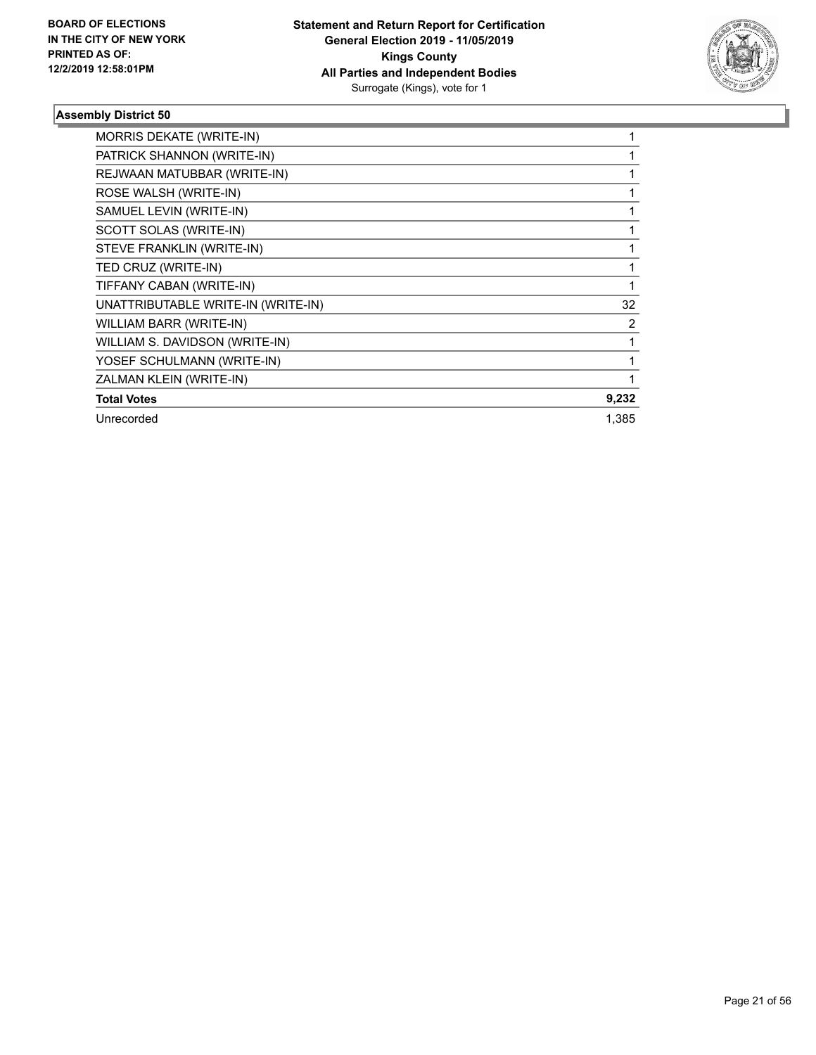**BOARD OF ELECTIONS IN THE CITY OF NEW YORK PRINTED AS OF: 12/2/2019 12:58:01PM**

**Statement and Return Report for Certification General Election 2019 - 11/05/2019 Kings County All Parties and Independent Bodies**
Surrogate (Kings), vote for 1

### Assembly District 50

| | |
|---|---|
| MORRIS DEKATE (WRITE-IN) | 1 |
| PATRICK SHANNON (WRITE-IN) | 1 |
| REJWAAN MATUBBAR (WRITE-IN) | 1 |
| ROSE WALSH (WRITE-IN) | 1 |
| SAMUEL LEVIN (WRITE-IN) | 1 |
| SCOTT SOLAS (WRITE-IN) | 1 |
| STEVE FRANKLIN (WRITE-IN) | 1 |
| TED CRUZ (WRITE-IN) | 1 |
| TIFFANY CABAN (WRITE-IN) | 1 |
| UNATTRIBUTABLE WRITE-IN (WRITE-IN) | 32 |
| WILLIAM BARR (WRITE-IN) | 2 |
| WILLIAM S. DAVIDSON (WRITE-IN) | 1 |
| YOSEF SCHULMANN (WRITE-IN) | 1 |
| ZALMAN KLEIN (WRITE-IN) | 1 |
| **Total Votes** | **9,232** |
| Unrecorded | 1,385 |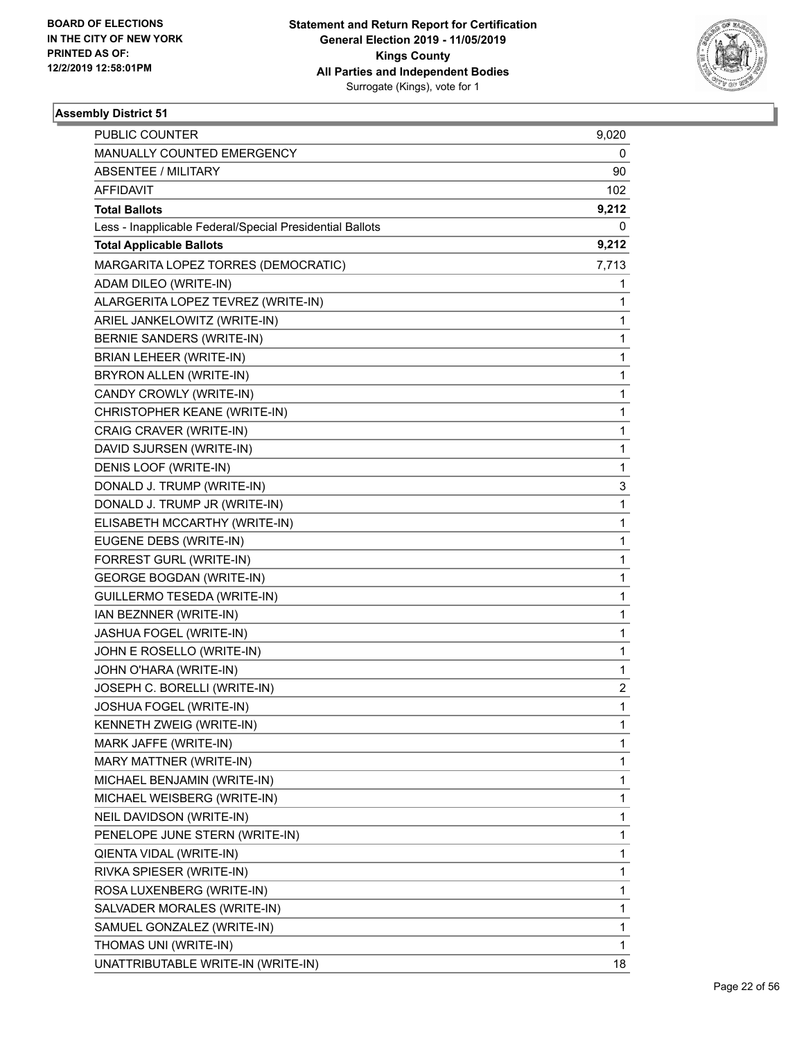**BOARD OF ELECTIONS IN THE CITY OF NEW YORK PRINTED AS OF: 12/2/2019 12:58:01PM**

**Statement and Return Report for Certification General Election 2019 - 11/05/2019 Kings County All Parties and Independent Bodies** Surrogate (Kings), vote for 1

### Assembly District 51

| | |
|---|---|
| PUBLIC COUNTER | 9,020 |
| MANUALLY COUNTED EMERGENCY | 0 |
| ABSENTEE / MILITARY | 90 |
| AFFIDAVIT | 102 |
| **Total Ballots** | **9,212** |
| Less - Inapplicable Federal/Special Presidential Ballots | 0 |
| **Total Applicable Ballots** | **9,212** |
| MARGARITA LOPEZ TORRES (DEMOCRATIC) | 7,713 |
| ADAM DILEO (WRITE-IN) | 1 |
| ALARGERITA LOPEZ TEVREZ (WRITE-IN) | 1 |
| ARIEL JANKELOWITZ (WRITE-IN) | 1 |
| BERNIE SANDERS (WRITE-IN) | 1 |
| BRIAN LEHEER (WRITE-IN) | 1 |
| BRYRON ALLEN (WRITE-IN) | 1 |
| CANDY CROWLY (WRITE-IN) | 1 |
| CHRISTOPHER KEANE (WRITE-IN) | 1 |
| CRAIG CRAVER (WRITE-IN) | 1 |
| DAVID SJURSEN (WRITE-IN) | 1 |
| DENIS LOOF (WRITE-IN) | 1 |
| DONALD J. TRUMP (WRITE-IN) | 3 |
| DONALD J. TRUMP JR (WRITE-IN) | 1 |
| ELISABETH MCCARTHY (WRITE-IN) | 1 |
| EUGENE DEBS (WRITE-IN) | 1 |
| FORREST GURL (WRITE-IN) | 1 |
| GEORGE BOGDAN (WRITE-IN) | 1 |
| GUILLERMO TESEDA (WRITE-IN) | 1 |
| IAN BEZNNER (WRITE-IN) | 1 |
| JASHUA FOGEL (WRITE-IN) | 1 |
| JOHN E ROSELLO (WRITE-IN) | 1 |
| JOHN O'HARA (WRITE-IN) | 1 |
| JOSEPH C. BORELLI (WRITE-IN) | 2 |
| JOSHUA FOGEL (WRITE-IN) | 1 |
| KENNETH ZWEIG (WRITE-IN) | 1 |
| MARK JAFFE (WRITE-IN) | 1 |
| MARY MATTNER (WRITE-IN) | 1 |
| MICHAEL BENJAMIN (WRITE-IN) | 1 |
| MICHAEL WEISBERG (WRITE-IN) | 1 |
| NEIL DAVIDSON (WRITE-IN) | 1 |
| PENELOPE JUNE STERN (WRITE-IN) | 1 |
| QIENTA VIDAL (WRITE-IN) | 1 |
| RIVKA SPIESER (WRITE-IN) | 1 |
| ROSA LUXENBERG (WRITE-IN) | 1 |
| SALVADER MORALES (WRITE-IN) | 1 |
| SAMUEL GONZALEZ (WRITE-IN) | 1 |
| THOMAS UNI (WRITE-IN) | 1 |
| UNATTRIBUTABLE WRITE-IN (WRITE-IN) | 18 |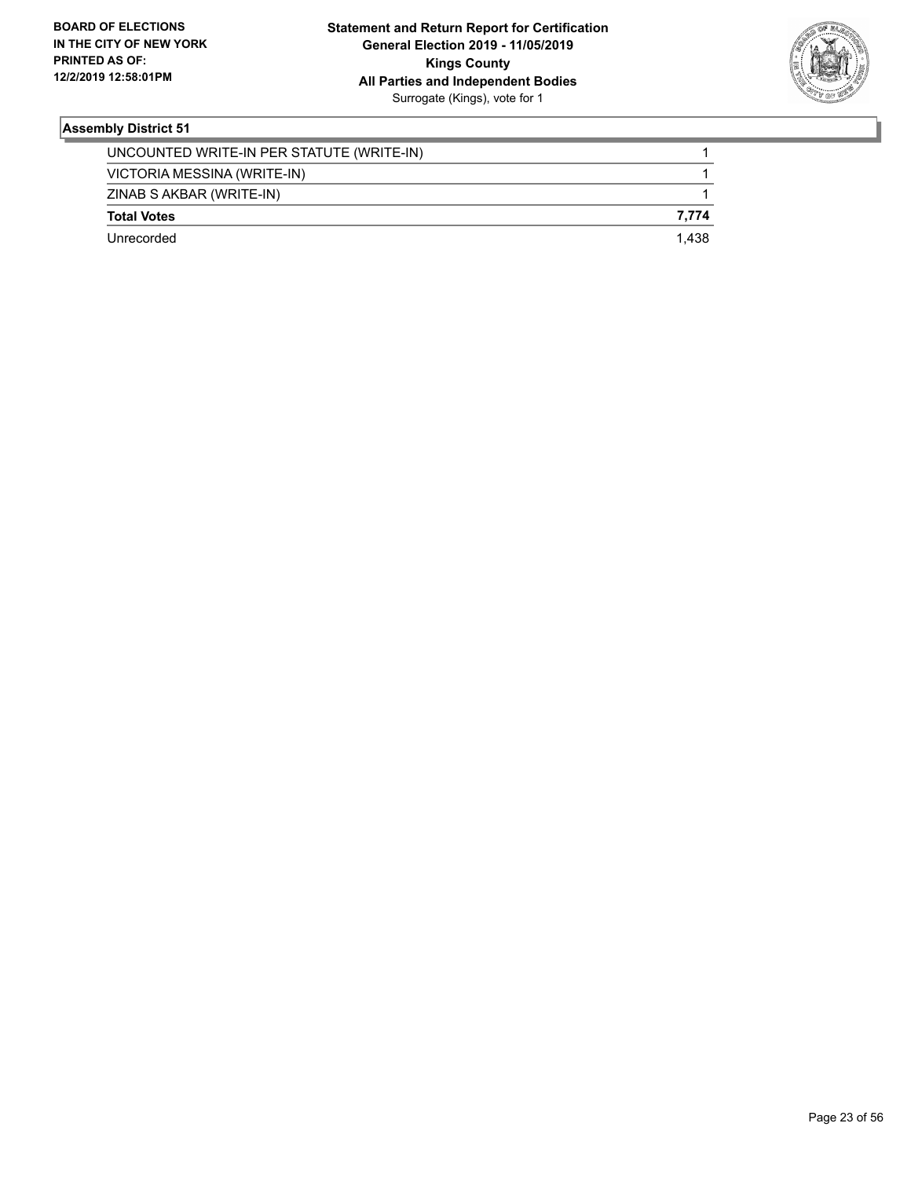### Assembly District 51

| | |
|---|---|
| UNCOUNTED WRITE-IN PER STATUTE (WRITE-IN) | 1 |
| VICTORIA MESSINA (WRITE-IN) | 1 |
| ZINAB S AKBAR (WRITE-IN) | 1 |
| **Total Votes** | **7,774** |
| Unrecorded | 1,438 |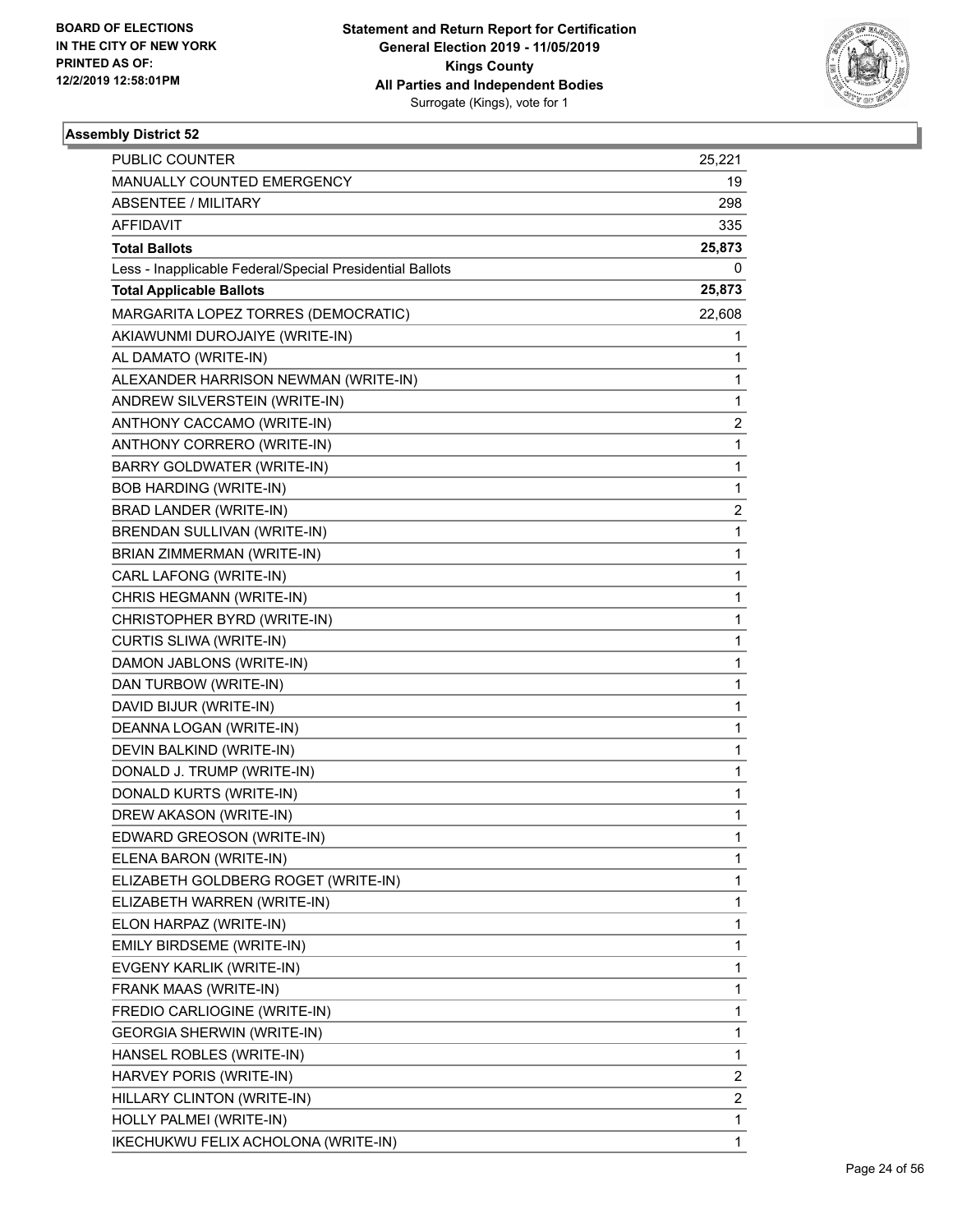BOARD OF ELECTIONS
IN THE CITY OF NEW YORK
PRINTED AS OF:
12/2/2019 12:58:01PM

**Statement and Return Report for Certification**
**General Election 2019 - 11/05/2019**
**Kings County**
**All Parties and Independent Bodies**
Surrogate (Kings), vote for 1

### Assembly District 52

| | |
|---|---|
| PUBLIC COUNTER | 25,221 |
| MANUALLY COUNTED EMERGENCY | 19 |
| ABSENTEE / MILITARY | 298 |
| AFFIDAVIT | 335 |
| **Total Ballots** | **25,873** |
| Less - Inapplicable Federal/Special Presidential Ballots | 0 |
| **Total Applicable Ballots** | **25,873** |
| MARGARITA LOPEZ TORRES (DEMOCRATIC) | 22,608 |
| AKIAWUNMI DUROJAIYE (WRITE-IN) | 1 |
| AL DAMATO (WRITE-IN) | 1 |
| ALEXANDER HARRISON NEWMAN (WRITE-IN) | 1 |
| ANDREW SILVERSTEIN (WRITE-IN) | 1 |
| ANTHONY CACCAMO (WRITE-IN) | 2 |
| ANTHONY CORRERO (WRITE-IN) | 1 |
| BARRY GOLDWATER (WRITE-IN) | 1 |
| BOB HARDING (WRITE-IN) | 1 |
| BRAD LANDER (WRITE-IN) | 2 |
| BRENDAN SULLIVAN (WRITE-IN) | 1 |
| BRIAN ZIMMERMAN (WRITE-IN) | 1 |
| CARL LAFONG (WRITE-IN) | 1 |
| CHRIS HEGMANN (WRITE-IN) | 1 |
| CHRISTOPHER BYRD (WRITE-IN) | 1 |
| CURTIS SLIWA (WRITE-IN) | 1 |
| DAMON JABLONS (WRITE-IN) | 1 |
| DAN TURBOW (WRITE-IN) | 1 |
| DAVID BIJUR (WRITE-IN) | 1 |
| DEANNA LOGAN (WRITE-IN) | 1 |
| DEVIN BALKIND (WRITE-IN) | 1 |
| DONALD J. TRUMP (WRITE-IN) | 1 |
| DONALD KURTS (WRITE-IN) | 1 |
| DREW AKASON (WRITE-IN) | 1 |
| EDWARD GREOSON (WRITE-IN) | 1 |
| ELENA BARON (WRITE-IN) | 1 |
| ELIZABETH GOLDBERG ROGET (WRITE-IN) | 1 |
| ELIZABETH WARREN (WRITE-IN) | 1 |
| ELON HARPAZ (WRITE-IN) | 1 |
| EMILY BIRDSEME (WRITE-IN) | 1 |
| EVGENY KARLIK (WRITE-IN) | 1 |
| FRANK MAAS (WRITE-IN) | 1 |
| FREDIO CARLIOGINE (WRITE-IN) | 1 |
| GEORGIA SHERWIN (WRITE-IN) | 1 |
| HANSEL ROBLES (WRITE-IN) | 1 |
| HARVEY PORIS (WRITE-IN) | 2 |
| HILLARY CLINTON (WRITE-IN) | 2 |
| HOLLY PALMEI (WRITE-IN) | 1 |
| IKECHUKWU FELIX ACHOLONA (WRITE-IN) | 1 |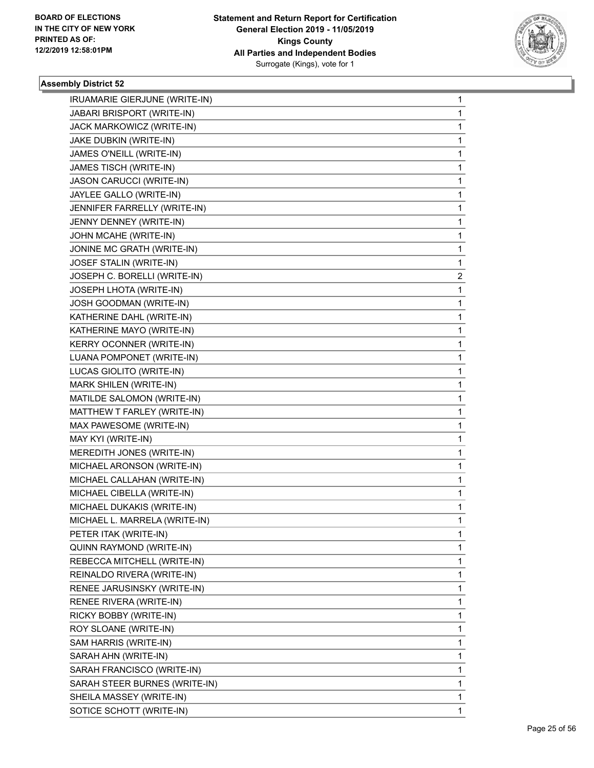### Assembly District 52

| | |
|---|---|
| IRUAMARIE GIERJUNE (WRITE-IN) | 1 |
| JABARI BRISPORT (WRITE-IN) | 1 |
| JACK MARKOWICZ (WRITE-IN) | 1 |
| JAKE DUBKIN (WRITE-IN) | 1 |
| JAMES O'NEILL (WRITE-IN) | 1 |
| JAMES TISCH (WRITE-IN) | 1 |
| JASON CARUCCI (WRITE-IN) | 1 |
| JAYLEE GALLO (WRITE-IN) | 1 |
| JENNIFER FARRELLY (WRITE-IN) | 1 |
| JENNY DENNEY (WRITE-IN) | 1 |
| JOHN MCAHE (WRITE-IN) | 1 |
| JONINE MC GRATH (WRITE-IN) | 1 |
| JOSEF STALIN (WRITE-IN) | 1 |
| JOSEPH C. BORELLI (WRITE-IN) | 2 |
| JOSEPH LHOTA (WRITE-IN) | 1 |
| JOSH GOODMAN (WRITE-IN) | 1 |
| KATHERINE DAHL (WRITE-IN) | 1 |
| KATHERINE MAYO (WRITE-IN) | 1 |
| KERRY OCONNER (WRITE-IN) | 1 |
| LUANA POMPONET (WRITE-IN) | 1 |
| LUCAS GIOLITO (WRITE-IN) | 1 |
| MARK SHILEN (WRITE-IN) | 1 |
| MATILDE SALOMON (WRITE-IN) | 1 |
| MATTHEW T FARLEY (WRITE-IN) | 1 |
| MAX PAWESOME (WRITE-IN) | 1 |
| MAY KYI (WRITE-IN) | 1 |
| MEREDITH JONES (WRITE-IN) | 1 |
| MICHAEL ARONSON (WRITE-IN) | 1 |
| MICHAEL CALLAHAN (WRITE-IN) | 1 |
| MICHAEL CIBELLA (WRITE-IN) | 1 |
| MICHAEL DUKAKIS (WRITE-IN) | 1 |
| MICHAEL L. MARRELA (WRITE-IN) | 1 |
| PETER ITAK (WRITE-IN) | 1 |
| QUINN RAYMOND (WRITE-IN) | 1 |
| REBECCA MITCHELL (WRITE-IN) | 1 |
| REINALDO RIVERA (WRITE-IN) | 1 |
| RENEE JARUSINSKY (WRITE-IN) | 1 |
| RENEE RIVERA (WRITE-IN) | 1 |
| RICKY BOBBY (WRITE-IN) | 1 |
| ROY SLOANE (WRITE-IN) | 1 |
| SAM HARRIS (WRITE-IN) | 1 |
| SARAH AHN (WRITE-IN) | 1 |
| SARAH FRANCISCO (WRITE-IN) | 1 |
| SARAH STEER BURNES (WRITE-IN) | 1 |
| SHEILA MASSEY (WRITE-IN) | 1 |
| SOTICE SCHOTT (WRITE-IN) | 1 |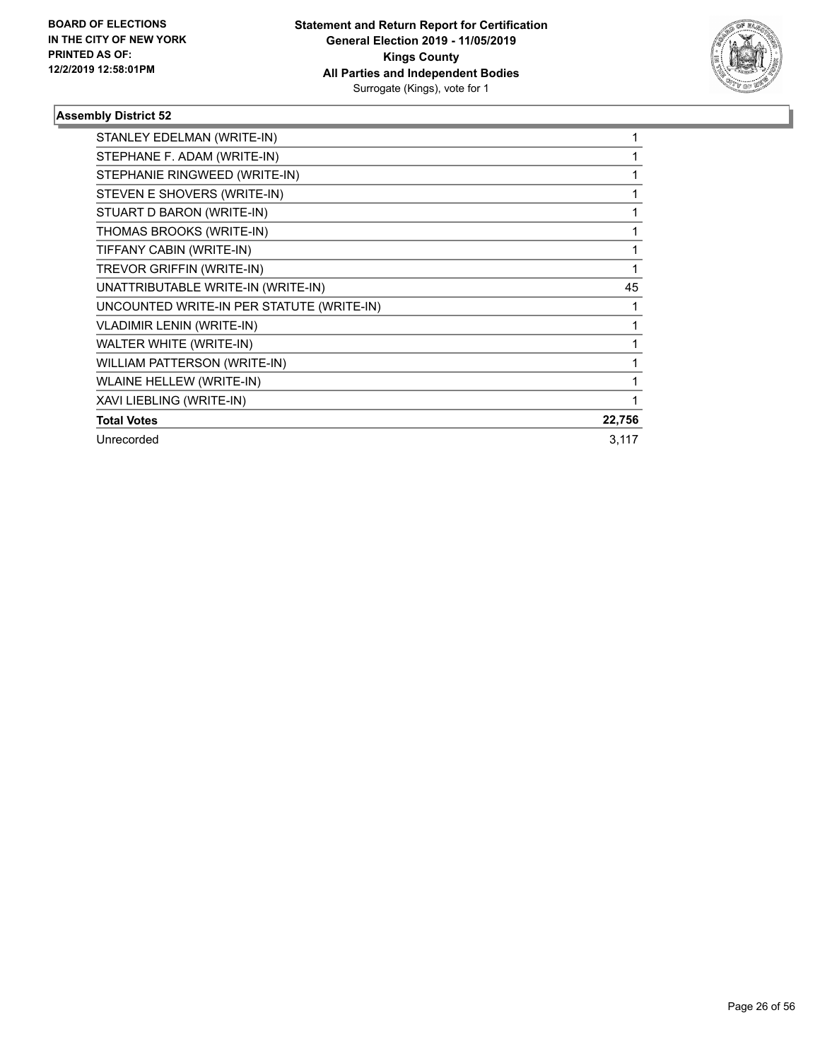**BOARD OF ELECTIONS IN THE CITY OF NEW YORK PRINTED AS OF: 12/2/2019 12:58:01PM**

**Statement and Return Report for Certification General Election 2019 - 11/05/2019 Kings County All Parties and Independent Bodies**
Surrogate (Kings), vote for 1

### Assembly District 52

| | |
|---|---|
| STANLEY EDELMAN (WRITE-IN) | 1 |
| STEPHANE F. ADAM (WRITE-IN) | 1 |
| STEPHANIE RINGWEED (WRITE-IN) | 1 |
| STEVEN E SHOVERS (WRITE-IN) | 1 |
| STUART D BARON (WRITE-IN) | 1 |
| THOMAS BROOKS (WRITE-IN) | 1 |
| TIFFANY CABIN (WRITE-IN) | 1 |
| TREVOR GRIFFIN (WRITE-IN) | 1 |
| UNATTRIBUTABLE WRITE-IN (WRITE-IN) | 45 |
| UNCOUNTED WRITE-IN PER STATUTE (WRITE-IN) | 1 |
| VLADIMIR LENIN (WRITE-IN) | 1 |
| WALTER WHITE (WRITE-IN) | 1 |
| WILLIAM PATTERSON (WRITE-IN) | 1 |
| WLAINE HELLEW (WRITE-IN) | 1 |
| XAVI LIEBLING (WRITE-IN) | 1 |
| **Total Votes** | **22,756** |
| Unrecorded | 3,117 |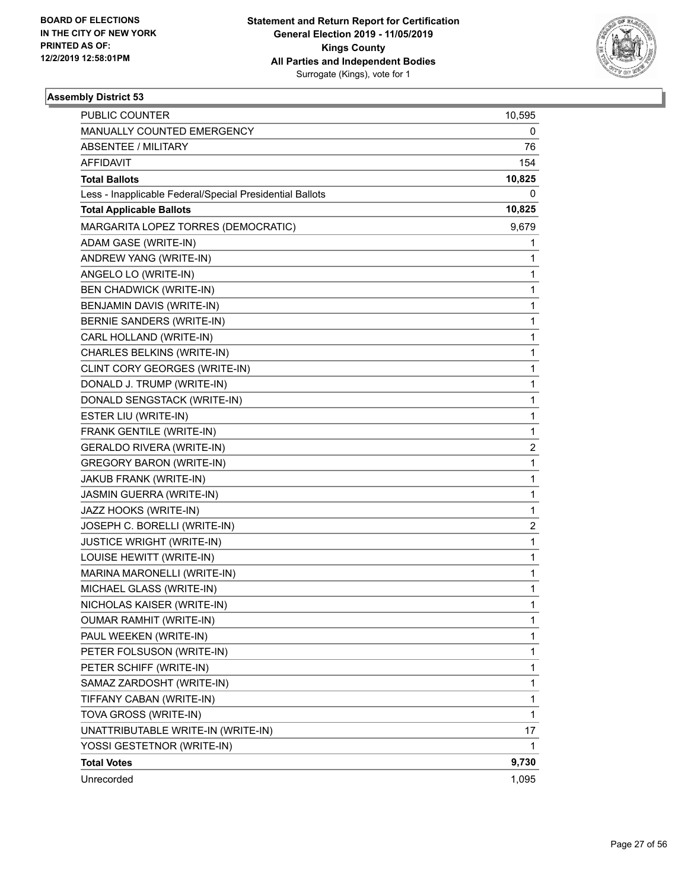**Statement and Return Report for Certification**
**General Election 2019 - 11/05/2019**
**Kings County**
**All Parties and Independent Bodies**
Surrogate (Kings), vote for 1

BOARD OF ELECTIONS
IN THE CITY OF NEW YORK
PRINTED AS OF:
12/2/2019 12:58:01PM

## Assembly District 53

| | |
|---|---|
| PUBLIC COUNTER | 10,595 |
| MANUALLY COUNTED EMERGENCY | 0 |
| ABSENTEE / MILITARY | 76 |
| AFFIDAVIT | 154 |
| **Total Ballots** | **10,825** |
| Less - Inapplicable Federal/Special Presidential Ballots | 0 |
| **Total Applicable Ballots** | **10,825** |
| MARGARITA LOPEZ TORRES (DEMOCRATIC) | 9,679 |
| ADAM GASE (WRITE-IN) | 1 |
| ANDREW YANG (WRITE-IN) | 1 |
| ANGELO LO (WRITE-IN) | 1 |
| BEN CHADWICK (WRITE-IN) | 1 |
| BENJAMIN DAVIS (WRITE-IN) | 1 |
| BERNIE SANDERS (WRITE-IN) | 1 |
| CARL HOLLAND (WRITE-IN) | 1 |
| CHARLES BELKINS (WRITE-IN) | 1 |
| CLINT CORY GEORGES (WRITE-IN) | 1 |
| DONALD J. TRUMP (WRITE-IN) | 1 |
| DONALD SENGSTACK (WRITE-IN) | 1 |
| ESTER LIU (WRITE-IN) | 1 |
| FRANK GENTILE (WRITE-IN) | 1 |
| GERALDO RIVERA (WRITE-IN) | 2 |
| GREGORY BARON (WRITE-IN) | 1 |
| JAKUB FRANK (WRITE-IN) | 1 |
| JASMIN GUERRA (WRITE-IN) | 1 |
| JAZZ HOOKS (WRITE-IN) | 1 |
| JOSEPH C. BORELLI (WRITE-IN) | 2 |
| JUSTICE WRIGHT (WRITE-IN) | 1 |
| LOUISE HEWITT (WRITE-IN) | 1 |
| MARINA MARONELLI (WRITE-IN) | 1 |
| MICHAEL GLASS (WRITE-IN) | 1 |
| NICHOLAS KAISER (WRITE-IN) | 1 |
| OUMAR RAMHIT (WRITE-IN) | 1 |
| PAUL WEEKEN (WRITE-IN) | 1 |
| PETER FOLSUSON (WRITE-IN) | 1 |
| PETER SCHIFF (WRITE-IN) | 1 |
| SAMAZ ZARDOSHT (WRITE-IN) | 1 |
| TIFFANY CABAN (WRITE-IN) | 1 |
| TOVA GROSS (WRITE-IN) | 1 |
| UNATTRIBUTABLE WRITE-IN (WRITE-IN) | 17 |
| YOSSI GESTETNOR (WRITE-IN) | 1 |
| **Total Votes** | **9,730** |
| Unrecorded | 1,095 |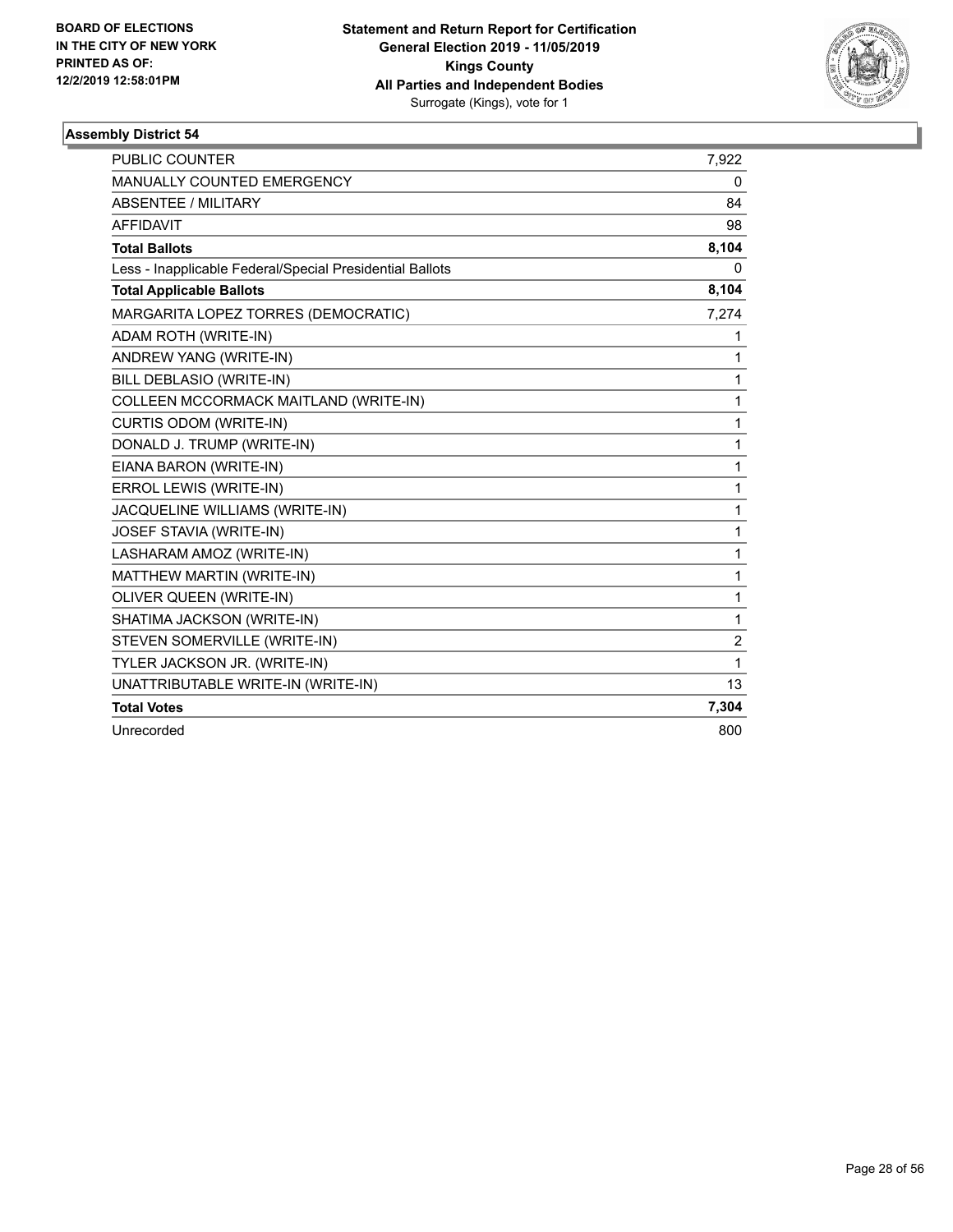BOARD OF ELECTIONS
IN THE CITY OF NEW YORK
PRINTED AS OF:
12/2/2019 12:58:01PM

**Statement and Return Report for Certification**
**General Election 2019 - 11/05/2019**
**Kings County**
**All Parties and Independent Bodies**
Surrogate (Kings), vote for 1

### Assembly District 54

| | |
|---|---|
| PUBLIC COUNTER | 7,922 |
| MANUALLY COUNTED EMERGENCY | 0 |
| ABSENTEE / MILITARY | 84 |
| AFFIDAVIT | 98 |
| **Total Ballots** | **8,104** |
| Less - Inapplicable Federal/Special Presidential Ballots | 0 |
| **Total Applicable Ballots** | **8,104** |
| MARGARITA LOPEZ TORRES (DEMOCRATIC) | 7,274 |
| ADAM ROTH (WRITE-IN) | 1 |
| ANDREW YANG (WRITE-IN) | 1 |
| BILL DEBLASIO (WRITE-IN) | 1 |
| COLLEEN MCCORMACK MAITLAND (WRITE-IN) | 1 |
| CURTIS ODOM (WRITE-IN) | 1 |
| DONALD J. TRUMP (WRITE-IN) | 1 |
| EIANA BARON (WRITE-IN) | 1 |
| ERROL LEWIS (WRITE-IN) | 1 |
| JACQUELINE WILLIAMS (WRITE-IN) | 1 |
| JOSEF STAVIA (WRITE-IN) | 1 |
| LASHARAM AMOZ (WRITE-IN) | 1 |
| MATTHEW MARTIN (WRITE-IN) | 1 |
| OLIVER QUEEN (WRITE-IN) | 1 |
| SHATIMA JACKSON (WRITE-IN) | 1 |
| STEVEN SOMERVILLE (WRITE-IN) | 2 |
| TYLER JACKSON JR. (WRITE-IN) | 1 |
| UNATTRIBUTABLE WRITE-IN (WRITE-IN) | 13 |
| **Total Votes** | **7,304** |
| Unrecorded | 800 |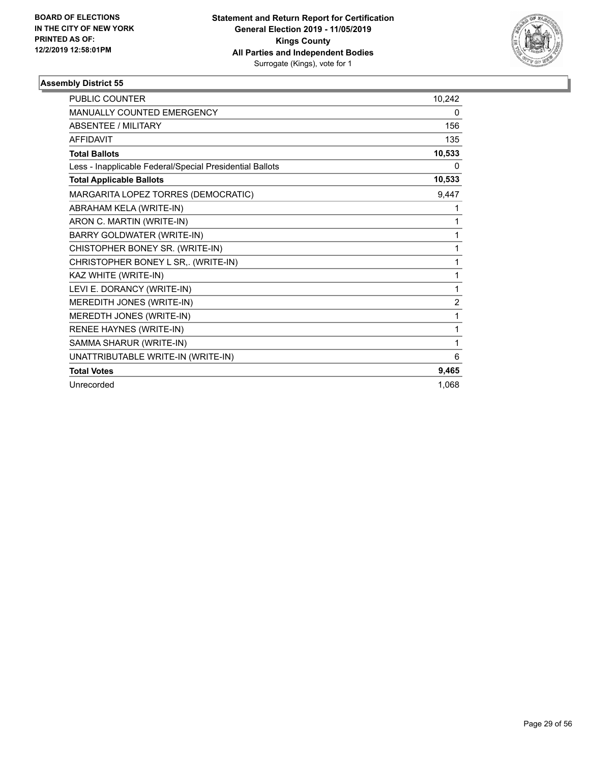**BOARD OF ELECTIONS IN THE CITY OF NEW YORK PRINTED AS OF: 12/2/2019 12:58:01PM**

**Statement and Return Report for Certification General Election 2019 - 11/05/2019 Kings County All Parties and Independent Bodies**

Surrogate (Kings), vote for 1

### Assembly District 55

| | |
|---|---|
| PUBLIC COUNTER | 10,242 |
| MANUALLY COUNTED EMERGENCY | 0 |
| ABSENTEE / MILITARY | 156 |
| AFFIDAVIT | 135 |
| **Total Ballots** | **10,533** |
| Less - Inapplicable Federal/Special Presidential Ballots | 0 |
| **Total Applicable Ballots** | **10,533** |
| MARGARITA LOPEZ TORRES (DEMOCRATIC) | 9,447 |
| ABRAHAM KELA (WRITE-IN) | 1 |
| ARON C. MARTIN (WRITE-IN) | 1 |
| BARRY GOLDWATER (WRITE-IN) | 1 |
| CHISTOPHER BONEY SR. (WRITE-IN) | 1 |
| CHRISTOPHER BONEY L SR,. (WRITE-IN) | 1 |
| KAZ WHITE (WRITE-IN) | 1 |
| LEVI E. DORANCY (WRITE-IN) | 1 |
| MEREDITH JONES (WRITE-IN) | 2 |
| MEREDTH JONES (WRITE-IN) | 1 |
| RENEE HAYNES (WRITE-IN) | 1 |
| SAMMA SHARUR (WRITE-IN) | 1 |
| UNATTRIBUTABLE WRITE-IN (WRITE-IN) | 6 |
| **Total Votes** | **9,465** |
| Unrecorded | 1,068 |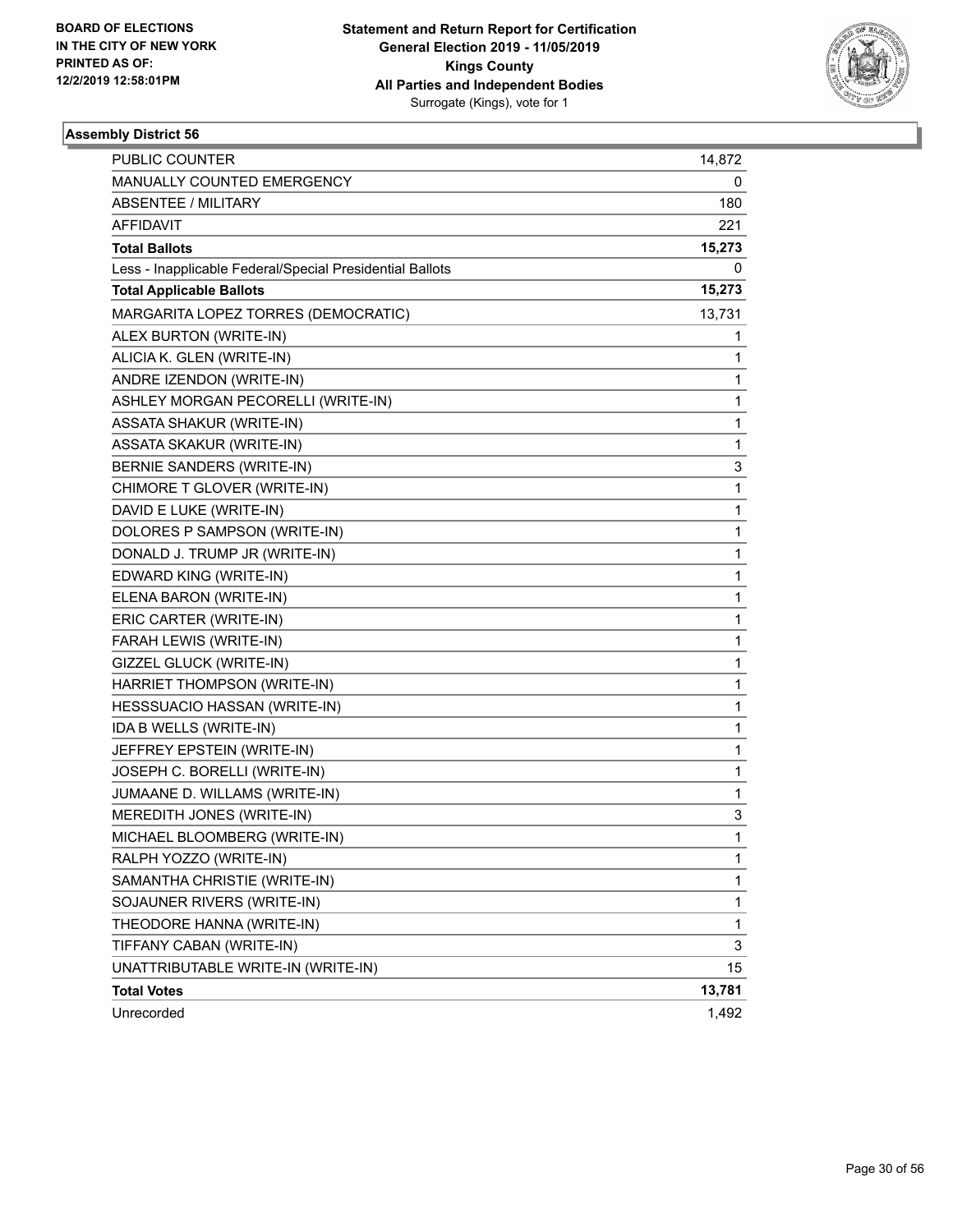BOARD OF ELECTIONS
IN THE CITY OF NEW YORK
PRINTED AS OF:
12/2/2019 12:58:01PM

**Statement and Return Report for Certification**
**General Election 2019 - 11/05/2019**
**Kings County**
**All Parties and Independent Bodies**
Surrogate (Kings), vote for 1

### Assembly District 56

| | |
|---|---|
| PUBLIC COUNTER | 14,872 |
| MANUALLY COUNTED EMERGENCY | 0 |
| ABSENTEE / MILITARY | 180 |
| AFFIDAVIT | 221 |
| **Total Ballots** | **15,273** |
| Less - Inapplicable Federal/Special Presidential Ballots | 0 |
| **Total Applicable Ballots** | **15,273** |
| MARGARITA LOPEZ TORRES (DEMOCRATIC) | 13,731 |
| ALEX BURTON (WRITE-IN) | 1 |
| ALICIA K. GLEN (WRITE-IN) | 1 |
| ANDRE IZENDON (WRITE-IN) | 1 |
| ASHLEY MORGAN PECORELLI (WRITE-IN) | 1 |
| ASSATA SHAKUR (WRITE-IN) | 1 |
| ASSATA SKAKUR (WRITE-IN) | 1 |
| BERNIE SANDERS (WRITE-IN) | 3 |
| CHIMORE T GLOVER (WRITE-IN) | 1 |
| DAVID E LUKE (WRITE-IN) | 1 |
| DOLORES P SAMPSON (WRITE-IN) | 1 |
| DONALD J. TRUMP JR (WRITE-IN) | 1 |
| EDWARD KING (WRITE-IN) | 1 |
| ELENA BARON (WRITE-IN) | 1 |
| ERIC CARTER (WRITE-IN) | 1 |
| FARAH LEWIS (WRITE-IN) | 1 |
| GIZZEL GLUCK (WRITE-IN) | 1 |
| HARRIET THOMPSON (WRITE-IN) | 1 |
| HESSSUACIO HASSAN (WRITE-IN) | 1 |
| IDA B WELLS (WRITE-IN) | 1 |
| JEFFREY EPSTEIN (WRITE-IN) | 1 |
| JOSEPH C. BORELLI (WRITE-IN) | 1 |
| JUMAANE D. WILLAMS (WRITE-IN) | 1 |
| MEREDITH JONES (WRITE-IN) | 3 |
| MICHAEL BLOOMBERG (WRITE-IN) | 1 |
| RALPH YOZZO (WRITE-IN) | 1 |
| SAMANTHA CHRISTIE (WRITE-IN) | 1 |
| SOJAUNER RIVERS (WRITE-IN) | 1 |
| THEODORE HANNA (WRITE-IN) | 1 |
| TIFFANY CABAN (WRITE-IN) | 3 |
| UNATTRIBUTABLE WRITE-IN (WRITE-IN) | 15 |
| **Total Votes** | **13,781** |
| Unrecorded | 1,492 |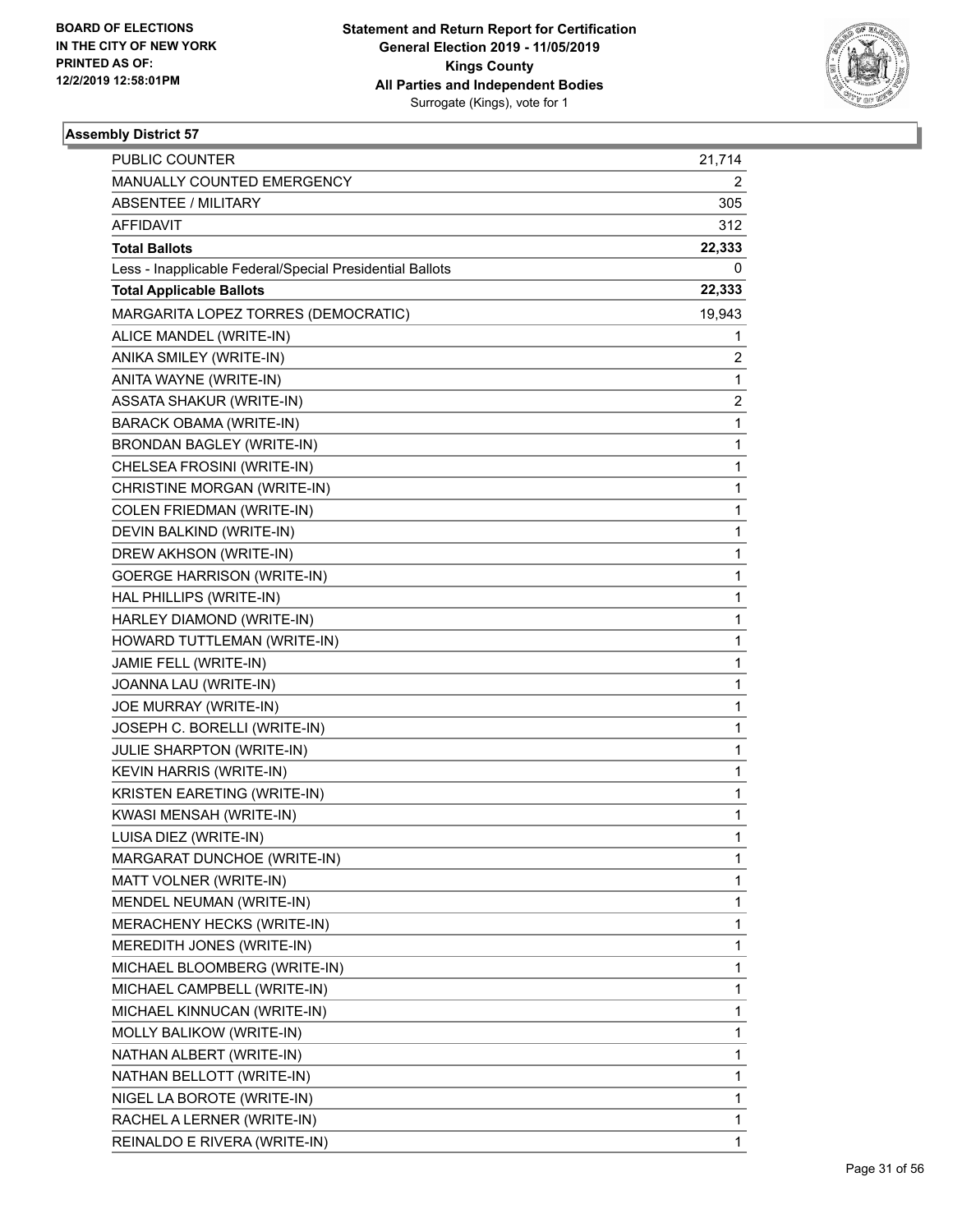BOARD OF ELECTIONS
IN THE CITY OF NEW YORK
PRINTED AS OF:
12/2/2019 12:58:01PM

**Statement and Return Report for Certification**
**General Election 2019 - 11/05/2019**
**Kings County**
**All Parties and Independent Bodies**
Surrogate (Kings), vote for 1

### Assembly District 57

| | |
|---|---|
| PUBLIC COUNTER | 21,714 |
| MANUALLY COUNTED EMERGENCY | 2 |
| ABSENTEE / MILITARY | 305 |
| AFFIDAVIT | 312 |
| **Total Ballots** | **22,333** |
| Less - Inapplicable Federal/Special Presidential Ballots | 0 |
| **Total Applicable Ballots** | **22,333** |
| MARGARITA LOPEZ TORRES (DEMOCRATIC) | 19,943 |
| ALICE MANDEL (WRITE-IN) | 1 |
| ANIKA SMILEY (WRITE-IN) | 2 |
| ANITA WAYNE (WRITE-IN) | 1 |
| ASSATA SHAKUR (WRITE-IN) | 2 |
| BARACK OBAMA (WRITE-IN) | 1 |
| BRONDAN BAGLEY (WRITE-IN) | 1 |
| CHELSEA FROSINI (WRITE-IN) | 1 |
| CHRISTINE MORGAN (WRITE-IN) | 1 |
| COLEN FRIEDMAN (WRITE-IN) | 1 |
| DEVIN BALKIND (WRITE-IN) | 1 |
| DREW AKHSON (WRITE-IN) | 1 |
| GOERGE HARRISON (WRITE-IN) | 1 |
| HAL PHILLIPS (WRITE-IN) | 1 |
| HARLEY DIAMOND (WRITE-IN) | 1 |
| HOWARD TUTTLEMAN (WRITE-IN) | 1 |
| JAMIE FELL (WRITE-IN) | 1 |
| JOANNA LAU (WRITE-IN) | 1 |
| JOE MURRAY (WRITE-IN) | 1 |
| JOSEPH C. BORELLI (WRITE-IN) | 1 |
| JULIE SHARPTON (WRITE-IN) | 1 |
| KEVIN HARRIS (WRITE-IN) | 1 |
| KRISTEN EARETING (WRITE-IN) | 1 |
| KWASI MENSAH (WRITE-IN) | 1 |
| LUISA DIEZ (WRITE-IN) | 1 |
| MARGARAT DUNCHOE (WRITE-IN) | 1 |
| MATT VOLNER (WRITE-IN) | 1 |
| MENDEL NEUMAN (WRITE-IN) | 1 |
| MERACHENY HECKS (WRITE-IN) | 1 |
| MEREDITH JONES (WRITE-IN) | 1 |
| MICHAEL BLOOMBERG (WRITE-IN) | 1 |
| MICHAEL CAMPBELL (WRITE-IN) | 1 |
| MICHAEL KINNUCAN (WRITE-IN) | 1 |
| MOLLY BALIKOW (WRITE-IN) | 1 |
| NATHAN ALBERT (WRITE-IN) | 1 |
| NATHAN BELLOTT (WRITE-IN) | 1 |
| NIGEL LA BOROTE (WRITE-IN) | 1 |
| RACHEL A LERNER (WRITE-IN) | 1 |
| REINALDO E RIVERA (WRITE-IN) | 1 |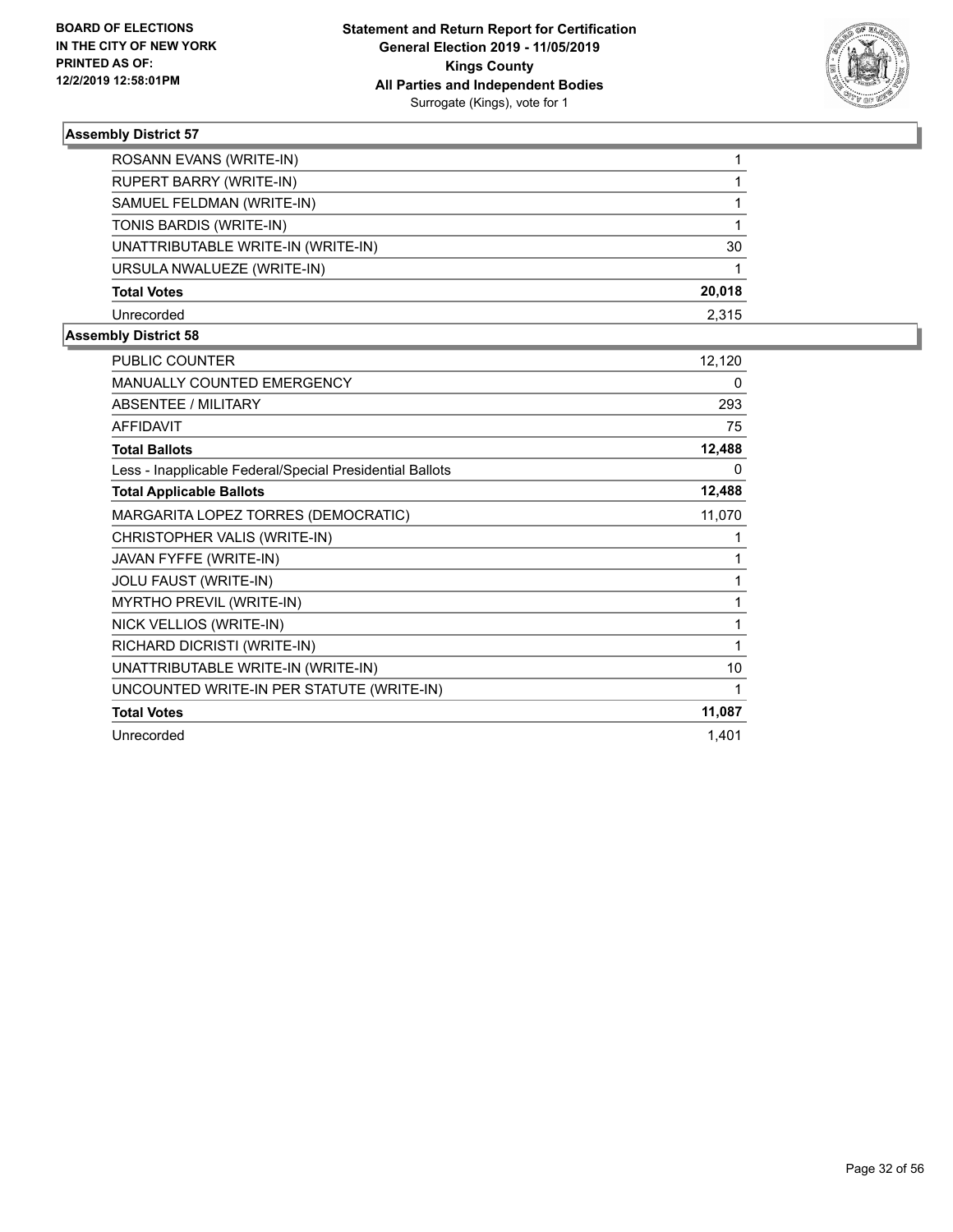### Assembly District 57

| | |
|---|---|
| ROSANN EVANS (WRITE-IN) | 1 |
| RUPERT BARRY (WRITE-IN) | 1 |
| SAMUEL FELDMAN (WRITE-IN) | 1 |
| TONIS BARDIS (WRITE-IN) | 1 |
| UNATTRIBUTABLE WRITE-IN (WRITE-IN) | 30 |
| URSULA NWALUEZE (WRITE-IN) | 1 |
| **Total Votes** | **20,018** |
| Unrecorded | 2,315 |

### Assembly District 58

| | |
|---|---|
| PUBLIC COUNTER | 12,120 |
| MANUALLY COUNTED EMERGENCY | 0 |
| ABSENTEE / MILITARY | 293 |
| AFFIDAVIT | 75 |
| **Total Ballots** | **12,488** |
| Less - Inapplicable Federal/Special Presidential Ballots | 0 |
| **Total Applicable Ballots** | **12,488** |
| MARGARITA LOPEZ TORRES (DEMOCRATIC) | 11,070 |
| CHRISTOPHER VALIS (WRITE-IN) | 1 |
| JAVAN FYFFE (WRITE-IN) | 1 |
| JOLU FAUST (WRITE-IN) | 1 |
| MYRTHO PREVIL (WRITE-IN) | 1 |
| NICK VELLIOS (WRITE-IN) | 1 |
| RICHARD DICRISTI (WRITE-IN) | 1 |
| UNATTRIBUTABLE WRITE-IN (WRITE-IN) | 10 |
| UNCOUNTED WRITE-IN PER STATUTE (WRITE-IN) | 1 |
| **Total Votes** | **11,087** |
| Unrecorded | 1,401 |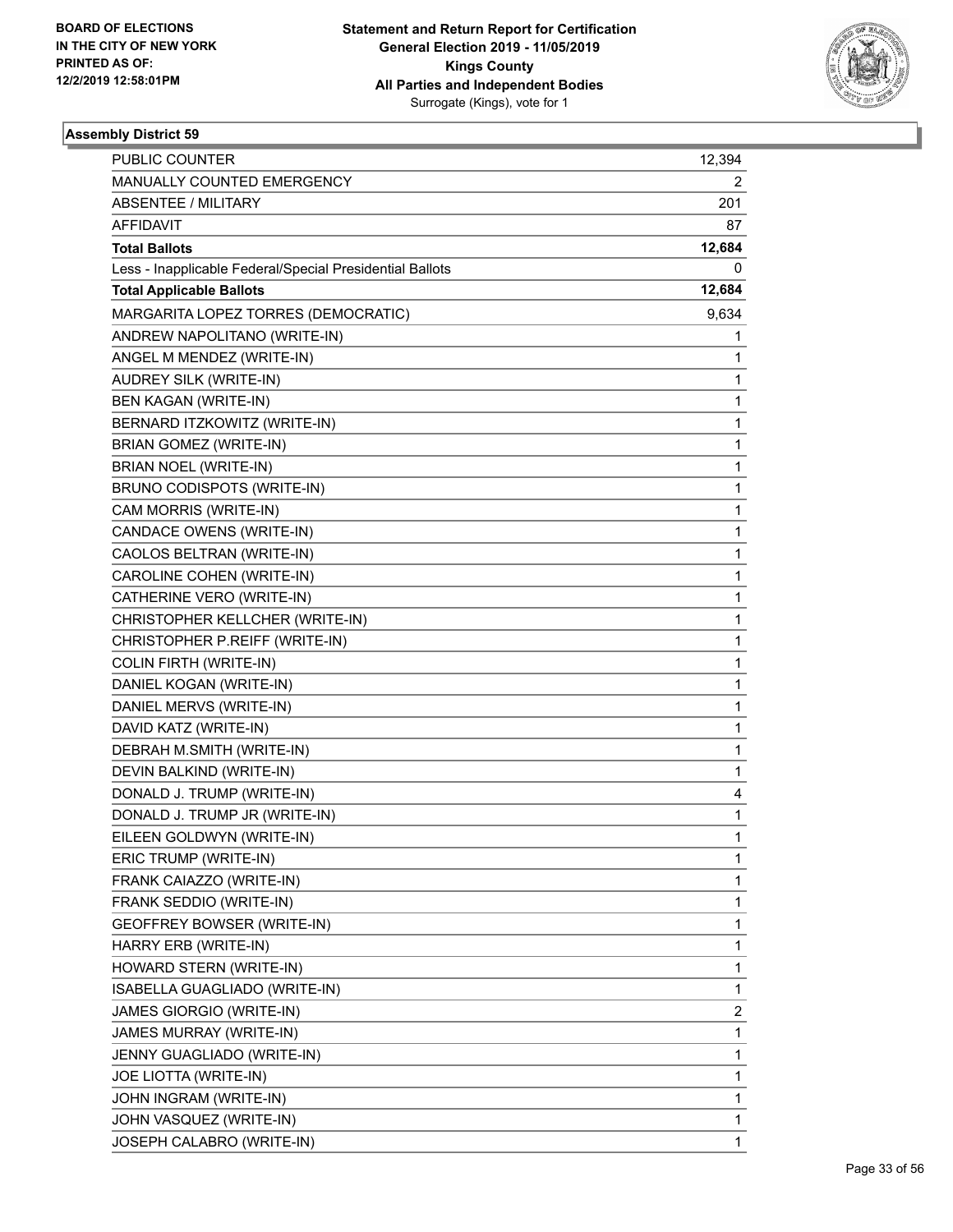**Statement and Return Report for Certification**
**General Election 2019 - 11/05/2019**
**Kings County**
**All Parties and Independent Bodies**
Surrogate (Kings), vote for 1

BOARD OF ELECTIONS IN THE CITY OF NEW YORK PRINTED AS OF: 12/2/2019 12:58:01PM

### Assembly District 59

| | |
|---|---|
| PUBLIC COUNTER | 12,394 |
| MANUALLY COUNTED EMERGENCY | 2 |
| ABSENTEE / MILITARY | 201 |
| AFFIDAVIT | 87 |
| **Total Ballots** | **12,684** |
| Less - Inapplicable Federal/Special Presidential Ballots | 0 |
| **Total Applicable Ballots** | **12,684** |
| MARGARITA LOPEZ TORRES (DEMOCRATIC) | 9,634 |
| ANDREW NAPOLITANO (WRITE-IN) | 1 |
| ANGEL M MENDEZ (WRITE-IN) | 1 |
| AUDREY SILK (WRITE-IN) | 1 |
| BEN KAGAN (WRITE-IN) | 1 |
| BERNARD ITZKOWITZ (WRITE-IN) | 1 |
| BRIAN GOMEZ (WRITE-IN) | 1 |
| BRIAN NOEL (WRITE-IN) | 1 |
| BRUNO CODISPOTS (WRITE-IN) | 1 |
| CAM MORRIS (WRITE-IN) | 1 |
| CANDACE OWENS (WRITE-IN) | 1 |
| CAOLOS BELTRAN (WRITE-IN) | 1 |
| CAROLINE COHEN (WRITE-IN) | 1 |
| CATHERINE VERO (WRITE-IN) | 1 |
| CHRISTOPHER KELLCHER (WRITE-IN) | 1 |
| CHRISTOPHER P.REIFF (WRITE-IN) | 1 |
| COLIN FIRTH (WRITE-IN) | 1 |
| DANIEL KOGAN (WRITE-IN) | 1 |
| DANIEL MERVS (WRITE-IN) | 1 |
| DAVID KATZ (WRITE-IN) | 1 |
| DEBRAH M.SMITH (WRITE-IN) | 1 |
| DEVIN BALKIND (WRITE-IN) | 1 |
| DONALD J. TRUMP (WRITE-IN) | 4 |
| DONALD J. TRUMP JR (WRITE-IN) | 1 |
| EILEEN GOLDWYN (WRITE-IN) | 1 |
| ERIC TRUMP (WRITE-IN) | 1 |
| FRANK CAIAZZO (WRITE-IN) | 1 |
| FRANK SEDDIO (WRITE-IN) | 1 |
| GEOFFREY BOWSER (WRITE-IN) | 1 |
| HARRY ERB (WRITE-IN) | 1 |
| HOWARD STERN (WRITE-IN) | 1 |
| ISABELLA GUAGLIADO (WRITE-IN) | 1 |
| JAMES GIORGIO (WRITE-IN) | 2 |
| JAMES MURRAY (WRITE-IN) | 1 |
| JENNY GUAGLIADO (WRITE-IN) | 1 |
| JOE LIOTTA (WRITE-IN) | 1 |
| JOHN INGRAM (WRITE-IN) | 1 |
| JOHN VASQUEZ (WRITE-IN) | 1 |
| JOSEPH CALABRO (WRITE-IN) | 1 |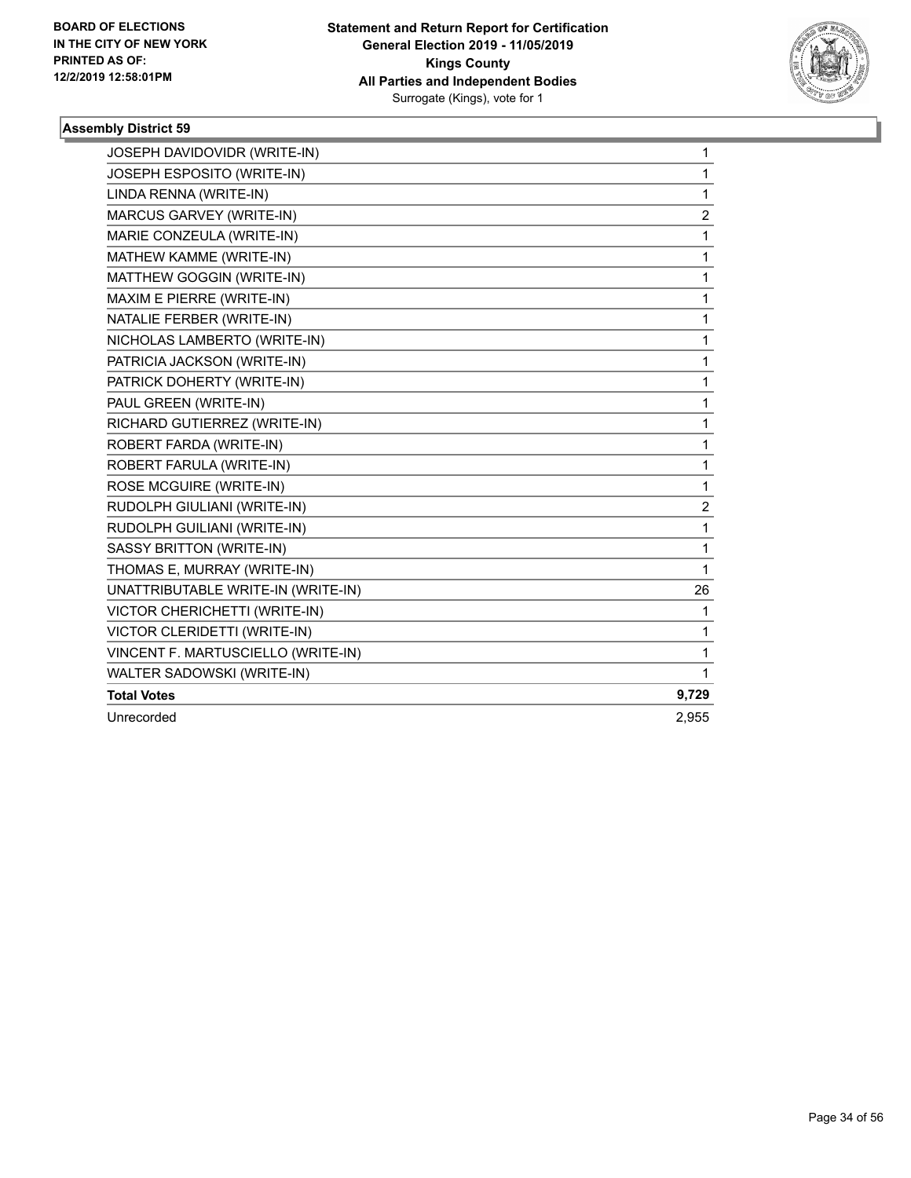**BOARD OF ELECTIONS IN THE CITY OF NEW YORK PRINTED AS OF: 12/2/2019 12:58:01PM**

**Statement and Return Report for Certification General Election 2019 - 11/05/2019 Kings County All Parties and Independent Bodies**
Surrogate (Kings), vote for 1

### Assembly District 59

| | |
|---|---|
| JOSEPH DAVIDOVIDR (WRITE-IN) | 1 |
| JOSEPH ESPOSITO (WRITE-IN) | 1 |
| LINDA RENNA (WRITE-IN) | 1 |
| MARCUS GARVEY (WRITE-IN) | 2 |
| MARIE CONZEULA (WRITE-IN) | 1 |
| MATHEW KAMME (WRITE-IN) | 1 |
| MATTHEW GOGGIN (WRITE-IN) | 1 |
| MAXIM E PIERRE (WRITE-IN) | 1 |
| NATALIE FERBER (WRITE-IN) | 1 |
| NICHOLAS LAMBERTO (WRITE-IN) | 1 |
| PATRICIA JACKSON (WRITE-IN) | 1 |
| PATRICK DOHERTY (WRITE-IN) | 1 |
| PAUL GREEN (WRITE-IN) | 1 |
| RICHARD GUTIERREZ (WRITE-IN) | 1 |
| ROBERT FARDA (WRITE-IN) | 1 |
| ROBERT FARULA (WRITE-IN) | 1 |
| ROSE MCGUIRE (WRITE-IN) | 1 |
| RUDOLPH GIULIANI (WRITE-IN) | 2 |
| RUDOLPH GUILIANI (WRITE-IN) | 1 |
| SASSY BRITTON (WRITE-IN) | 1 |
| THOMAS E, MURRAY (WRITE-IN) | 1 |
| UNATTRIBUTABLE WRITE-IN (WRITE-IN) | 26 |
| VICTOR CHERICHETTI (WRITE-IN) | 1 |
| VICTOR CLERIDETTI (WRITE-IN) | 1 |
| VINCENT F. MARTUSCIELLO (WRITE-IN) | 1 |
| WALTER SADOWSKI (WRITE-IN) | 1 |
| **Total Votes** | **9,729** |
| Unrecorded | 2,955 |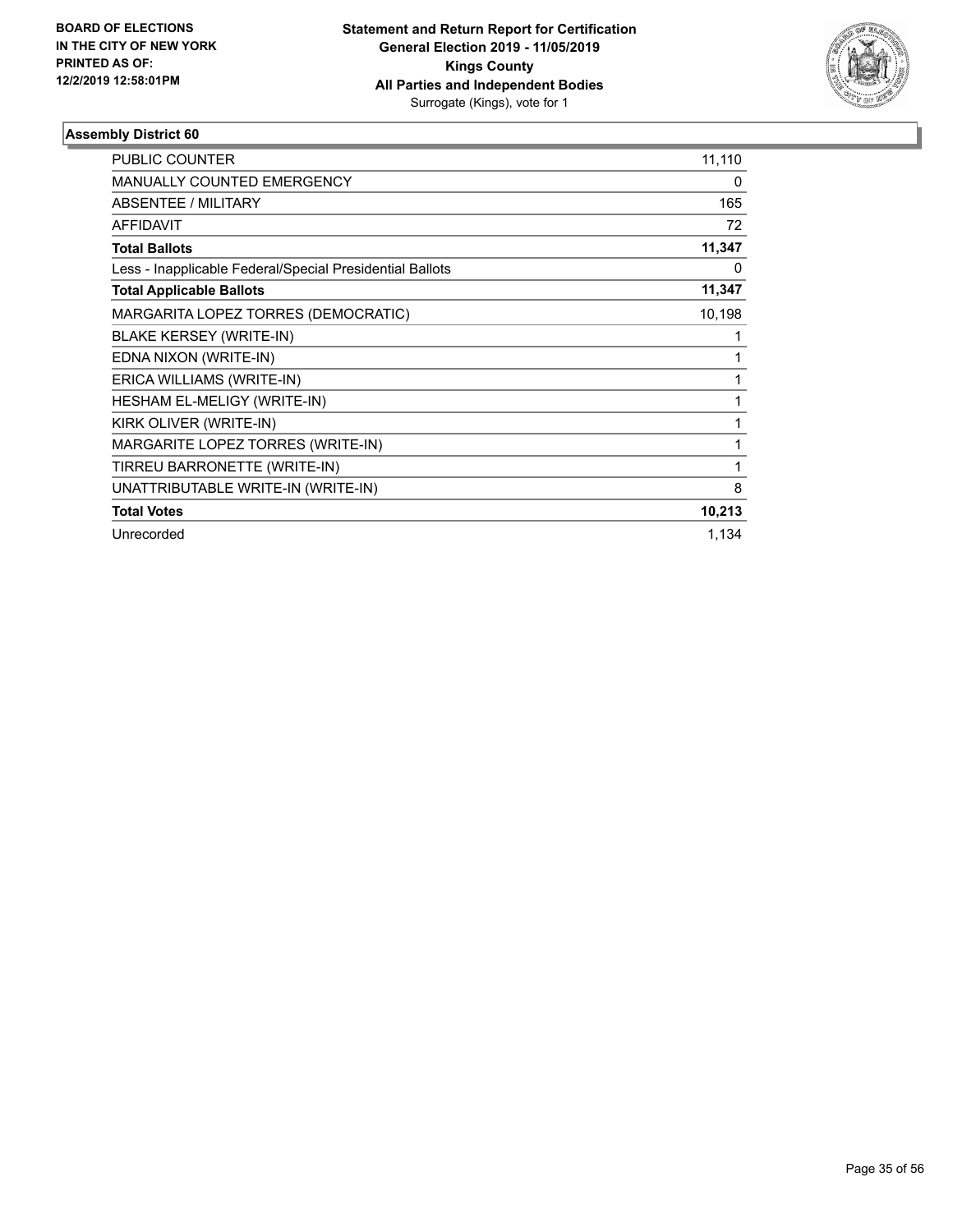BOARD OF ELECTIONS
IN THE CITY OF NEW YORK
PRINTED AS OF:
12/2/2019 12:58:01PM

**Statement and Return Report for Certification**
**General Election 2019 - 11/05/2019**
**Kings County**
**All Parties and Independent Bodies**
Surrogate (Kings), vote for 1

### Assembly District 60

| | |
|---|---|
| PUBLIC COUNTER | 11,110 |
| MANUALLY COUNTED EMERGENCY | 0 |
| ABSENTEE / MILITARY | 165 |
| AFFIDAVIT | 72 |
| **Total Ballots** | **11,347** |
| Less - Inapplicable Federal/Special Presidential Ballots | 0 |
| **Total Applicable Ballots** | **11,347** |
| MARGARITA LOPEZ TORRES (DEMOCRATIC) | 10,198 |
| BLAKE KERSEY (WRITE-IN) | 1 |
| EDNA NIXON (WRITE-IN) | 1 |
| ERICA WILLIAMS (WRITE-IN) | 1 |
| HESHAM EL-MELIGY (WRITE-IN) | 1 |
| KIRK OLIVER (WRITE-IN) | 1 |
| MARGARITE LOPEZ TORRES (WRITE-IN) | 1 |
| TIRREU BARRONETTE (WRITE-IN) | 1 |
| UNATTRIBUTABLE WRITE-IN (WRITE-IN) | 8 |
| **Total Votes** | **10,213** |
| Unrecorded | 1,134 |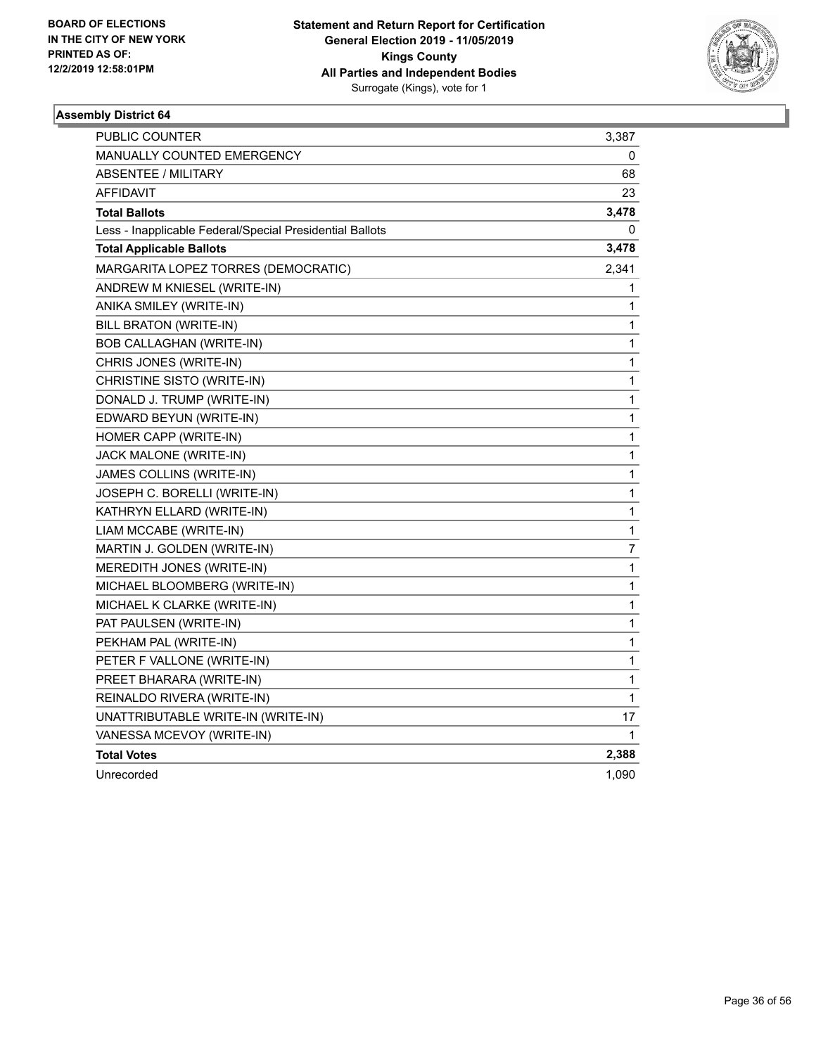BOARD OF ELECTIONS
IN THE CITY OF NEW YORK
PRINTED AS OF:
12/2/2019 12:58:01PM

**Statement and Return Report for Certification**
**General Election 2019 - 11/05/2019**
**Kings County**
**All Parties and Independent Bodies**
Surrogate (Kings), vote for 1

### Assembly District 64

| | |
|---|---|
| PUBLIC COUNTER | 3,387 |
| MANUALLY COUNTED EMERGENCY | 0 |
| ABSENTEE / MILITARY | 68 |
| AFFIDAVIT | 23 |
| **Total Ballots** | **3,478** |
| Less - Inapplicable Federal/Special Presidential Ballots | 0 |
| **Total Applicable Ballots** | **3,478** |
| MARGARITA LOPEZ TORRES (DEMOCRATIC) | 2,341 |
| ANDREW M KNIESEL (WRITE-IN) | 1 |
| ANIKA SMILEY (WRITE-IN) | 1 |
| BILL BRATON (WRITE-IN) | 1 |
| BOB CALLAGHAN (WRITE-IN) | 1 |
| CHRIS JONES (WRITE-IN) | 1 |
| CHRISTINE SISTO (WRITE-IN) | 1 |
| DONALD J. TRUMP (WRITE-IN) | 1 |
| EDWARD BEYUN (WRITE-IN) | 1 |
| HOMER CAPP (WRITE-IN) | 1 |
| JACK MALONE (WRITE-IN) | 1 |
| JAMES COLLINS (WRITE-IN) | 1 |
| JOSEPH C. BORELLI (WRITE-IN) | 1 |
| KATHRYN ELLARD (WRITE-IN) | 1 |
| LIAM MCCABE (WRITE-IN) | 1 |
| MARTIN J. GOLDEN (WRITE-IN) | 7 |
| MEREDITH JONES (WRITE-IN) | 1 |
| MICHAEL BLOOMBERG (WRITE-IN) | 1 |
| MICHAEL K CLARKE (WRITE-IN) | 1 |
| PAT PAULSEN (WRITE-IN) | 1 |
| PEKHAM PAL (WRITE-IN) | 1 |
| PETER F VALLONE (WRITE-IN) | 1 |
| PREET BHARARA (WRITE-IN) | 1 |
| REINALDO RIVERA (WRITE-IN) | 1 |
| UNATTRIBUTABLE WRITE-IN (WRITE-IN) | 17 |
| VANESSA MCEVOY (WRITE-IN) | 1 |
| **Total Votes** | **2,388** |
| Unrecorded | 1,090 |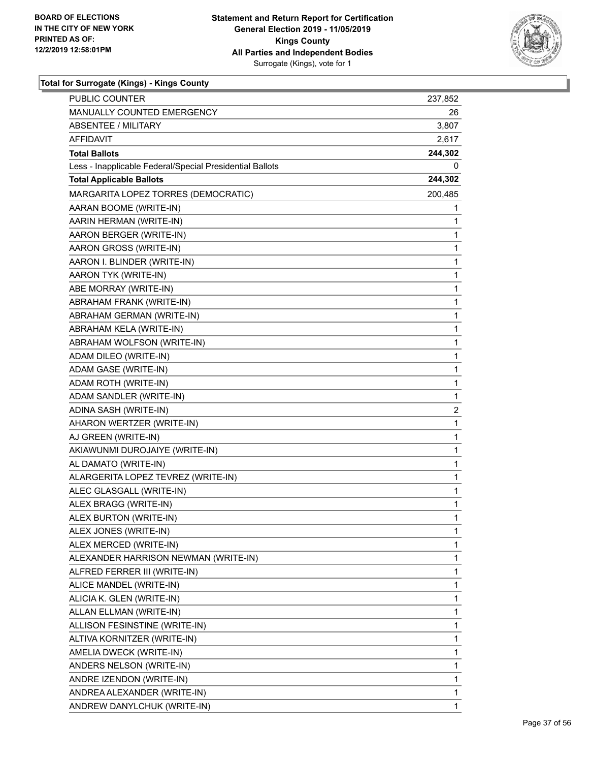**Total for Surrogate (Kings) - Kings County**

| | |
|---|---|
| PUBLIC COUNTER | 237,852 |
| MANUALLY COUNTED EMERGENCY | 26 |
| ABSENTEE / MILITARY | 3,807 |
| AFFIDAVIT | 2,617 |
| **Total Ballots** | **244,302** |
| Less - Inapplicable Federal/Special Presidential Ballots | 0 |
| **Total Applicable Ballots** | **244,302** |
| MARGARITA LOPEZ TORRES (DEMOCRATIC) | 200,485 |
| AARAN BOOME (WRITE-IN) | 1 |
| AARIN HERMAN (WRITE-IN) | 1 |
| AARON BERGER (WRITE-IN) | 1 |
| AARON GROSS (WRITE-IN) | 1 |
| AARON I. BLINDER (WRITE-IN) | 1 |
| AARON TYK (WRITE-IN) | 1 |
| ABE MORRAY (WRITE-IN) | 1 |
| ABRAHAM FRANK (WRITE-IN) | 1 |
| ABRAHAM GERMAN (WRITE-IN) | 1 |
| ABRAHAM KELA (WRITE-IN) | 1 |
| ABRAHAM WOLFSON (WRITE-IN) | 1 |
| ADAM DILEO (WRITE-IN) | 1 |
| ADAM GASE (WRITE-IN) | 1 |
| ADAM ROTH (WRITE-IN) | 1 |
| ADAM SANDLER (WRITE-IN) | 1 |
| ADINA SASH (WRITE-IN) | 2 |
| AHARON WERTZER (WRITE-IN) | 1 |
| AJ GREEN (WRITE-IN) | 1 |
| AKIAWUNMI DUROJAIYE (WRITE-IN) | 1 |
| AL DAMATO (WRITE-IN) | 1 |
| ALARGERITA LOPEZ TEVREZ (WRITE-IN) | 1 |
| ALEC GLASGALL (WRITE-IN) | 1 |
| ALEX BRAGG (WRITE-IN) | 1 |
| ALEX BURTON (WRITE-IN) | 1 |
| ALEX JONES (WRITE-IN) | 1 |
| ALEX MERCED (WRITE-IN) | 1 |
| ALEXANDER HARRISON NEWMAN (WRITE-IN) | 1 |
| ALFRED FERRER III (WRITE-IN) | 1 |
| ALICE MANDEL (WRITE-IN) | 1 |
| ALICIA K. GLEN (WRITE-IN) | 1 |
| ALLAN ELLMAN (WRITE-IN) | 1 |
| ALLISON FESINSTINE (WRITE-IN) | 1 |
| ALTIVA KORNITZER (WRITE-IN) | 1 |
| AMELIA DWECK (WRITE-IN) | 1 |
| ANDERS NELSON (WRITE-IN) | 1 |
| ANDRE IZENDON (WRITE-IN) | 1 |
| ANDREA ALEXANDER (WRITE-IN) | 1 |
| ANDREW DANYLCHUK (WRITE-IN) | 1 |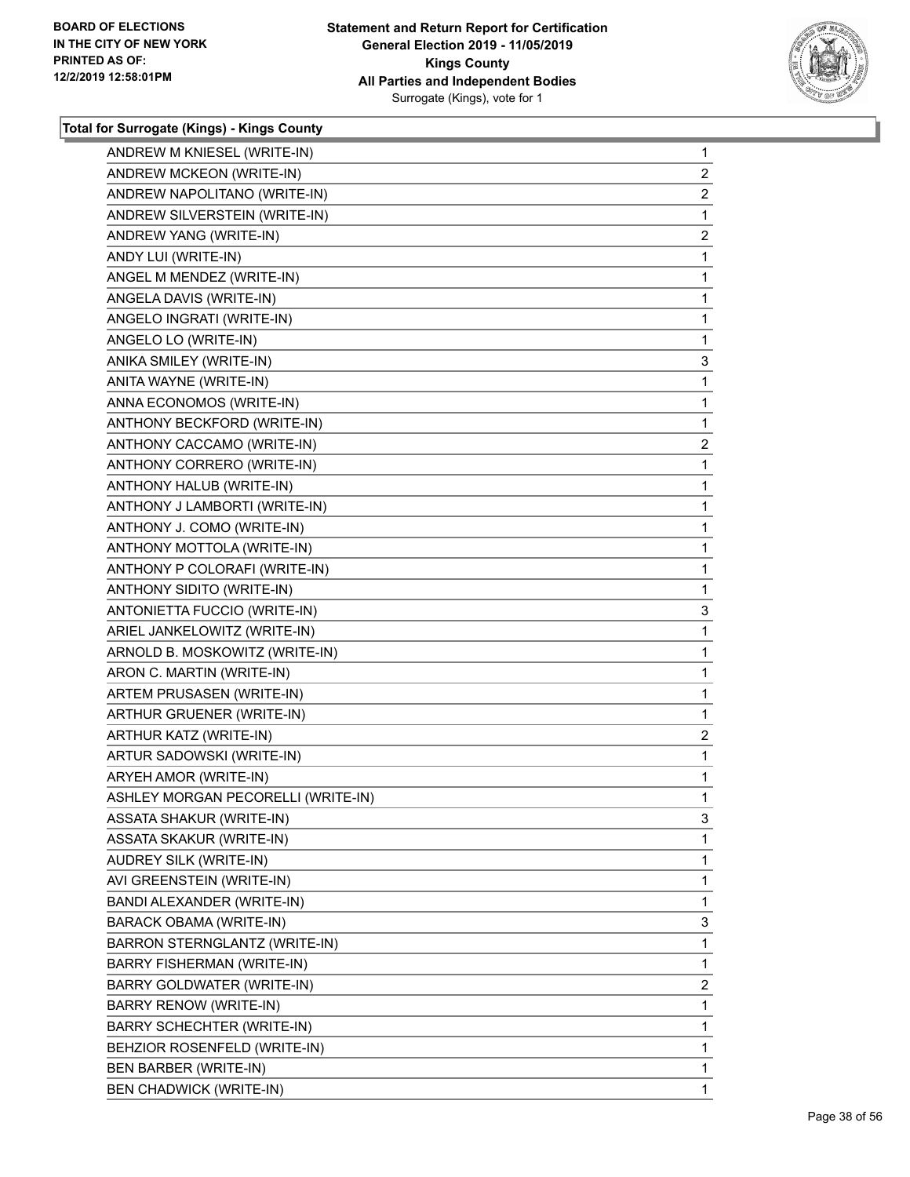**Total for Surrogate (Kings) - Kings County**

| | |
|---|---|
| ANDREW M KNIESEL (WRITE-IN) | 1 |
| ANDREW MCKEON (WRITE-IN) | 2 |
| ANDREW NAPOLITANO (WRITE-IN) | 2 |
| ANDREW SILVERSTEIN (WRITE-IN) | 1 |
| ANDREW YANG (WRITE-IN) | 2 |
| ANDY LUI (WRITE-IN) | 1 |
| ANGEL M MENDEZ (WRITE-IN) | 1 |
| ANGELA DAVIS (WRITE-IN) | 1 |
| ANGELO INGRATI (WRITE-IN) | 1 |
| ANGELO LO (WRITE-IN) | 1 |
| ANIKA SMILEY (WRITE-IN) | 3 |
| ANITA WAYNE (WRITE-IN) | 1 |
| ANNA ECONOMOS (WRITE-IN) | 1 |
| ANTHONY BECKFORD (WRITE-IN) | 1 |
| ANTHONY CACCAMO (WRITE-IN) | 2 |
| ANTHONY CORRERO (WRITE-IN) | 1 |
| ANTHONY HALUB (WRITE-IN) | 1 |
| ANTHONY J LAMBORTI (WRITE-IN) | 1 |
| ANTHONY J. COMO (WRITE-IN) | 1 |
| ANTHONY MOTTOLA (WRITE-IN) | 1 |
| ANTHONY P COLORAFI (WRITE-IN) | 1 |
| ANTHONY SIDITO (WRITE-IN) | 1 |
| ANTONIETTA FUCCIO (WRITE-IN) | 3 |
| ARIEL JANKELOWITZ (WRITE-IN) | 1 |
| ARNOLD B. MOSKOWITZ (WRITE-IN) | 1 |
| ARON C. MARTIN (WRITE-IN) | 1 |
| ARTEM PRUSASEN (WRITE-IN) | 1 |
| ARTHUR GRUENER (WRITE-IN) | 1 |
| ARTHUR KATZ (WRITE-IN) | 2 |
| ARTUR SADOWSKI (WRITE-IN) | 1 |
| ARYEH AMOR (WRITE-IN) | 1 |
| ASHLEY MORGAN PECORELLI (WRITE-IN) | 1 |
| ASSATA SHAKUR (WRITE-IN) | 3 |
| ASSATA SKAKUR (WRITE-IN) | 1 |
| AUDREY SILK (WRITE-IN) | 1 |
| AVI GREENSTEIN (WRITE-IN) | 1 |
| BANDI ALEXANDER (WRITE-IN) | 1 |
| BARACK OBAMA (WRITE-IN) | 3 |
| BARRON STERNGLANTZ (WRITE-IN) | 1 |
| BARRY FISHERMAN (WRITE-IN) | 1 |
| BARRY GOLDWATER (WRITE-IN) | 2 |
| BARRY RENOW (WRITE-IN) | 1 |
| BARRY SCHECHTER (WRITE-IN) | 1 |
| BEHZIOR ROSENFELD (WRITE-IN) | 1 |
| BEN BARBER (WRITE-IN) | 1 |
| BEN CHADWICK (WRITE-IN) | 1 |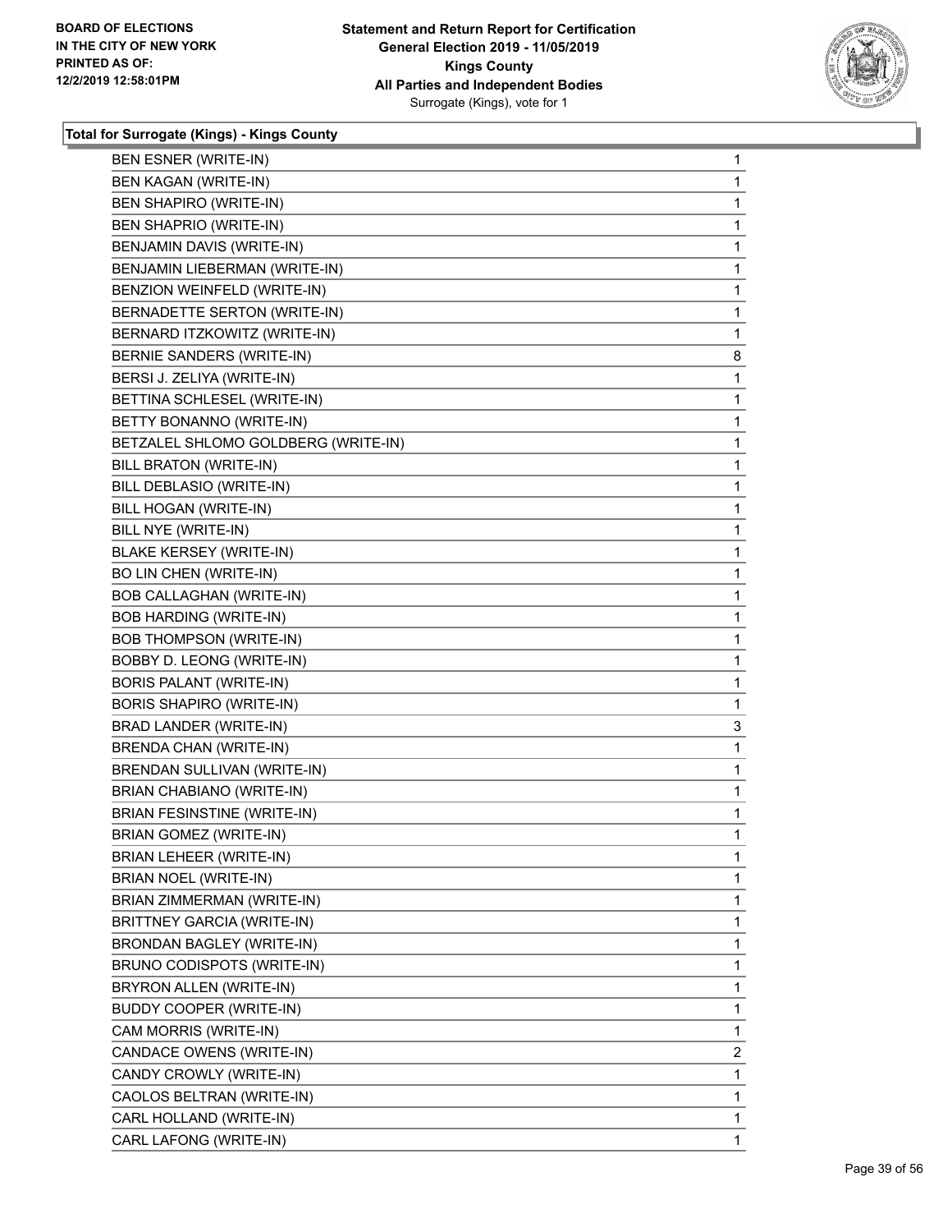### Total for Surrogate (Kings) - Kings County

| Candidate | Votes |
|---|---|
| BEN ESNER (WRITE-IN) | 1 |
| BEN KAGAN (WRITE-IN) | 1 |
| BEN SHAPIRO (WRITE-IN) | 1 |
| BEN SHAPRIO (WRITE-IN) | 1 |
| BENJAMIN DAVIS (WRITE-IN) | 1 |
| BENJAMIN LIEBERMAN (WRITE-IN) | 1 |
| BENZION WEINFELD (WRITE-IN) | 1 |
| BERNADETTE SERTON (WRITE-IN) | 1 |
| BERNARD ITZKOWITZ (WRITE-IN) | 1 |
| BERNIE SANDERS (WRITE-IN) | 8 |
| BERSI J. ZELIYA (WRITE-IN) | 1 |
| BETTINA SCHLESEL (WRITE-IN) | 1 |
| BETTY BONANNO (WRITE-IN) | 1 |
| BETZALEL SHLOMO GOLDBERG (WRITE-IN) | 1 |
| BILL BRATON (WRITE-IN) | 1 |
| BILL DEBLASIO (WRITE-IN) | 1 |
| BILL HOGAN (WRITE-IN) | 1 |
| BILL NYE (WRITE-IN) | 1 |
| BLAKE KERSEY (WRITE-IN) | 1 |
| BO LIN CHEN (WRITE-IN) | 1 |
| BOB CALLAGHAN (WRITE-IN) | 1 |
| BOB HARDING (WRITE-IN) | 1 |
| BOB THOMPSON (WRITE-IN) | 1 |
| BOBBY D. LEONG (WRITE-IN) | 1 |
| BORIS PALANT (WRITE-IN) | 1 |
| BORIS SHAPIRO (WRITE-IN) | 1 |
| BRAD LANDER (WRITE-IN) | 3 |
| BRENDA CHAN (WRITE-IN) | 1 |
| BRENDAN SULLIVAN (WRITE-IN) | 1 |
| BRIAN CHABIANO (WRITE-IN) | 1 |
| BRIAN FESINSTINE (WRITE-IN) | 1 |
| BRIAN GOMEZ (WRITE-IN) | 1 |
| BRIAN LEHEER (WRITE-IN) | 1 |
| BRIAN NOEL (WRITE-IN) | 1 |
| BRIAN ZIMMERMAN (WRITE-IN) | 1 |
| BRITTNEY GARCIA (WRITE-IN) | 1 |
| BRONDAN BAGLEY (WRITE-IN) | 1 |
| BRUNO CODISPOTS (WRITE-IN) | 1 |
| BRYRON ALLEN (WRITE-IN) | 1 |
| BUDDY COOPER (WRITE-IN) | 1 |
| CAM MORRIS (WRITE-IN) | 1 |
| CANDACE OWENS (WRITE-IN) | 2 |
| CANDY CROWLY (WRITE-IN) | 1 |
| CAOLOS BELTRAN (WRITE-IN) | 1 |
| CARL HOLLAND (WRITE-IN) | 1 |
| CARL LAFONG (WRITE-IN) | 1 |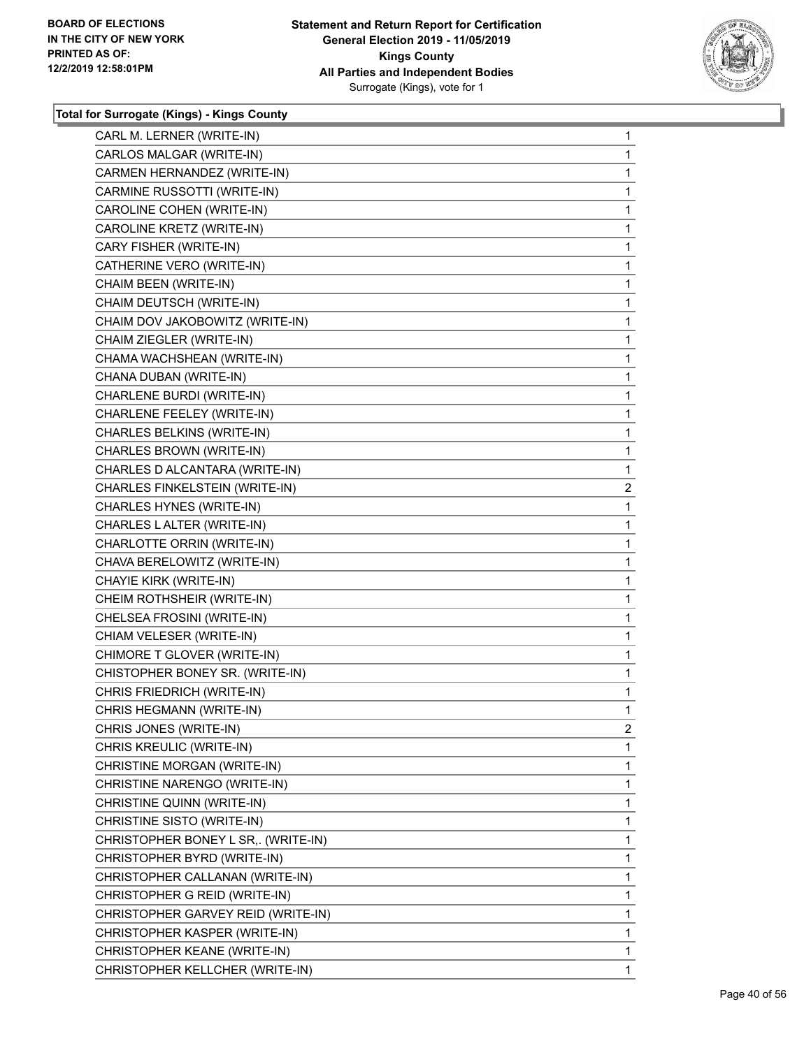**Total for Surrogate (Kings) - Kings County**

| | |
|---|---|
| CARL M. LERNER (WRITE-IN) | 1 |
| CARLOS MALGAR (WRITE-IN) | 1 |
| CARMEN HERNANDEZ (WRITE-IN) | 1 |
| CARMINE RUSSOTTI (WRITE-IN) | 1 |
| CAROLINE COHEN (WRITE-IN) | 1 |
| CAROLINE KRETZ (WRITE-IN) | 1 |
| CARY FISHER (WRITE-IN) | 1 |
| CATHERINE VERO (WRITE-IN) | 1 |
| CHAIM BEEN (WRITE-IN) | 1 |
| CHAIM DEUTSCH (WRITE-IN) | 1 |
| CHAIM DOV JAKOBOWITZ (WRITE-IN) | 1 |
| CHAIM ZIEGLER (WRITE-IN) | 1 |
| CHAMA WACHSHEAN (WRITE-IN) | 1 |
| CHANA DUBAN (WRITE-IN) | 1 |
| CHARLENE BURDI (WRITE-IN) | 1 |
| CHARLENE FEELEY (WRITE-IN) | 1 |
| CHARLES BELKINS (WRITE-IN) | 1 |
| CHARLES BROWN (WRITE-IN) | 1 |
| CHARLES D ALCANTARA (WRITE-IN) | 1 |
| CHARLES FINKELSTEIN (WRITE-IN) | 2 |
| CHARLES HYNES (WRITE-IN) | 1 |
| CHARLES L ALTER (WRITE-IN) | 1 |
| CHARLOTTE ORRIN (WRITE-IN) | 1 |
| CHAVA BERELOWITZ (WRITE-IN) | 1 |
| CHAYIE KIRK (WRITE-IN) | 1 |
| CHEIM ROTHSHEIR (WRITE-IN) | 1 |
| CHELSEA FROSINI (WRITE-IN) | 1 |
| CHIAM VELESER (WRITE-IN) | 1 |
| CHIMORE T GLOVER (WRITE-IN) | 1 |
| CHISTOPHER BONEY SR. (WRITE-IN) | 1 |
| CHRIS FRIEDRICH (WRITE-IN) | 1 |
| CHRIS HEGMANN (WRITE-IN) | 1 |
| CHRIS JONES (WRITE-IN) | 2 |
| CHRIS KREULIC (WRITE-IN) | 1 |
| CHRISTINE MORGAN (WRITE-IN) | 1 |
| CHRISTINE NARENGO (WRITE-IN) | 1 |
| CHRISTINE QUINN (WRITE-IN) | 1 |
| CHRISTINE SISTO (WRITE-IN) | 1 |
| CHRISTOPHER BONEY L SR,. (WRITE-IN) | 1 |
| CHRISTOPHER BYRD (WRITE-IN) | 1 |
| CHRISTOPHER CALLANAN (WRITE-IN) | 1 |
| CHRISTOPHER G REID (WRITE-IN) | 1 |
| CHRISTOPHER GARVEY REID (WRITE-IN) | 1 |
| CHRISTOPHER KASPER (WRITE-IN) | 1 |
| CHRISTOPHER KEANE (WRITE-IN) | 1 |
| CHRISTOPHER KELLCHER (WRITE-IN) | 1 |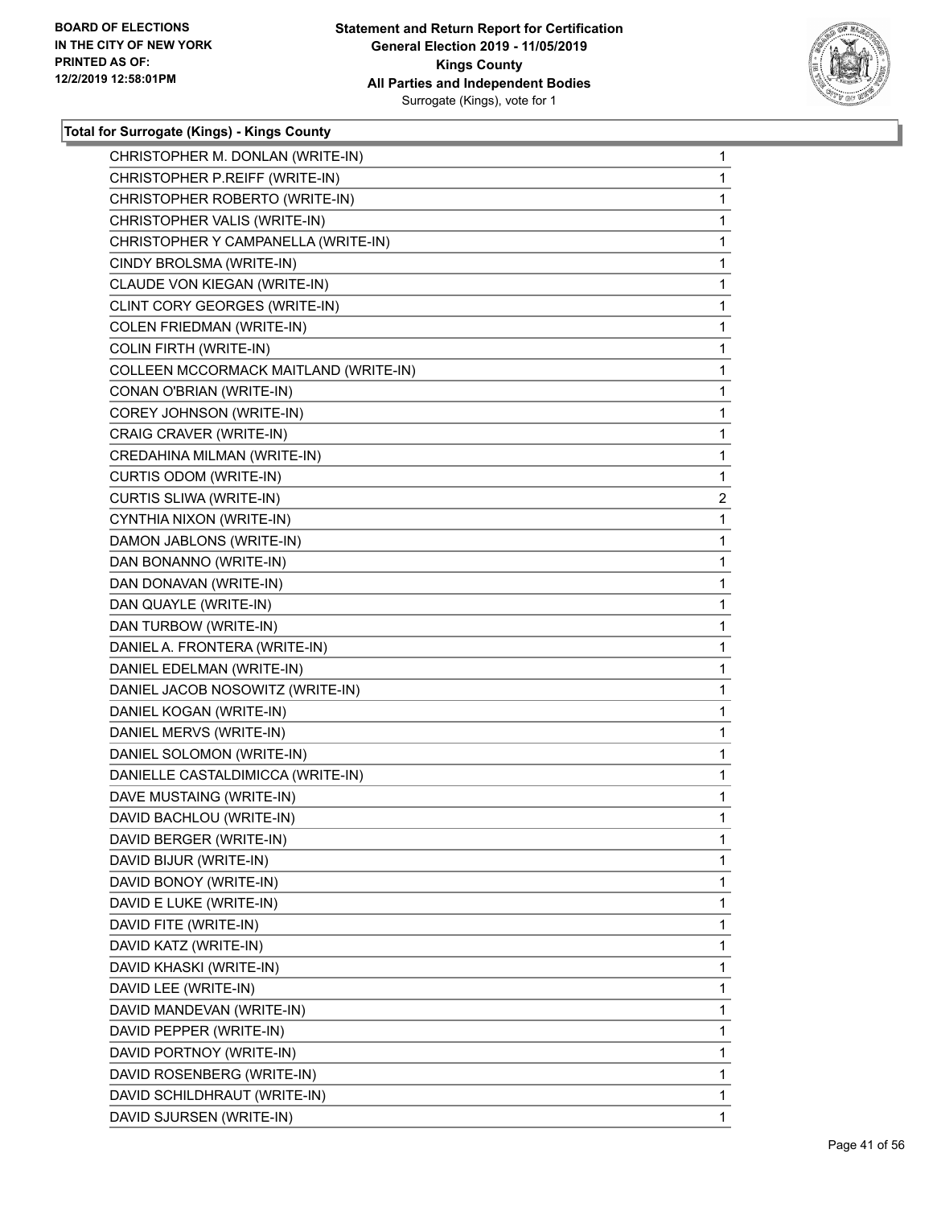**Total for Surrogate (Kings) - Kings County**

| | |
|---|---|
| CHRISTOPHER M. DONLAN (WRITE-IN) | 1 |
| CHRISTOPHER P.REIFF (WRITE-IN) | 1 |
| CHRISTOPHER ROBERTO (WRITE-IN) | 1 |
| CHRISTOPHER VALIS (WRITE-IN) | 1 |
| CHRISTOPHER Y CAMPANELLA (WRITE-IN) | 1 |
| CINDY BROLSMA (WRITE-IN) | 1 |
| CLAUDE VON KIEGAN (WRITE-IN) | 1 |
| CLINT CORY GEORGES (WRITE-IN) | 1 |
| COLEN FRIEDMAN (WRITE-IN) | 1 |
| COLIN FIRTH (WRITE-IN) | 1 |
| COLLEEN MCCORMACK MAITLAND (WRITE-IN) | 1 |
| CONAN O'BRIAN (WRITE-IN) | 1 |
| COREY JOHNSON (WRITE-IN) | 1 |
| CRAIG CRAVER (WRITE-IN) | 1 |
| CREDAHINA MILMAN (WRITE-IN) | 1 |
| CURTIS ODOM (WRITE-IN) | 1 |
| CURTIS SLIWA (WRITE-IN) | 2 |
| CYNTHIA NIXON (WRITE-IN) | 1 |
| DAMON JABLONS (WRITE-IN) | 1 |
| DAN BONANNO (WRITE-IN) | 1 |
| DAN DONAVAN (WRITE-IN) | 1 |
| DAN QUAYLE (WRITE-IN) | 1 |
| DAN TURBOW (WRITE-IN) | 1 |
| DANIEL A. FRONTERA (WRITE-IN) | 1 |
| DANIEL EDELMAN (WRITE-IN) | 1 |
| DANIEL JACOB NOSOWITZ (WRITE-IN) | 1 |
| DANIEL KOGAN (WRITE-IN) | 1 |
| DANIEL MERVS (WRITE-IN) | 1 |
| DANIEL SOLOMON (WRITE-IN) | 1 |
| DANIELLE CASTALDIMICCA (WRITE-IN) | 1 |
| DAVE MUSTAING (WRITE-IN) | 1 |
| DAVID BACHLOU (WRITE-IN) | 1 |
| DAVID BERGER (WRITE-IN) | 1 |
| DAVID BIJUR (WRITE-IN) | 1 |
| DAVID BONOY (WRITE-IN) | 1 |
| DAVID E LUKE (WRITE-IN) | 1 |
| DAVID FITE (WRITE-IN) | 1 |
| DAVID KATZ (WRITE-IN) | 1 |
| DAVID KHASKI (WRITE-IN) | 1 |
| DAVID LEE (WRITE-IN) | 1 |
| DAVID MANDEVAN (WRITE-IN) | 1 |
| DAVID PEPPER (WRITE-IN) | 1 |
| DAVID PORTNOY (WRITE-IN) | 1 |
| DAVID ROSENBERG (WRITE-IN) | 1 |
| DAVID SCHILDHRAUT (WRITE-IN) | 1 |
| DAVID SJURSEN (WRITE-IN) | 1 |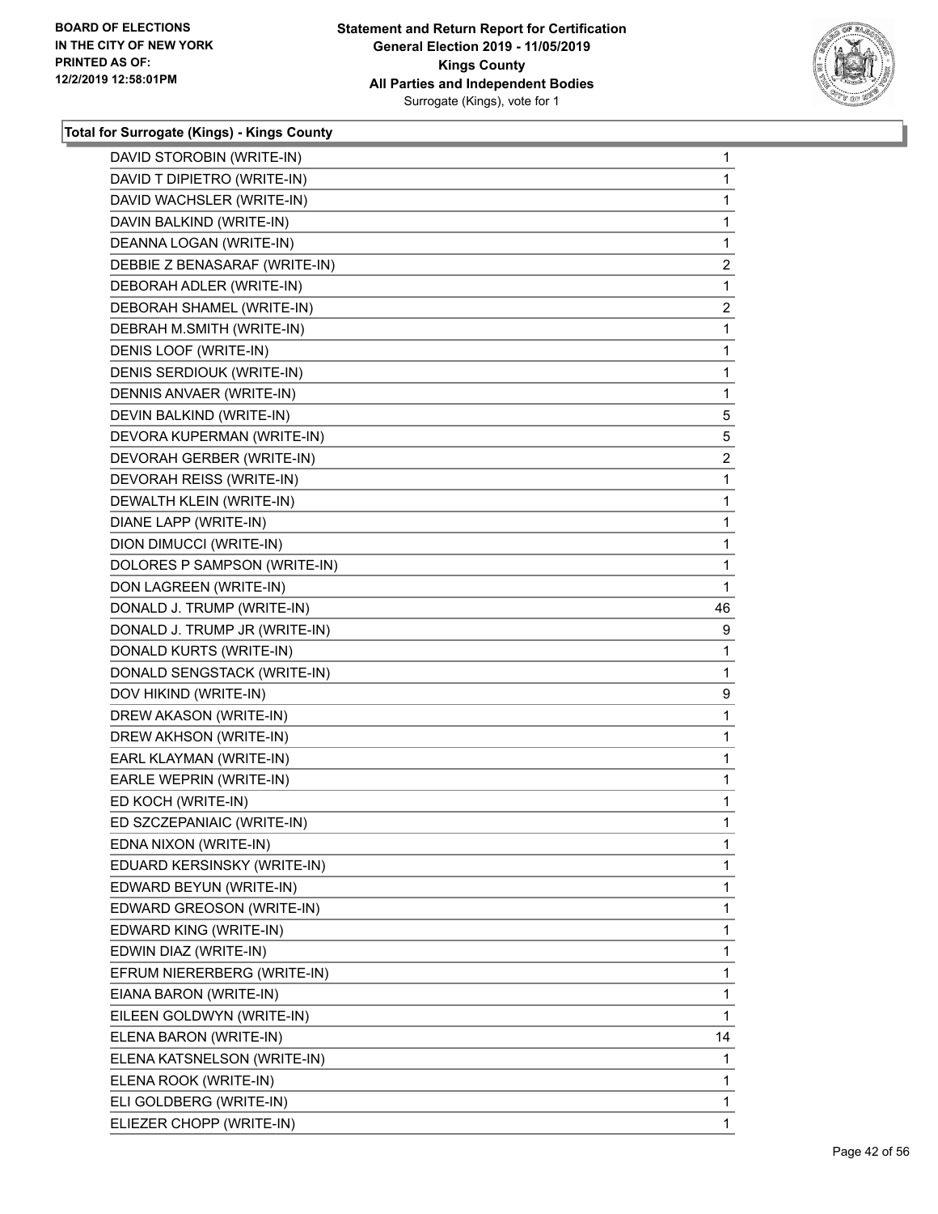## Total for Surrogate (Kings) - Kings County

| | |
|---|---|
| DAVID STOROBIN (WRITE-IN) | 1 |
| DAVID T DIPIETRO (WRITE-IN) | 1 |
| DAVID WACHSLER (WRITE-IN) | 1 |
| DAVIN BALKIND (WRITE-IN) | 1 |
| DEANNA LOGAN (WRITE-IN) | 1 |
| DEBBIE Z BENASARAF (WRITE-IN) | 2 |
| DEBORAH ADLER (WRITE-IN) | 1 |
| DEBORAH SHAMEL (WRITE-IN) | 2 |
| DEBRAH M.SMITH (WRITE-IN) | 1 |
| DENIS LOOF (WRITE-IN) | 1 |
| DENIS SERDIOUK (WRITE-IN) | 1 |
| DENNIS ANVAER (WRITE-IN) | 1 |
| DEVIN BALKIND (WRITE-IN) | 5 |
| DEVORA KUPERMAN (WRITE-IN) | 5 |
| DEVORAH GERBER (WRITE-IN) | 2 |
| DEVORAH REISS (WRITE-IN) | 1 |
| DEWALTH KLEIN (WRITE-IN) | 1 |
| DIANE LAPP (WRITE-IN) | 1 |
| DION DIMUCCI (WRITE-IN) | 1 |
| DOLORES P SAMPSON (WRITE-IN) | 1 |
| DON LAGREEN (WRITE-IN) | 1 |
| DONALD J. TRUMP (WRITE-IN) | 46 |
| DONALD J. TRUMP JR (WRITE-IN) | 9 |
| DONALD KURTS (WRITE-IN) | 1 |
| DONALD SENGSTACK (WRITE-IN) | 1 |
| DOV HIKIND (WRITE-IN) | 9 |
| DREW AKASON (WRITE-IN) | 1 |
| DREW AKHSON (WRITE-IN) | 1 |
| EARL KLAYMAN (WRITE-IN) | 1 |
| EARLE WEPRIN (WRITE-IN) | 1 |
| ED KOCH (WRITE-IN) | 1 |
| ED SZCZEPANIAIC (WRITE-IN) | 1 |
| EDNA NIXON (WRITE-IN) | 1 |
| EDUARD KERSINSKY (WRITE-IN) | 1 |
| EDWARD BEYUN (WRITE-IN) | 1 |
| EDWARD GREOSON (WRITE-IN) | 1 |
| EDWARD KING (WRITE-IN) | 1 |
| EDWIN DIAZ (WRITE-IN) | 1 |
| EFRUM NIERERBERG (WRITE-IN) | 1 |
| EIANA BARON (WRITE-IN) | 1 |
| EILEEN GOLDWYN (WRITE-IN) | 1 |
| ELENA BARON (WRITE-IN) | 14 |
| ELENA KATSNELSON (WRITE-IN) | 1 |
| ELENA ROOK (WRITE-IN) | 1 |
| ELI GOLDBERG (WRITE-IN) | 1 |
| ELIEZER CHOPP (WRITE-IN) | 1 |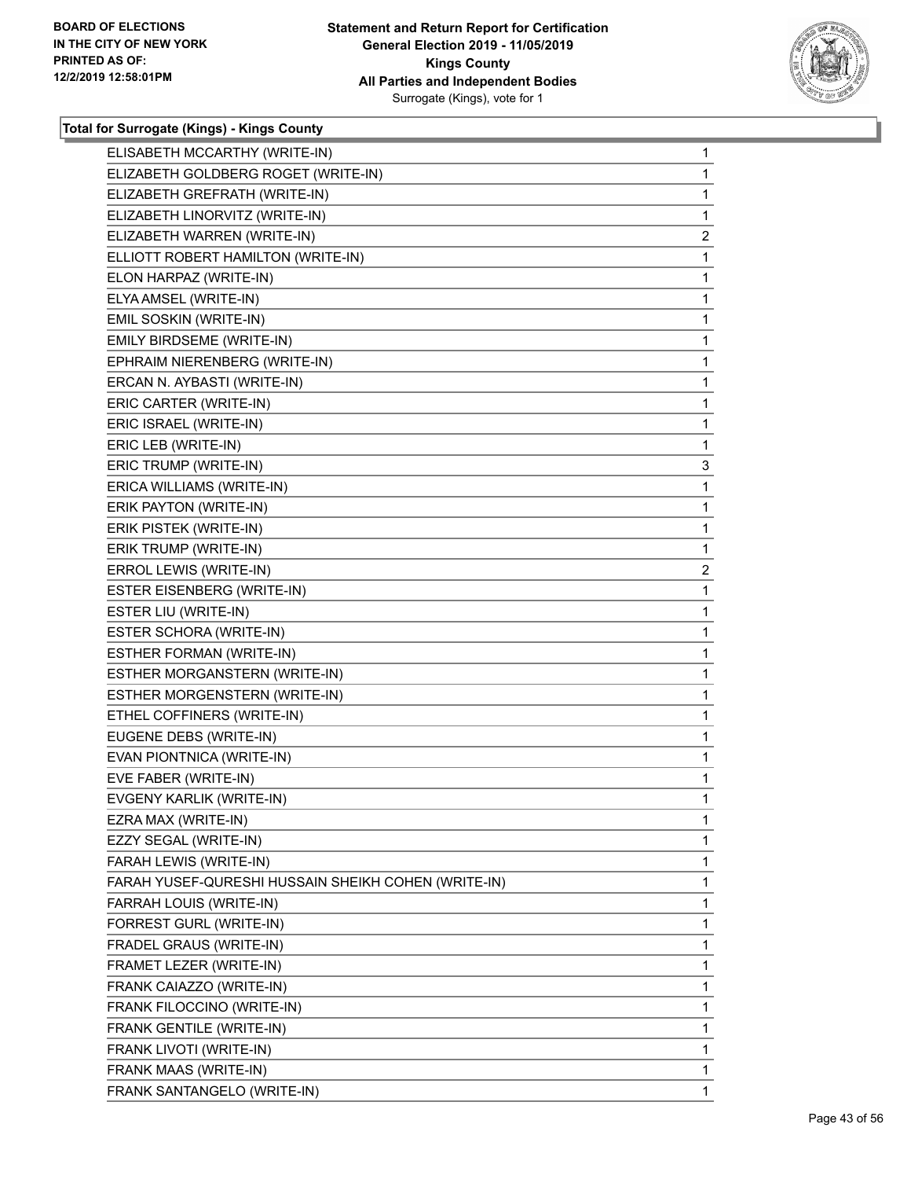**Total for Surrogate (Kings) - Kings County**

| | |
|---|---|
| ELISABETH MCCARTHY (WRITE-IN) | 1 |
| ELIZABETH GOLDBERG ROGET (WRITE-IN) | 1 |
| ELIZABETH GREFRATH (WRITE-IN) | 1 |
| ELIZABETH LINORVITZ (WRITE-IN) | 1 |
| ELIZABETH WARREN (WRITE-IN) | 2 |
| ELLIOTT ROBERT HAMILTON (WRITE-IN) | 1 |
| ELON HARPAZ (WRITE-IN) | 1 |
| ELYA AMSEL (WRITE-IN) | 1 |
| EMIL SOSKIN (WRITE-IN) | 1 |
| EMILY BIRDSEME (WRITE-IN) | 1 |
| EPHRAIM NIERENBERG (WRITE-IN) | 1 |
| ERCAN N. AYBASTI (WRITE-IN) | 1 |
| ERIC CARTER (WRITE-IN) | 1 |
| ERIC ISRAEL (WRITE-IN) | 1 |
| ERIC LEB (WRITE-IN) | 1 |
| ERIC TRUMP (WRITE-IN) | 3 |
| ERICA WILLIAMS (WRITE-IN) | 1 |
| ERIK PAYTON (WRITE-IN) | 1 |
| ERIK PISTEK (WRITE-IN) | 1 |
| ERIK TRUMP (WRITE-IN) | 1 |
| ERROL LEWIS (WRITE-IN) | 2 |
| ESTER EISENBERG (WRITE-IN) | 1 |
| ESTER LIU (WRITE-IN) | 1 |
| ESTER SCHORA (WRITE-IN) | 1 |
| ESTHER FORMAN (WRITE-IN) | 1 |
| ESTHER MORGANSTERN (WRITE-IN) | 1 |
| ESTHER MORGENSTERN (WRITE-IN) | 1 |
| ETHEL COFFINERS (WRITE-IN) | 1 |
| EUGENE DEBS (WRITE-IN) | 1 |
| EVAN PIONTNICA (WRITE-IN) | 1 |
| EVE FABER (WRITE-IN) | 1 |
| EVGENY KARLIK (WRITE-IN) | 1 |
| EZRA MAX (WRITE-IN) | 1 |
| EZZY SEGAL (WRITE-IN) | 1 |
| FARAH LEWIS (WRITE-IN) | 1 |
| FARAH YUSEF-QURESHI HUSSAIN SHEIKH COHEN (WRITE-IN) | 1 |
| FARRAH LOUIS (WRITE-IN) | 1 |
| FORREST GURL (WRITE-IN) | 1 |
| FRADEL GRAUS (WRITE-IN) | 1 |
| FRAMET LEZER (WRITE-IN) | 1 |
| FRANK CAIAZZO (WRITE-IN) | 1 |
| FRANK FILOCCINO (WRITE-IN) | 1 |
| FRANK GENTILE (WRITE-IN) | 1 |
| FRANK LIVOTI (WRITE-IN) | 1 |
| FRANK MAAS (WRITE-IN) | 1 |
| FRANK SANTANGELO (WRITE-IN) | 1 |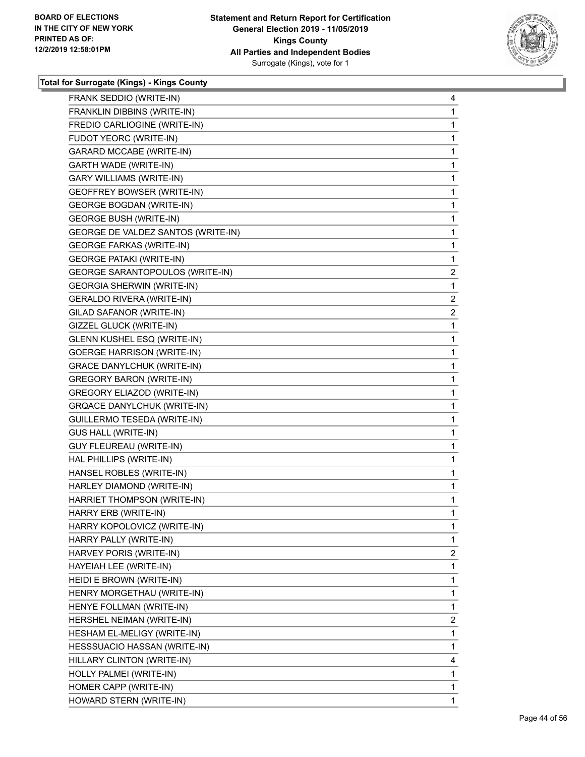**BOARD OF ELECTIONS IN THE CITY OF NEW YORK PRINTED AS OF: 12/2/2019 12:58:01PM**

**Statement and Return Report for Certification General Election 2019 - 11/05/2019 Kings County All Parties and Independent Bodies**
Surrogate (Kings), vote for 1

**Total for Surrogate (Kings) - Kings County**

| | |
|---|---|
| FRANK SEDDIO (WRITE-IN) | 4 |
| FRANKLIN DIBBINS (WRITE-IN) | 1 |
| FREDIO CARLIOGINE (WRITE-IN) | 1 |
| FUDOT YEORC (WRITE-IN) | 1 |
| GARARD MCCABE (WRITE-IN) | 1 |
| GARTH WADE (WRITE-IN) | 1 |
| GARY WILLIAMS (WRITE-IN) | 1 |
| GEOFFREY BOWSER (WRITE-IN) | 1 |
| GEORGE BOGDAN (WRITE-IN) | 1 |
| GEORGE BUSH (WRITE-IN) | 1 |
| GEORGE DE VALDEZ SANTOS (WRITE-IN) | 1 |
| GEORGE FARKAS (WRITE-IN) | 1 |
| GEORGE PATAKI (WRITE-IN) | 1 |
| GEORGE SARANTOPOULOS (WRITE-IN) | 2 |
| GEORGIA SHERWIN (WRITE-IN) | 1 |
| GERALDO RIVERA (WRITE-IN) | 2 |
| GILAD SAFANOR (WRITE-IN) | 2 |
| GIZZEL GLUCK (WRITE-IN) | 1 |
| GLENN KUSHEL ESQ (WRITE-IN) | 1 |
| GOERGE HARRISON (WRITE-IN) | 1 |
| GRACE DANYLCHUK (WRITE-IN) | 1 |
| GREGORY BARON (WRITE-IN) | 1 |
| GREGORY ELIAZOD (WRITE-IN) | 1 |
| GRQACE DANYLCHUK (WRITE-IN) | 1 |
| GUILLERMO TESEDA (WRITE-IN) | 1 |
| GUS HALL (WRITE-IN) | 1 |
| GUY FLEUREAU (WRITE-IN) | 1 |
| HAL PHILLIPS (WRITE-IN) | 1 |
| HANSEL ROBLES (WRITE-IN) | 1 |
| HARLEY DIAMOND (WRITE-IN) | 1 |
| HARRIET THOMPSON (WRITE-IN) | 1 |
| HARRY ERB (WRITE-IN) | 1 |
| HARRY KOPOLOVICZ (WRITE-IN) | 1 |
| HARRY PALLY (WRITE-IN) | 1 |
| HARVEY PORIS (WRITE-IN) | 2 |
| HAYEIAH LEE (WRITE-IN) | 1 |
| HEIDI E BROWN (WRITE-IN) | 1 |
| HENRY MORGETHAU (WRITE-IN) | 1 |
| HENYE FOLLMAN (WRITE-IN) | 1 |
| HERSHEL NEIMAN (WRITE-IN) | 2 |
| HESHAM EL-MELIGY (WRITE-IN) | 1 |
| HESSSUACIO HASSAN (WRITE-IN) | 1 |
| HILLARY CLINTON (WRITE-IN) | 4 |
| HOLLY PALMEI (WRITE-IN) | 1 |
| HOMER CAPP (WRITE-IN) | 1 |
| HOWARD STERN (WRITE-IN) | 1 |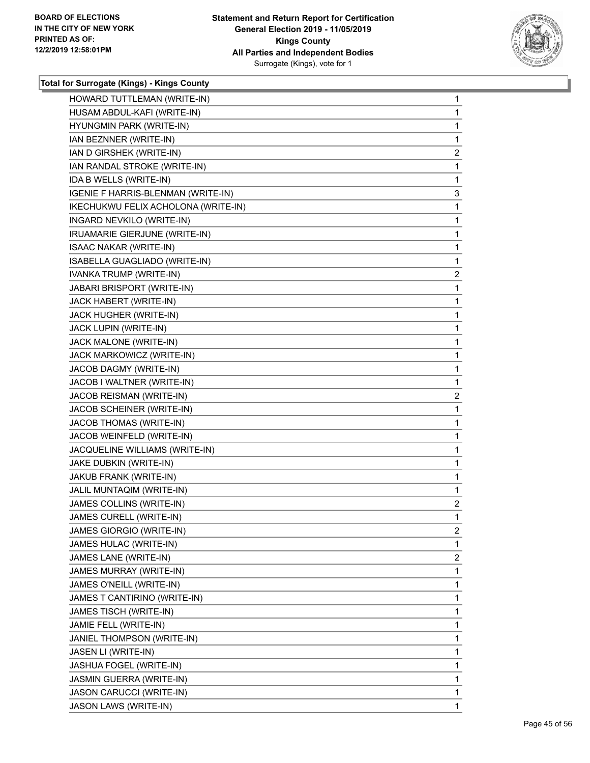**Total for Surrogate (Kings) - Kings County**

| | |
|---|---|
| HOWARD TUTTLEMAN (WRITE-IN) | 1 |
| HUSAM ABDUL-KAFI (WRITE-IN) | 1 |
| HYUNGMIN PARK (WRITE-IN) | 1 |
| IAN BEZNNER (WRITE-IN) | 1 |
| IAN D GIRSHEK (WRITE-IN) | 2 |
| IAN RANDAL STROKE (WRITE-IN) | 1 |
| IDA B WELLS (WRITE-IN) | 1 |
| IGENIE F HARRIS-BLENMAN (WRITE-IN) | 3 |
| IKECHUKWU FELIX ACHOLONA (WRITE-IN) | 1 |
| INGARD NEVKILO (WRITE-IN) | 1 |
| IRUAMARIE GIERJUNE (WRITE-IN) | 1 |
| ISAAC NAKAR (WRITE-IN) | 1 |
| ISABELLA GUAGLIADO (WRITE-IN) | 1 |
| IVANKA TRUMP (WRITE-IN) | 2 |
| JABARI BRISPORT (WRITE-IN) | 1 |
| JACK HABERT (WRITE-IN) | 1 |
| JACK HUGHER (WRITE-IN) | 1 |
| JACK LUPIN (WRITE-IN) | 1 |
| JACK MALONE (WRITE-IN) | 1 |
| JACK MARKOWICZ (WRITE-IN) | 1 |
| JACOB DAGMY (WRITE-IN) | 1 |
| JACOB I WALTNER (WRITE-IN) | 1 |
| JACOB REISMAN (WRITE-IN) | 2 |
| JACOB SCHEINER (WRITE-IN) | 1 |
| JACOB THOMAS (WRITE-IN) | 1 |
| JACOB WEINFELD (WRITE-IN) | 1 |
| JACQUELINE WILLIAMS (WRITE-IN) | 1 |
| JAKE DUBKIN (WRITE-IN) | 1 |
| JAKUB FRANK (WRITE-IN) | 1 |
| JALIL MUNTAQIM (WRITE-IN) | 1 |
| JAMES COLLINS (WRITE-IN) | 2 |
| JAMES CURELL (WRITE-IN) | 1 |
| JAMES GIORGIO (WRITE-IN) | 2 |
| JAMES HULAC (WRITE-IN) | 1 |
| JAMES LANE (WRITE-IN) | 2 |
| JAMES MURRAY (WRITE-IN) | 1 |
| JAMES O'NEILL (WRITE-IN) | 1 |
| JAMES T CANTIRINO (WRITE-IN) | 1 |
| JAMES TISCH (WRITE-IN) | 1 |
| JAMIE FELL (WRITE-IN) | 1 |
| JANIEL THOMPSON (WRITE-IN) | 1 |
| JASEN LI (WRITE-IN) | 1 |
| JASHUA FOGEL (WRITE-IN) | 1 |
| JASMIN GUERRA (WRITE-IN) | 1 |
| JASON CARUCCI (WRITE-IN) | 1 |
| JASON LAWS (WRITE-IN) | 1 |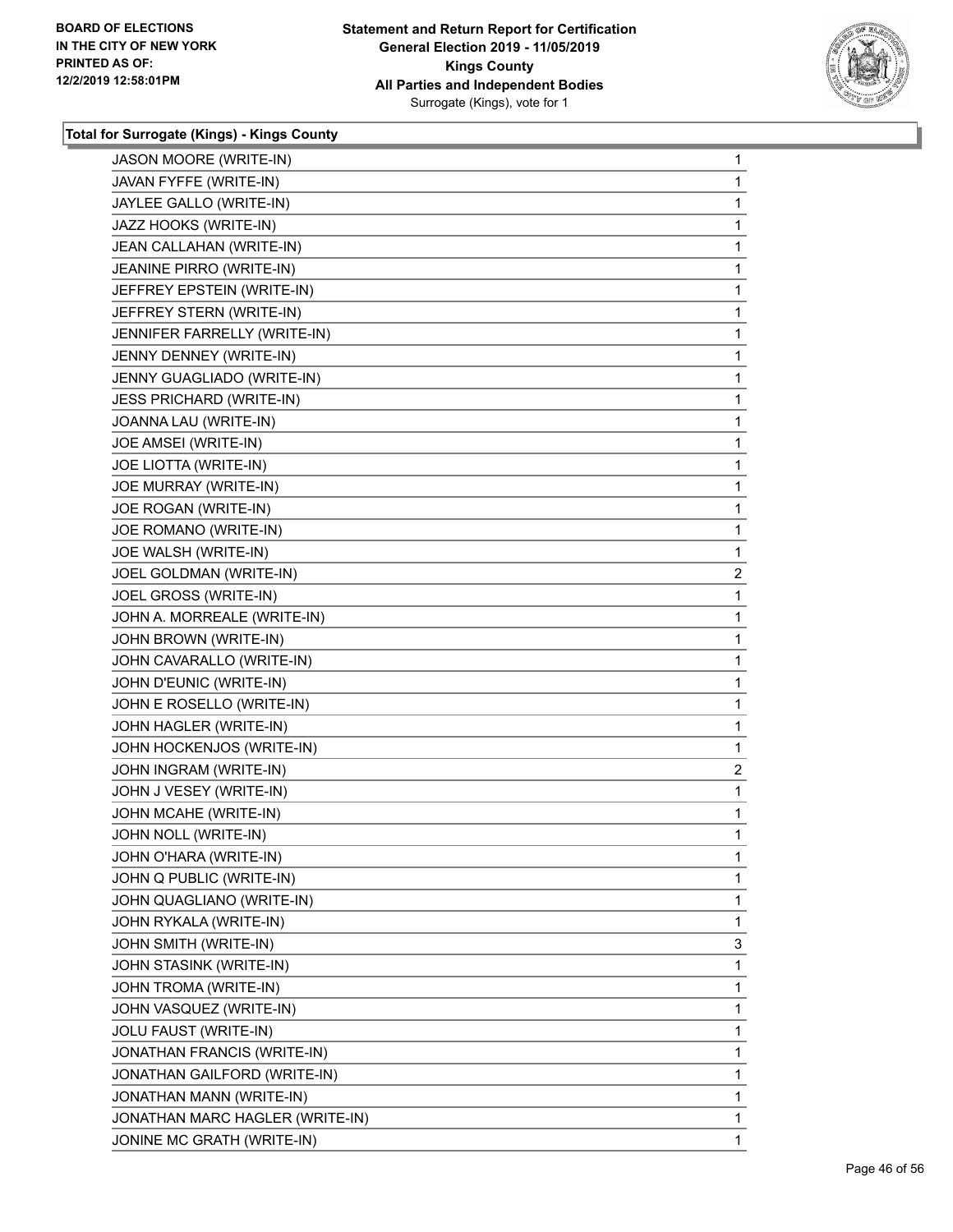**Total for Surrogate (Kings) - Kings County**

| | |
|---|---|
| JASON MOORE (WRITE-IN) | 1 |
| JAVAN FYFFE (WRITE-IN) | 1 |
| JAYLEE GALLO (WRITE-IN) | 1 |
| JAZZ HOOKS (WRITE-IN) | 1 |
| JEAN CALLAHAN (WRITE-IN) | 1 |
| JEANINE PIRRO (WRITE-IN) | 1 |
| JEFFREY EPSTEIN (WRITE-IN) | 1 |
| JEFFREY STERN (WRITE-IN) | 1 |
| JENNIFER FARRELLY (WRITE-IN) | 1 |
| JENNY DENNEY (WRITE-IN) | 1 |
| JENNY GUAGLIADO (WRITE-IN) | 1 |
| JESS PRICHARD (WRITE-IN) | 1 |
| JOANNA LAU (WRITE-IN) | 1 |
| JOE AMSEI (WRITE-IN) | 1 |
| JOE LIOTTA (WRITE-IN) | 1 |
| JOE MURRAY (WRITE-IN) | 1 |
| JOE ROGAN (WRITE-IN) | 1 |
| JOE ROMANO (WRITE-IN) | 1 |
| JOE WALSH (WRITE-IN) | 1 |
| JOEL GOLDMAN (WRITE-IN) | 2 |
| JOEL GROSS (WRITE-IN) | 1 |
| JOHN A. MORREALE (WRITE-IN) | 1 |
| JOHN BROWN (WRITE-IN) | 1 |
| JOHN CAVARALLO (WRITE-IN) | 1 |
| JOHN D'EUNIC (WRITE-IN) | 1 |
| JOHN E ROSELLO (WRITE-IN) | 1 |
| JOHN HAGLER (WRITE-IN) | 1 |
| JOHN HOCKENJOS (WRITE-IN) | 1 |
| JOHN INGRAM (WRITE-IN) | 2 |
| JOHN J VESEY (WRITE-IN) | 1 |
| JOHN MCAHE (WRITE-IN) | 1 |
| JOHN NOLL (WRITE-IN) | 1 |
| JOHN O'HARA (WRITE-IN) | 1 |
| JOHN Q PUBLIC (WRITE-IN) | 1 |
| JOHN QUAGLIANO (WRITE-IN) | 1 |
| JOHN RYKALA (WRITE-IN) | 1 |
| JOHN SMITH (WRITE-IN) | 3 |
| JOHN STASINK (WRITE-IN) | 1 |
| JOHN TROMA (WRITE-IN) | 1 |
| JOHN VASQUEZ (WRITE-IN) | 1 |
| JOLU FAUST (WRITE-IN) | 1 |
| JONATHAN FRANCIS (WRITE-IN) | 1 |
| JONATHAN GAILFORD (WRITE-IN) | 1 |
| JONATHAN MANN (WRITE-IN) | 1 |
| JONATHAN MARC HAGLER (WRITE-IN) | 1 |
| JONINE MC GRATH (WRITE-IN) | 1 |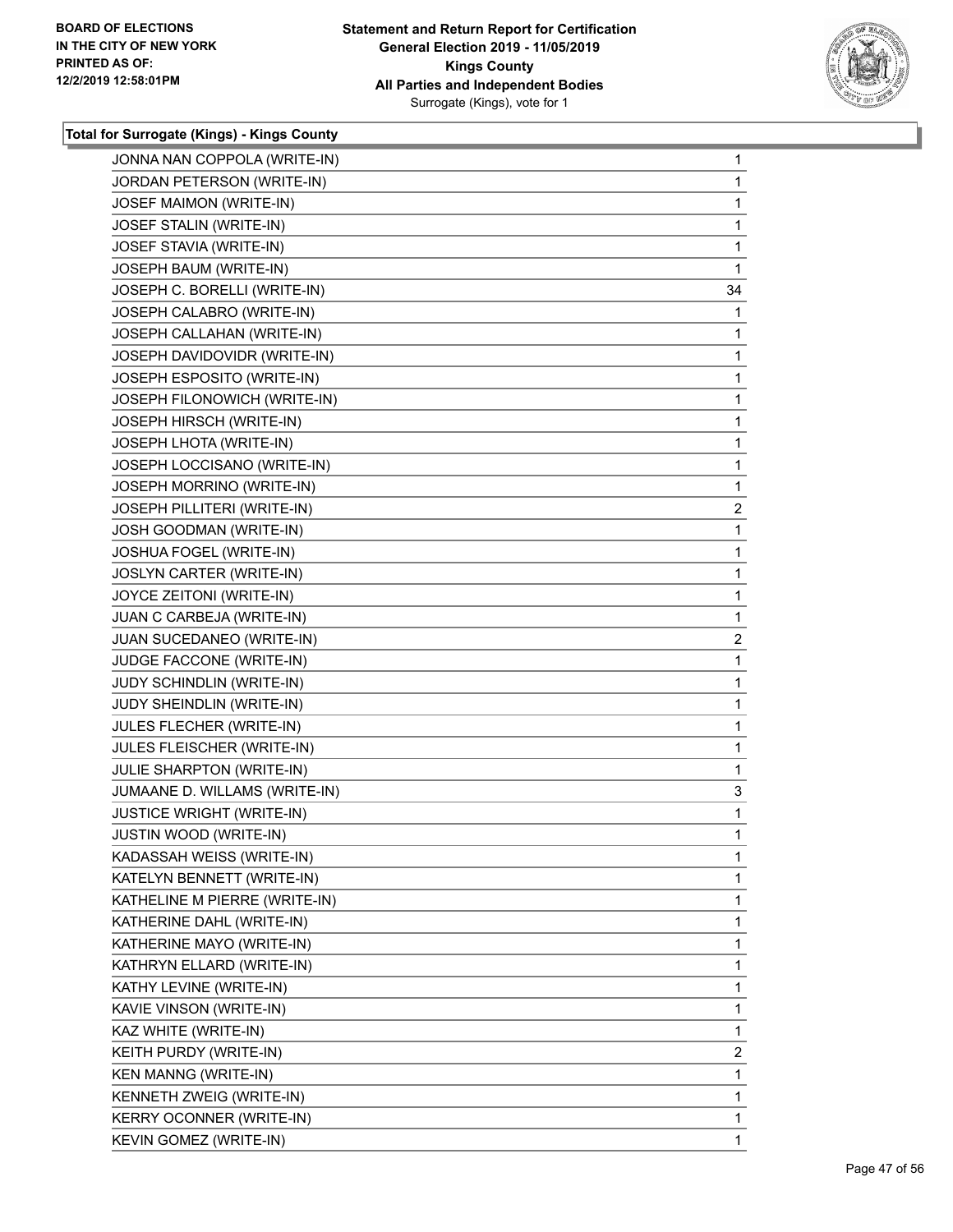**Total for Surrogate (Kings) - Kings County**

| | |
|---|---|
| JONNA NAN COPPOLA (WRITE-IN) | 1 |
| JORDAN PETERSON (WRITE-IN) | 1 |
| JOSEF MAIMON (WRITE-IN) | 1 |
| JOSEF STALIN (WRITE-IN) | 1 |
| JOSEF STAVIA (WRITE-IN) | 1 |
| JOSEPH BAUM (WRITE-IN) | 1 |
| JOSEPH C. BORELLI (WRITE-IN) | 34 |
| JOSEPH CALABRO (WRITE-IN) | 1 |
| JOSEPH CALLAHAN (WRITE-IN) | 1 |
| JOSEPH DAVIDOVIDR (WRITE-IN) | 1 |
| JOSEPH ESPOSITO (WRITE-IN) | 1 |
| JOSEPH FILONOWICH (WRITE-IN) | 1 |
| JOSEPH HIRSCH (WRITE-IN) | 1 |
| JOSEPH LHOTA (WRITE-IN) | 1 |
| JOSEPH LOCCISANO (WRITE-IN) | 1 |
| JOSEPH MORRINO (WRITE-IN) | 1 |
| JOSEPH PILLITERI (WRITE-IN) | 2 |
| JOSH GOODMAN (WRITE-IN) | 1 |
| JOSHUA FOGEL (WRITE-IN) | 1 |
| JOSLYN CARTER (WRITE-IN) | 1 |
| JOYCE ZEITONI (WRITE-IN) | 1 |
| JUAN C CARBEJA (WRITE-IN) | 1 |
| JUAN SUCEDANEO (WRITE-IN) | 2 |
| JUDGE FACCONE (WRITE-IN) | 1 |
| JUDY SCHINDLIN (WRITE-IN) | 1 |
| JUDY SHEINDLIN (WRITE-IN) | 1 |
| JULES FLECHER (WRITE-IN) | 1 |
| JULES FLEISCHER (WRITE-IN) | 1 |
| JULIE SHARPTON (WRITE-IN) | 1 |
| JUMAANE D. WILLAMS (WRITE-IN) | 3 |
| JUSTICE WRIGHT (WRITE-IN) | 1 |
| JUSTIN WOOD (WRITE-IN) | 1 |
| KADASSAH WEISS (WRITE-IN) | 1 |
| KATELYN BENNETT (WRITE-IN) | 1 |
| KATHELINE M PIERRE (WRITE-IN) | 1 |
| KATHERINE DAHL (WRITE-IN) | 1 |
| KATHERINE MAYO (WRITE-IN) | 1 |
| KATHRYN ELLARD (WRITE-IN) | 1 |
| KATHY LEVINE (WRITE-IN) | 1 |
| KAVIE VINSON (WRITE-IN) | 1 |
| KAZ WHITE (WRITE-IN) | 1 |
| KEITH PURDY (WRITE-IN) | 2 |
| KEN MANNG (WRITE-IN) | 1 |
| KENNETH ZWEIG (WRITE-IN) | 1 |
| KERRY OCONNER (WRITE-IN) | 1 |
| KEVIN GOMEZ (WRITE-IN) | 1 |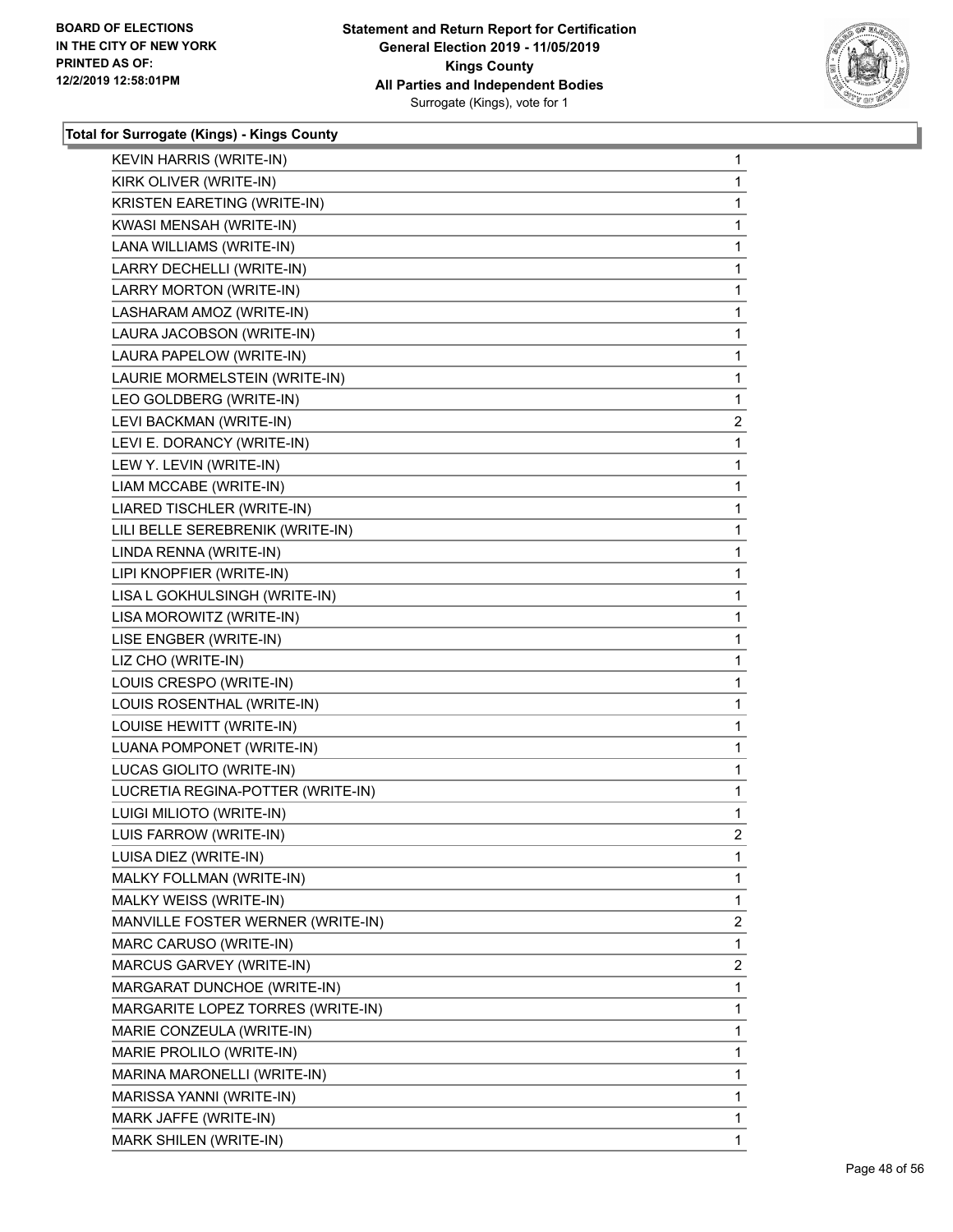**Total for Surrogate (Kings) - Kings County**

| | |
|---|---|
| KEVIN HARRIS (WRITE-IN) | 1 |
| KIRK OLIVER (WRITE-IN) | 1 |
| KRISTEN EARETING (WRITE-IN) | 1 |
| KWASI MENSAH (WRITE-IN) | 1 |
| LANA WILLIAMS (WRITE-IN) | 1 |
| LARRY DECHELLI (WRITE-IN) | 1 |
| LARRY MORTON (WRITE-IN) | 1 |
| LASHARAM AMOZ (WRITE-IN) | 1 |
| LAURA JACOBSON (WRITE-IN) | 1 |
| LAURA PAPELOW (WRITE-IN) | 1 |
| LAURIE MORMELSTEIN (WRITE-IN) | 1 |
| LEO GOLDBERG (WRITE-IN) | 1 |
| LEVI BACKMAN (WRITE-IN) | 2 |
| LEVI E. DORANCY (WRITE-IN) | 1 |
| LEW Y. LEVIN (WRITE-IN) | 1 |
| LIAM MCCABE (WRITE-IN) | 1 |
| LIARED TISCHLER (WRITE-IN) | 1 |
| LILI BELLE SEREBRENIK (WRITE-IN) | 1 |
| LINDA RENNA (WRITE-IN) | 1 |
| LIPI KNOPFIER (WRITE-IN) | 1 |
| LISA L GOKHULSINGH (WRITE-IN) | 1 |
| LISA MOROWITZ (WRITE-IN) | 1 |
| LISE ENGBER (WRITE-IN) | 1 |
| LIZ CHO (WRITE-IN) | 1 |
| LOUIS CRESPO (WRITE-IN) | 1 |
| LOUIS ROSENTHAL (WRITE-IN) | 1 |
| LOUISE HEWITT (WRITE-IN) | 1 |
| LUANA POMPONET (WRITE-IN) | 1 |
| LUCAS GIOLITO (WRITE-IN) | 1 |
| LUCRETIA REGINA-POTTER (WRITE-IN) | 1 |
| LUIGI MILIOTO (WRITE-IN) | 1 |
| LUIS FARROW (WRITE-IN) | 2 |
| LUISA DIEZ (WRITE-IN) | 1 |
| MALKY FOLLMAN (WRITE-IN) | 1 |
| MALKY WEISS (WRITE-IN) | 1 |
| MANVILLE FOSTER WERNER (WRITE-IN) | 2 |
| MARC CARUSO (WRITE-IN) | 1 |
| MARCUS GARVEY (WRITE-IN) | 2 |
| MARGARAT DUNCHOE (WRITE-IN) | 1 |
| MARGARITE LOPEZ TORRES (WRITE-IN) | 1 |
| MARIE CONZEULA (WRITE-IN) | 1 |
| MARIE PROLILO (WRITE-IN) | 1 |
| MARINA MARONELLI (WRITE-IN) | 1 |
| MARISSA YANNI (WRITE-IN) | 1 |
| MARK JAFFE (WRITE-IN) | 1 |
| MARK SHILEN (WRITE-IN) | 1 |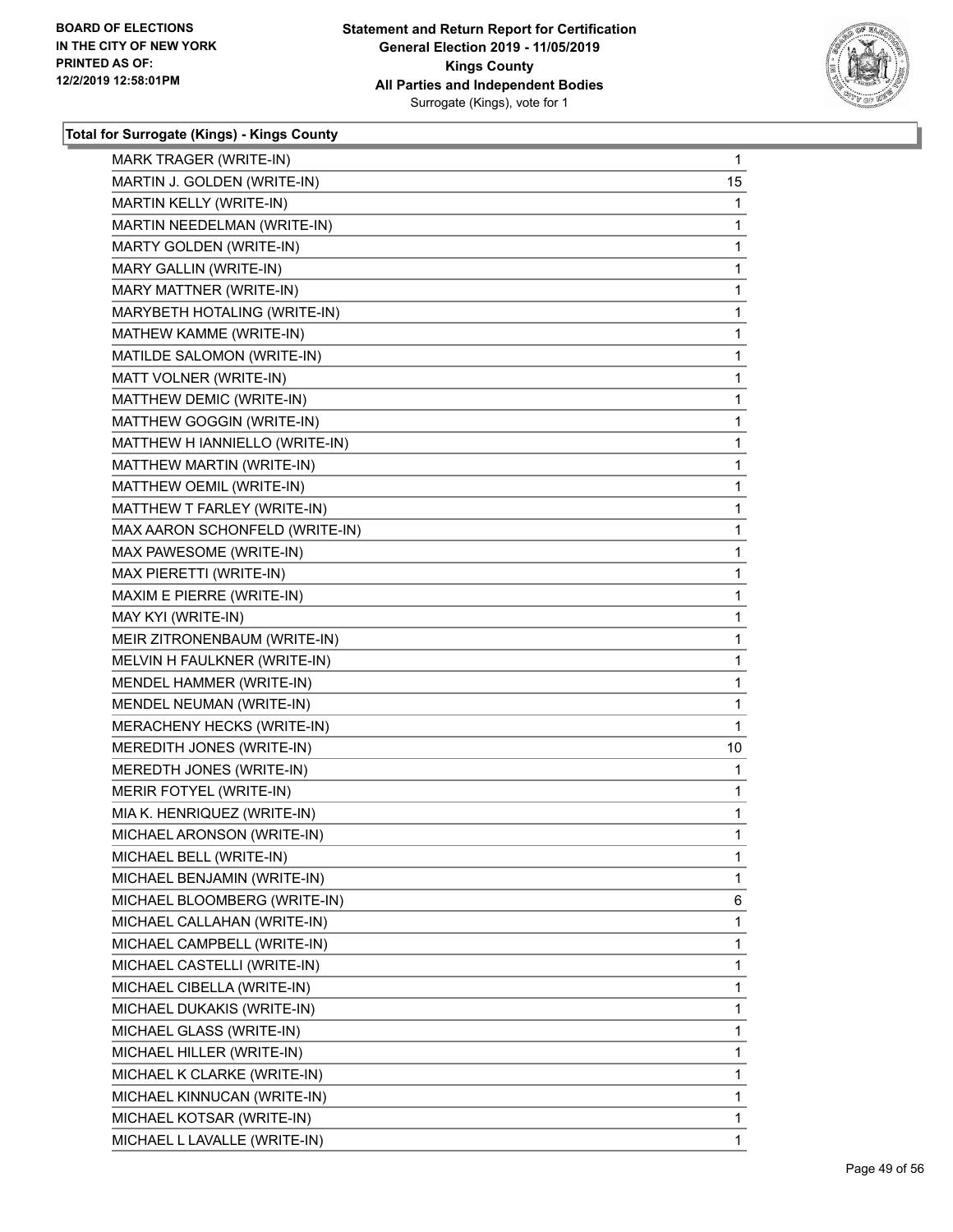**Total for Surrogate (Kings) - Kings County**

| | |
|---|---|
| MARK TRAGER (WRITE-IN) | 1 |
| MARTIN J. GOLDEN (WRITE-IN) | 15 |
| MARTIN KELLY (WRITE-IN) | 1 |
| MARTIN NEEDELMAN (WRITE-IN) | 1 |
| MARTY GOLDEN (WRITE-IN) | 1 |
| MARY GALLIN (WRITE-IN) | 1 |
| MARY MATTNER (WRITE-IN) | 1 |
| MARYBETH HOTALING (WRITE-IN) | 1 |
| MATHEW KAMME (WRITE-IN) | 1 |
| MATILDE SALOMON (WRITE-IN) | 1 |
| MATT VOLNER (WRITE-IN) | 1 |
| MATTHEW DEMIC (WRITE-IN) | 1 |
| MATTHEW GOGGIN (WRITE-IN) | 1 |
| MATTHEW H IANNIELLO (WRITE-IN) | 1 |
| MATTHEW MARTIN (WRITE-IN) | 1 |
| MATTHEW OEMIL (WRITE-IN) | 1 |
| MATTHEW T FARLEY (WRITE-IN) | 1 |
| MAX AARON SCHONFELD (WRITE-IN) | 1 |
| MAX PAWESOME (WRITE-IN) | 1 |
| MAX PIERETTI (WRITE-IN) | 1 |
| MAXIM E PIERRE (WRITE-IN) | 1 |
| MAY KYI (WRITE-IN) | 1 |
| MEIR ZITRONENBAUM (WRITE-IN) | 1 |
| MELVIN H FAULKNER (WRITE-IN) | 1 |
| MENDEL HAMMER (WRITE-IN) | 1 |
| MENDEL NEUMAN (WRITE-IN) | 1 |
| MERACHENY HECKS (WRITE-IN) | 1 |
| MEREDITH JONES (WRITE-IN) | 10 |
| MEREDTH JONES (WRITE-IN) | 1 |
| MERIR FOTYEL (WRITE-IN) | 1 |
| MIA K. HENRIQUEZ (WRITE-IN) | 1 |
| MICHAEL ARONSON (WRITE-IN) | 1 |
| MICHAEL BELL (WRITE-IN) | 1 |
| MICHAEL BENJAMIN (WRITE-IN) | 1 |
| MICHAEL BLOOMBERG (WRITE-IN) | 6 |
| MICHAEL CALLAHAN (WRITE-IN) | 1 |
| MICHAEL CAMPBELL (WRITE-IN) | 1 |
| MICHAEL CASTELLI (WRITE-IN) | 1 |
| MICHAEL CIBELLA (WRITE-IN) | 1 |
| MICHAEL DUKAKIS (WRITE-IN) | 1 |
| MICHAEL GLASS (WRITE-IN) | 1 |
| MICHAEL HILLER (WRITE-IN) | 1 |
| MICHAEL K CLARKE (WRITE-IN) | 1 |
| MICHAEL KINNUCAN (WRITE-IN) | 1 |
| MICHAEL KOTSAR (WRITE-IN) | 1 |
| MICHAEL L LAVALLE (WRITE-IN) | 1 |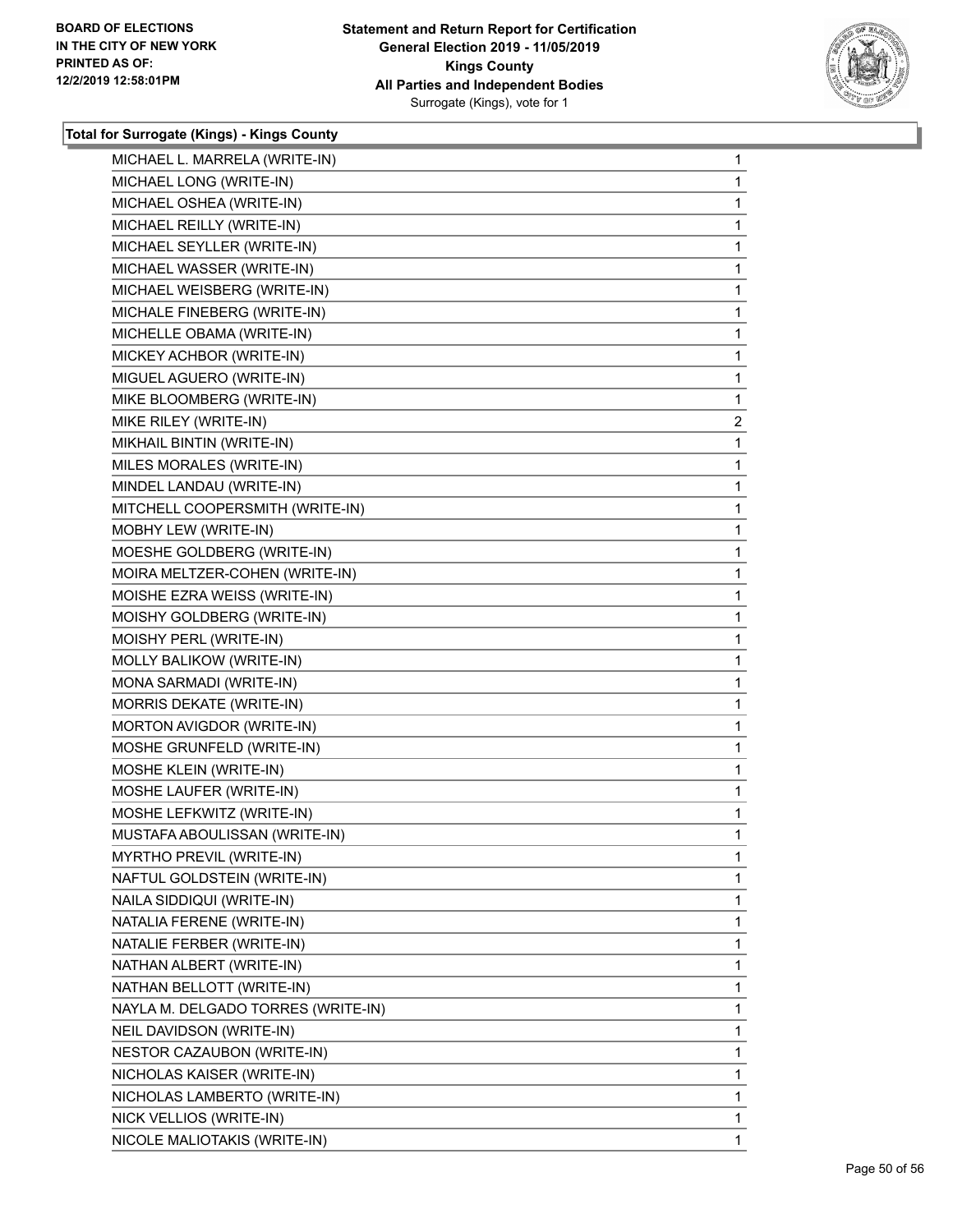### Total for Surrogate (Kings) - Kings County

| | |
|---|---|
| MICHAEL L. MARRELA (WRITE-IN) | 1 |
| MICHAEL LONG (WRITE-IN) | 1 |
| MICHAEL OSHEA (WRITE-IN) | 1 |
| MICHAEL REILLY (WRITE-IN) | 1 |
| MICHAEL SEYLLER (WRITE-IN) | 1 |
| MICHAEL WASSER (WRITE-IN) | 1 |
| MICHAEL WEISBERG (WRITE-IN) | 1 |
| MICHALE FINEBERG (WRITE-IN) | 1 |
| MICHELLE OBAMA (WRITE-IN) | 1 |
| MICKEY ACHBOR (WRITE-IN) | 1 |
| MIGUEL AGUERO (WRITE-IN) | 1 |
| MIKE BLOOMBERG (WRITE-IN) | 1 |
| MIKE RILEY (WRITE-IN) | 2 |
| MIKHAIL BINTIN (WRITE-IN) | 1 |
| MILES MORALES (WRITE-IN) | 1 |
| MINDEL LANDAU (WRITE-IN) | 1 |
| MITCHELL COOPERSMITH (WRITE-IN) | 1 |
| MOBHY LEW (WRITE-IN) | 1 |
| MOESHE GOLDBERG (WRITE-IN) | 1 |
| MOIRA MELTZER-COHEN (WRITE-IN) | 1 |
| MOISHE EZRA WEISS (WRITE-IN) | 1 |
| MOISHY GOLDBERG (WRITE-IN) | 1 |
| MOISHY PERL (WRITE-IN) | 1 |
| MOLLY BALIKOW (WRITE-IN) | 1 |
| MONA SARMADI (WRITE-IN) | 1 |
| MORRIS DEKATE (WRITE-IN) | 1 |
| MORTON AVIGDOR (WRITE-IN) | 1 |
| MOSHE GRUNFELD (WRITE-IN) | 1 |
| MOSHE KLEIN (WRITE-IN) | 1 |
| MOSHE LAUFER (WRITE-IN) | 1 |
| MOSHE LEFKWITZ (WRITE-IN) | 1 |
| MUSTAFA ABOULISSAN (WRITE-IN) | 1 |
| MYRTHO PREVIL (WRITE-IN) | 1 |
| NAFTUL GOLDSTEIN (WRITE-IN) | 1 |
| NAILA SIDDIQUI (WRITE-IN) | 1 |
| NATALIA FERENE (WRITE-IN) | 1 |
| NATALIE FERBER (WRITE-IN) | 1 |
| NATHAN ALBERT (WRITE-IN) | 1 |
| NATHAN BELLOTT (WRITE-IN) | 1 |
| NAYLA M. DELGADO TORRES (WRITE-IN) | 1 |
| NEIL DAVIDSON (WRITE-IN) | 1 |
| NESTOR CAZAUBON (WRITE-IN) | 1 |
| NICHOLAS KAISER (WRITE-IN) | 1 |
| NICHOLAS LAMBERTO (WRITE-IN) | 1 |
| NICK VELLIOS (WRITE-IN) | 1 |
| NICOLE MALIOTAKIS (WRITE-IN) | 1 |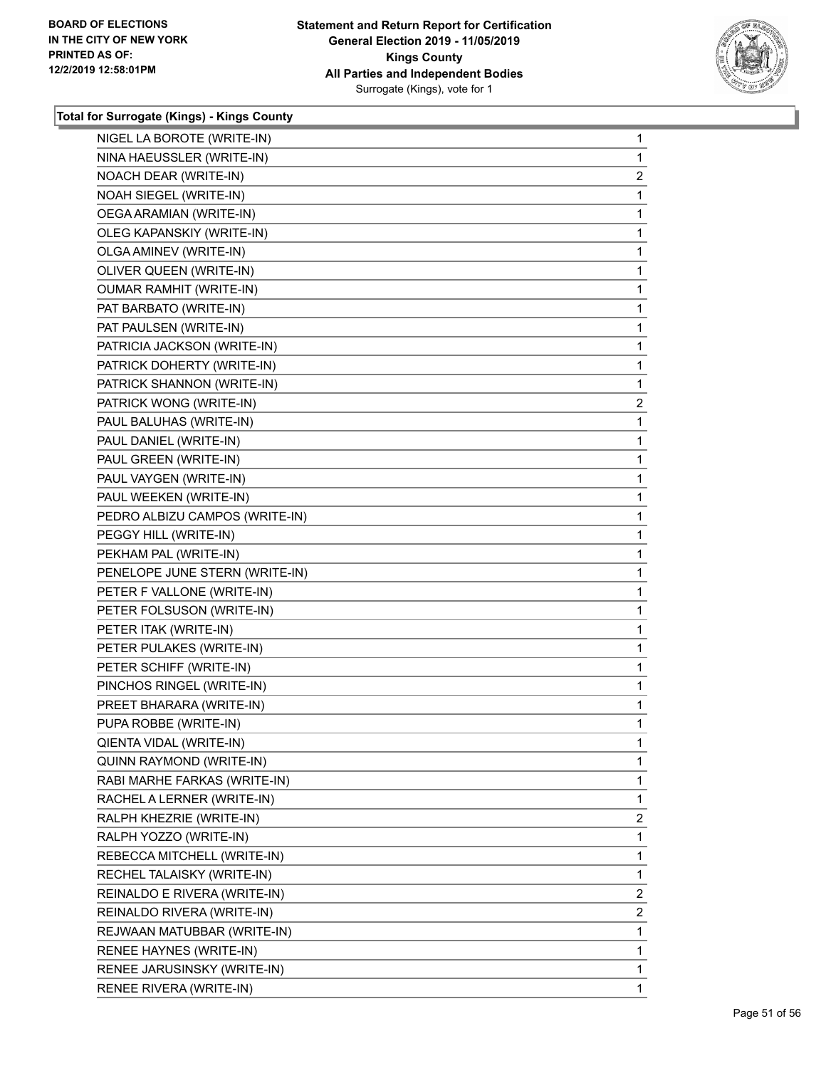**Total for Surrogate (Kings) - Kings County**

| | |
|---|---|
| NIGEL LA BOROTE (WRITE-IN) | 1 |
| NINA HAEUSSLER (WRITE-IN) | 1 |
| NOACH DEAR (WRITE-IN) | 2 |
| NOAH SIEGEL (WRITE-IN) | 1 |
| OEGA ARAMIAN (WRITE-IN) | 1 |
| OLEG KAPANSKIY (WRITE-IN) | 1 |
| OLGA AMINEV (WRITE-IN) | 1 |
| OLIVER QUEEN (WRITE-IN) | 1 |
| OUMAR RAMHIT (WRITE-IN) | 1 |
| PAT BARBATO (WRITE-IN) | 1 |
| PAT PAULSEN (WRITE-IN) | 1 |
| PATRICIA JACKSON (WRITE-IN) | 1 |
| PATRICK DOHERTY (WRITE-IN) | 1 |
| PATRICK SHANNON (WRITE-IN) | 1 |
| PATRICK WONG (WRITE-IN) | 2 |
| PAUL BALUHAS (WRITE-IN) | 1 |
| PAUL DANIEL (WRITE-IN) | 1 |
| PAUL GREEN (WRITE-IN) | 1 |
| PAUL VAYGEN (WRITE-IN) | 1 |
| PAUL WEEKEN (WRITE-IN) | 1 |
| PEDRO ALBIZU CAMPOS (WRITE-IN) | 1 |
| PEGGY HILL (WRITE-IN) | 1 |
| PEKHAM PAL (WRITE-IN) | 1 |
| PENELOPE JUNE STERN (WRITE-IN) | 1 |
| PETER F VALLONE (WRITE-IN) | 1 |
| PETER FOLSUSON (WRITE-IN) | 1 |
| PETER ITAK (WRITE-IN) | 1 |
| PETER PULAKES (WRITE-IN) | 1 |
| PETER SCHIFF (WRITE-IN) | 1 |
| PINCHOS RINGEL (WRITE-IN) | 1 |
| PREET BHARARA (WRITE-IN) | 1 |
| PUPA ROBBE (WRITE-IN) | 1 |
| QIENTA VIDAL (WRITE-IN) | 1 |
| QUINN RAYMOND (WRITE-IN) | 1 |
| RABI MARHE FARKAS (WRITE-IN) | 1 |
| RACHEL A LERNER (WRITE-IN) | 1 |
| RALPH KHEZRIE (WRITE-IN) | 2 |
| RALPH YOZZO (WRITE-IN) | 1 |
| REBECCA MITCHELL (WRITE-IN) | 1 |
| RECHEL TALAISKY (WRITE-IN) | 1 |
| REINALDO E RIVERA (WRITE-IN) | 2 |
| REINALDO RIVERA (WRITE-IN) | 2 |
| REJWAAN MATUBBAR (WRITE-IN) | 1 |
| RENEE HAYNES (WRITE-IN) | 1 |
| RENEE JARUSINSKY (WRITE-IN) | 1 |
| RENEE RIVERA (WRITE-IN) | 1 |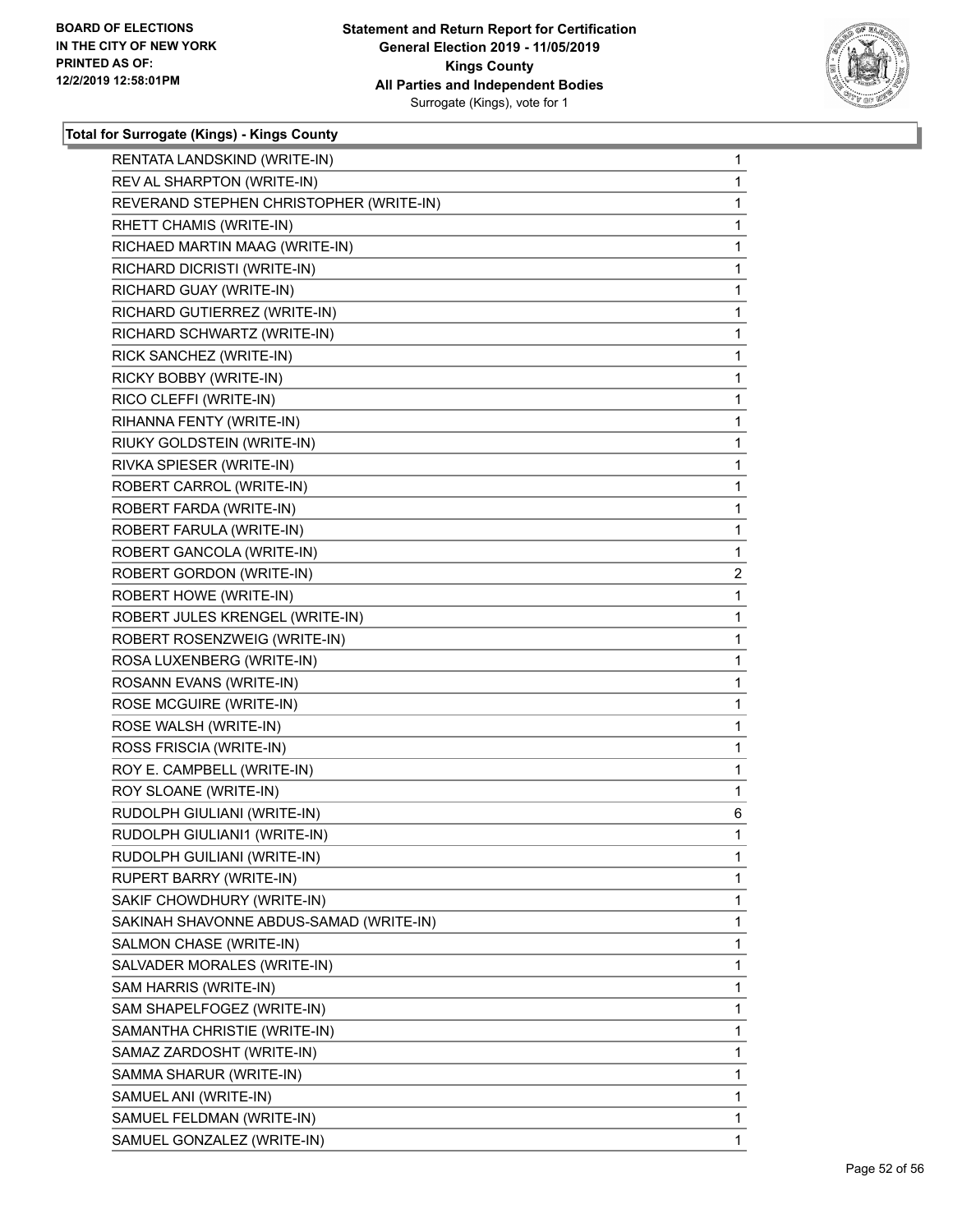**BOARD OF ELECTIONS IN THE CITY OF NEW YORK PRINTED AS OF: 12/2/2019 12:58:01PM**

**Statement and Return Report for Certification General Election 2019 - 11/05/2019 Kings County All Parties and Independent Bodies** Surrogate (Kings), vote for 1

### Total for Surrogate (Kings) - Kings County

| | |
|---|---|
| RENTATA LANDSKIND (WRITE-IN) | 1 |
| REV AL SHARPTON (WRITE-IN) | 1 |
| REVERAND STEPHEN CHRISTOPHER (WRITE-IN) | 1 |
| RHETT CHAMIS (WRITE-IN) | 1 |
| RICHAED MARTIN MAAG (WRITE-IN) | 1 |
| RICHARD DICRISTI (WRITE-IN) | 1 |
| RICHARD GUAY (WRITE-IN) | 1 |
| RICHARD GUTIERREZ (WRITE-IN) | 1 |
| RICHARD SCHWARTZ (WRITE-IN) | 1 |
| RICK SANCHEZ (WRITE-IN) | 1 |
| RICKY BOBBY (WRITE-IN) | 1 |
| RICO CLEFFI (WRITE-IN) | 1 |
| RIHANNA FENTY (WRITE-IN) | 1 |
| RIUKY GOLDSTEIN (WRITE-IN) | 1 |
| RIVKA SPIESER (WRITE-IN) | 1 |
| ROBERT CARROL (WRITE-IN) | 1 |
| ROBERT FARDA (WRITE-IN) | 1 |
| ROBERT FARULA (WRITE-IN) | 1 |
| ROBERT GANCOLA (WRITE-IN) | 1 |
| ROBERT GORDON (WRITE-IN) | 2 |
| ROBERT HOWE (WRITE-IN) | 1 |
| ROBERT JULES KRENGEL (WRITE-IN) | 1 |
| ROBERT ROSENZWEIG (WRITE-IN) | 1 |
| ROSA LUXENBERG (WRITE-IN) | 1 |
| ROSANN EVANS (WRITE-IN) | 1 |
| ROSE MCGUIRE (WRITE-IN) | 1 |
| ROSE WALSH (WRITE-IN) | 1 |
| ROSS FRISCIA (WRITE-IN) | 1 |
| ROY E. CAMPBELL (WRITE-IN) | 1 |
| ROY SLOANE (WRITE-IN) | 1 |
| RUDOLPH GIULIANI (WRITE-IN) | 6 |
| RUDOLPH GIULIANI1 (WRITE-IN) | 1 |
| RUDOLPH GUILIANI (WRITE-IN) | 1 |
| RUPERT BARRY (WRITE-IN) | 1 |
| SAKIF CHOWDHURY (WRITE-IN) | 1 |
| SAKINAH SHAVONNE ABDUS-SAMAD (WRITE-IN) | 1 |
| SALMON CHASE (WRITE-IN) | 1 |
| SALVADER MORALES (WRITE-IN) | 1 |
| SAM HARRIS (WRITE-IN) | 1 |
| SAM SHAPELFOGEZ (WRITE-IN) | 1 |
| SAMANTHA CHRISTIE (WRITE-IN) | 1 |
| SAMAZ ZARDOSHT (WRITE-IN) | 1 |
| SAMMA SHARUR (WRITE-IN) | 1 |
| SAMUEL ANI (WRITE-IN) | 1 |
| SAMUEL FELDMAN (WRITE-IN) | 1 |
| SAMUEL GONZALEZ (WRITE-IN) | 1 |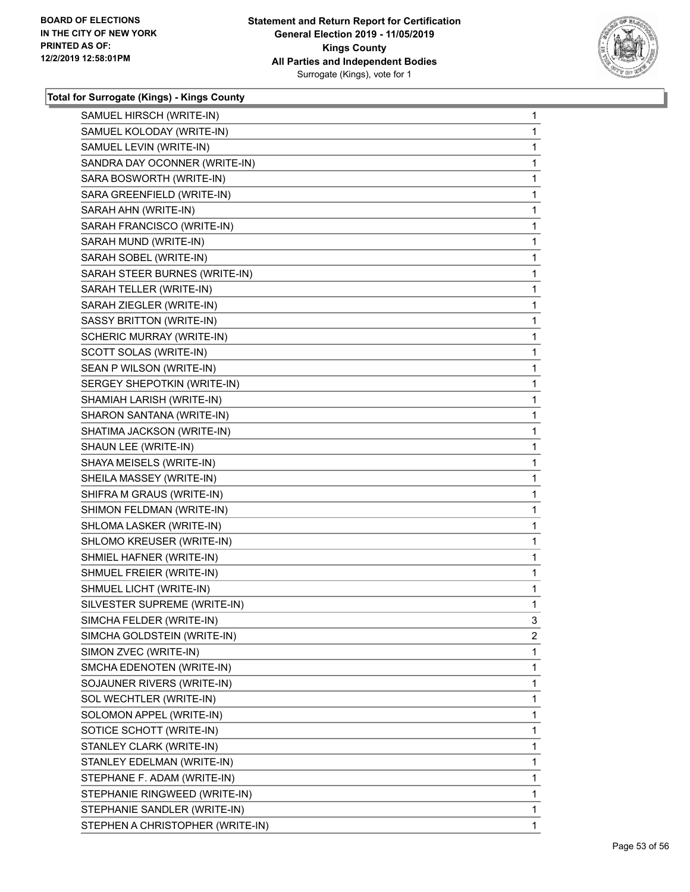**Total for Surrogate (Kings) - Kings County**

| | |
|---|---|
| SAMUEL HIRSCH (WRITE-IN) | 1 |
| SAMUEL KOLODAY (WRITE-IN) | 1 |
| SAMUEL LEVIN (WRITE-IN) | 1 |
| SANDRA DAY OCONNER (WRITE-IN) | 1 |
| SARA BOSWORTH (WRITE-IN) | 1 |
| SARA GREENFIELD (WRITE-IN) | 1 |
| SARAH AHN (WRITE-IN) | 1 |
| SARAH FRANCISCO (WRITE-IN) | 1 |
| SARAH MUND (WRITE-IN) | 1 |
| SARAH SOBEL (WRITE-IN) | 1 |
| SARAH STEER BURNES (WRITE-IN) | 1 |
| SARAH TELLER (WRITE-IN) | 1 |
| SARAH ZIEGLER (WRITE-IN) | 1 |
| SASSY BRITTON (WRITE-IN) | 1 |
| SCHERIC MURRAY (WRITE-IN) | 1 |
| SCOTT SOLAS (WRITE-IN) | 1 |
| SEAN P WILSON (WRITE-IN) | 1 |
| SERGEY SHEPOTKIN (WRITE-IN) | 1 |
| SHAMIAH LARISH (WRITE-IN) | 1 |
| SHARON SANTANA (WRITE-IN) | 1 |
| SHATIMA JACKSON (WRITE-IN) | 1 |
| SHAUN LEE (WRITE-IN) | 1 |
| SHAYA MEISELS (WRITE-IN) | 1 |
| SHEILA MASSEY (WRITE-IN) | 1 |
| SHIFRA M GRAUS (WRITE-IN) | 1 |
| SHIMON FELDMAN (WRITE-IN) | 1 |
| SHLOMA LASKER (WRITE-IN) | 1 |
| SHLOMO KREUSER (WRITE-IN) | 1 |
| SHMIEL HAFNER (WRITE-IN) | 1 |
| SHMUEL FREIER (WRITE-IN) | 1 |
| SHMUEL LICHT (WRITE-IN) | 1 |
| SILVESTER SUPREME (WRITE-IN) | 1 |
| SIMCHA FELDER (WRITE-IN) | 3 |
| SIMCHA GOLDSTEIN (WRITE-IN) | 2 |
| SIMON ZVEC (WRITE-IN) | 1 |
| SMCHA EDENOTEN (WRITE-IN) | 1 |
| SOJAUNER RIVERS (WRITE-IN) | 1 |
| SOL WECHTLER (WRITE-IN) | 1 |
| SOLOMON APPEL (WRITE-IN) | 1 |
| SOTICE SCHOTT (WRITE-IN) | 1 |
| STANLEY CLARK (WRITE-IN) | 1 |
| STANLEY EDELMAN (WRITE-IN) | 1 |
| STEPHANE F. ADAM (WRITE-IN) | 1 |
| STEPHANIE RINGWEED (WRITE-IN) | 1 |
| STEPHANIE SANDLER (WRITE-IN) | 1 |
| STEPHEN A CHRISTOPHER (WRITE-IN) | 1 |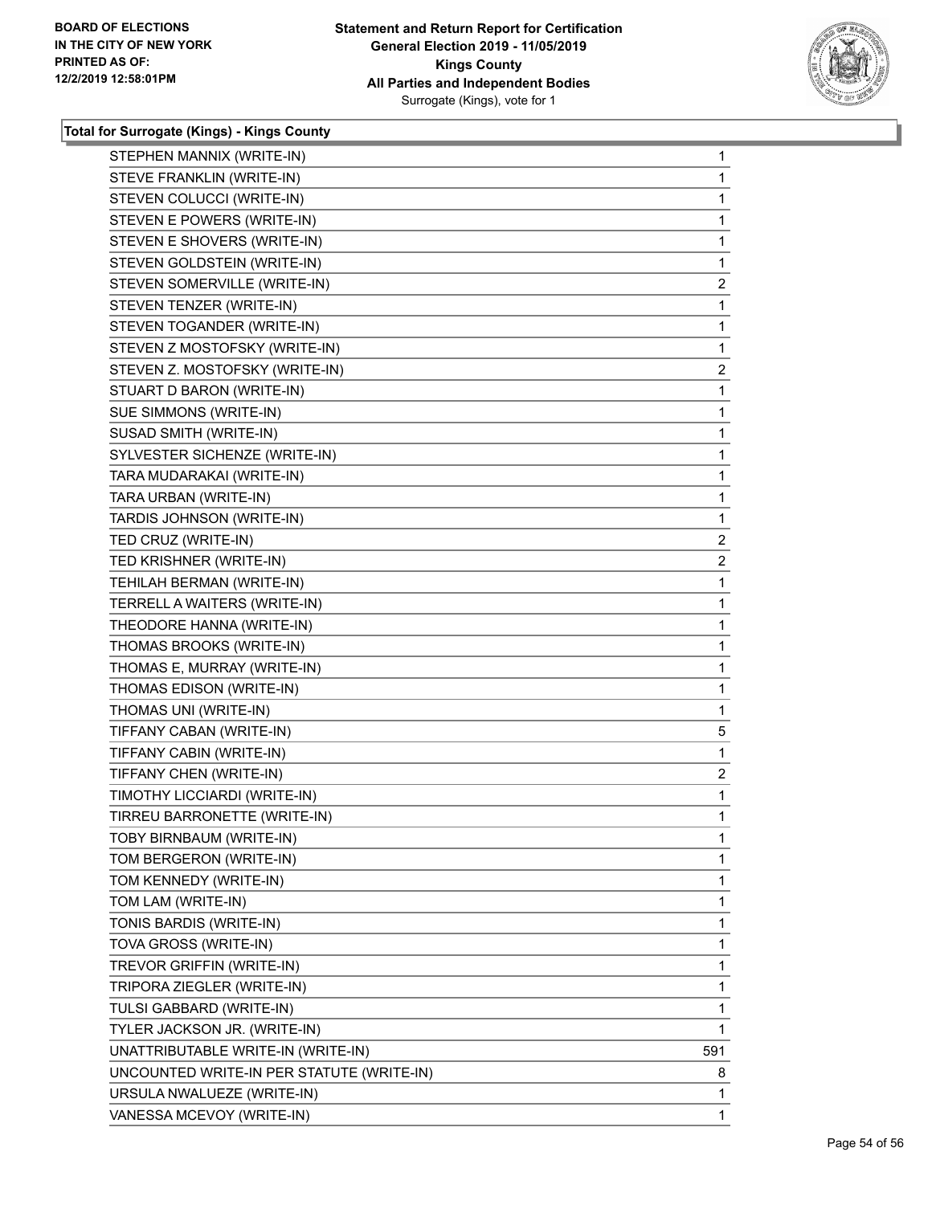**Total for Surrogate (Kings) - Kings County**

| | |
|---|---|
| STEPHEN MANNIX (WRITE-IN) | 1 |
| STEVE FRANKLIN (WRITE-IN) | 1 |
| STEVEN COLUCCI (WRITE-IN) | 1 |
| STEVEN E POWERS (WRITE-IN) | 1 |
| STEVEN E SHOVERS (WRITE-IN) | 1 |
| STEVEN GOLDSTEIN (WRITE-IN) | 1 |
| STEVEN SOMERVILLE (WRITE-IN) | 2 |
| STEVEN TENZER (WRITE-IN) | 1 |
| STEVEN TOGANDER (WRITE-IN) | 1 |
| STEVEN Z MOSTOFSKY (WRITE-IN) | 1 |
| STEVEN Z. MOSTOFSKY (WRITE-IN) | 2 |
| STUART D BARON (WRITE-IN) | 1 |
| SUE SIMMONS (WRITE-IN) | 1 |
| SUSAD SMITH (WRITE-IN) | 1 |
| SYLVESTER SICHENZE (WRITE-IN) | 1 |
| TARA MUDARAKAI (WRITE-IN) | 1 |
| TARA URBAN (WRITE-IN) | 1 |
| TARDIS JOHNSON (WRITE-IN) | 1 |
| TED CRUZ (WRITE-IN) | 2 |
| TED KRISHNER (WRITE-IN) | 2 |
| TEHILAH BERMAN (WRITE-IN) | 1 |
| TERRELL A WAITERS (WRITE-IN) | 1 |
| THEODORE HANNA (WRITE-IN) | 1 |
| THOMAS BROOKS (WRITE-IN) | 1 |
| THOMAS E, MURRAY (WRITE-IN) | 1 |
| THOMAS EDISON (WRITE-IN) | 1 |
| THOMAS UNI (WRITE-IN) | 1 |
| TIFFANY CABAN (WRITE-IN) | 5 |
| TIFFANY CABIN (WRITE-IN) | 1 |
| TIFFANY CHEN (WRITE-IN) | 2 |
| TIMOTHY LICCIARDI (WRITE-IN) | 1 |
| TIRREU BARRONETTE (WRITE-IN) | 1 |
| TOBY BIRNBAUM (WRITE-IN) | 1 |
| TOM BERGERON (WRITE-IN) | 1 |
| TOM KENNEDY (WRITE-IN) | 1 |
| TOM LAM (WRITE-IN) | 1 |
| TONIS BARDIS (WRITE-IN) | 1 |
| TOVA GROSS (WRITE-IN) | 1 |
| TREVOR GRIFFIN (WRITE-IN) | 1 |
| TRIPORA ZIEGLER (WRITE-IN) | 1 |
| TULSI GABBARD (WRITE-IN) | 1 |
| TYLER JACKSON JR. (WRITE-IN) | 1 |
| UNATTRIBUTABLE WRITE-IN (WRITE-IN) | 591 |
| UNCOUNTED WRITE-IN PER STATUTE (WRITE-IN) | 8 |
| URSULA NWALUEZE (WRITE-IN) | 1 |
| VANESSA MCEVOY (WRITE-IN) | 1 |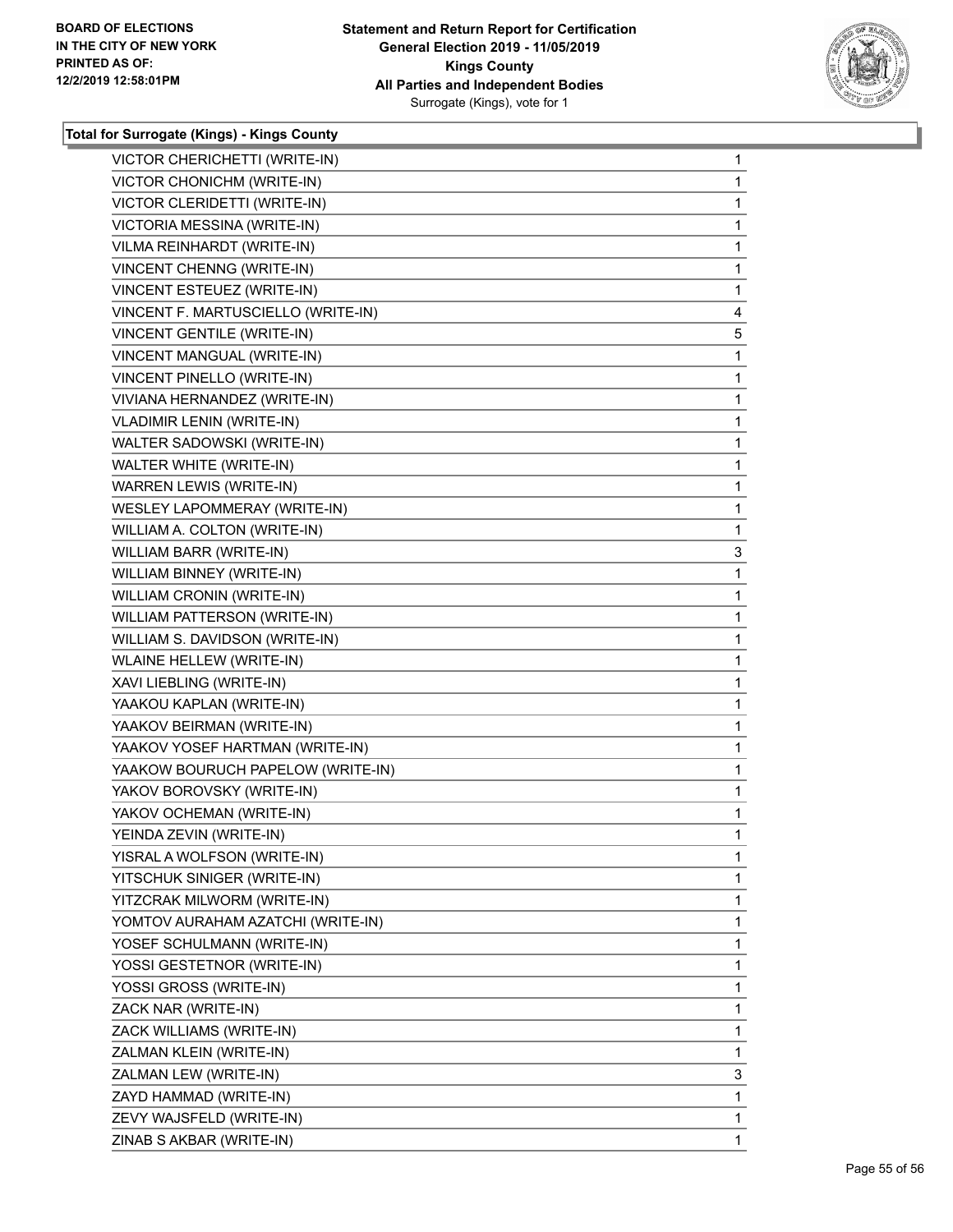**Total for Surrogate (Kings) - Kings County**

| | |
|---|---|
| VICTOR CHERICHETTI (WRITE-IN) | 1 |
| VICTOR CHONICHM (WRITE-IN) | 1 |
| VICTOR CLERIDETTI (WRITE-IN) | 1 |
| VICTORIA MESSINA (WRITE-IN) | 1 |
| VILMA REINHARDT (WRITE-IN) | 1 |
| VINCENT CHENNG (WRITE-IN) | 1 |
| VINCENT ESTEUEZ (WRITE-IN) | 1 |
| VINCENT F. MARTUSCIELLO (WRITE-IN) | 4 |
| VINCENT GENTILE (WRITE-IN) | 5 |
| VINCENT MANGUAL (WRITE-IN) | 1 |
| VINCENT PINELLO (WRITE-IN) | 1 |
| VIVIANA HERNANDEZ (WRITE-IN) | 1 |
| VLADIMIR LENIN (WRITE-IN) | 1 |
| WALTER SADOWSKI (WRITE-IN) | 1 |
| WALTER WHITE (WRITE-IN) | 1 |
| WARREN LEWIS (WRITE-IN) | 1 |
| WESLEY LAPOMMERAY (WRITE-IN) | 1 |
| WILLIAM A. COLTON (WRITE-IN) | 1 |
| WILLIAM BARR (WRITE-IN) | 3 |
| WILLIAM BINNEY (WRITE-IN) | 1 |
| WILLIAM CRONIN (WRITE-IN) | 1 |
| WILLIAM PATTERSON (WRITE-IN) | 1 |
| WILLIAM S. DAVIDSON (WRITE-IN) | 1 |
| WLAINE HELLEW (WRITE-IN) | 1 |
| XAVI LIEBLING (WRITE-IN) | 1 |
| YAAKOU KAPLAN (WRITE-IN) | 1 |
| YAAKOV BEIRMAN (WRITE-IN) | 1 |
| YAAKOV YOSEF HARTMAN (WRITE-IN) | 1 |
| YAAKOW BOURUCH PAPELOW (WRITE-IN) | 1 |
| YAKOV BOROVSKY (WRITE-IN) | 1 |
| YAKOV OCHEMAN (WRITE-IN) | 1 |
| YEINDA ZEVIN (WRITE-IN) | 1 |
| YISRAL A WOLFSON (WRITE-IN) | 1 |
| YITSCHUK SINIGER (WRITE-IN) | 1 |
| YITZCRAK MILWORM (WRITE-IN) | 1 |
| YOMTOV AURAHAM AZATCHI (WRITE-IN) | 1 |
| YOSEF SCHULMANN (WRITE-IN) | 1 |
| YOSSI GESTETNOR (WRITE-IN) | 1 |
| YOSSI GROSS (WRITE-IN) | 1 |
| ZACK NAR (WRITE-IN) | 1 |
| ZACK WILLIAMS (WRITE-IN) | 1 |
| ZALMAN KLEIN (WRITE-IN) | 1 |
| ZALMAN LEW (WRITE-IN) | 3 |
| ZAYD HAMMAD (WRITE-IN) | 1 |
| ZEVY WAJSFELD (WRITE-IN) | 1 |
| ZINAB S AKBAR (WRITE-IN) | 1 |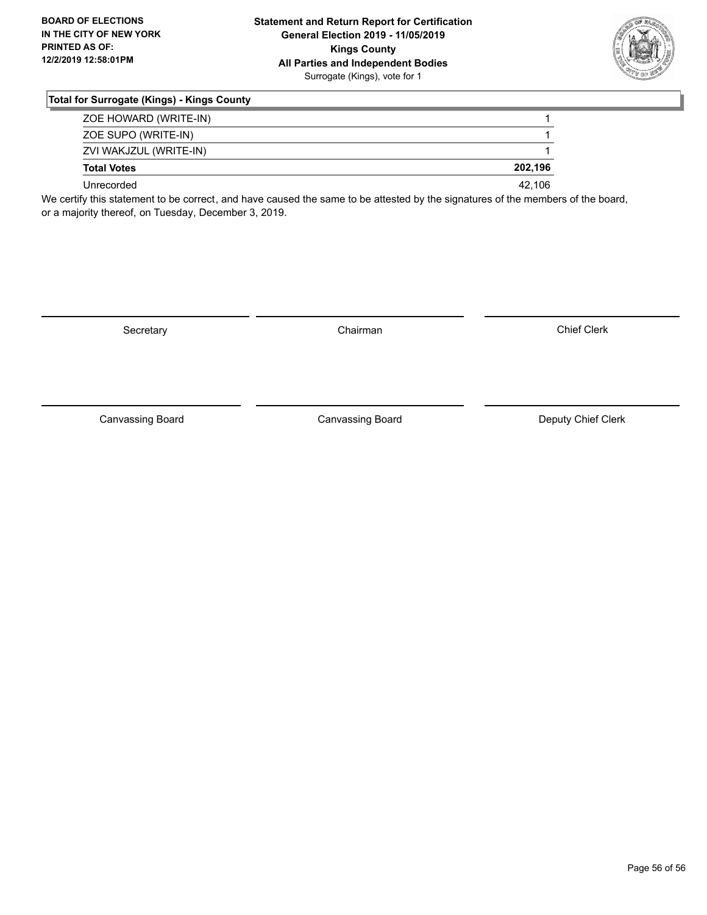**BOARD OF ELECTIONS IN THE CITY OF NEW YORK PRINTED AS OF: 12/2/2019 12:58:01PM**

**Statement and Return Report for Certification General Election 2019 - 11/05/2019 Kings County All Parties and Independent Bodies**

Surrogate (Kings), vote for 1

**Total for Surrogate (Kings) - Kings County**

| | |
|---|---|
| ZOE HOWARD (WRITE-IN) | 1 |
| ZOE SUPO (WRITE-IN) | 1 |
| ZVI WAKJZUL (WRITE-IN) | 1 |
| **Total Votes** | **202,196** |
| Unrecorded | 42,106 |

We certify this statement to be correct, and have caused the same to be attested by the signatures of the members of the board, or a majority thereof, on Tuesday, December 3, 2019.

Secretary

Chairman

Chief Clerk

Canvassing Board

Canvassing Board

Deputy Chief Clerk